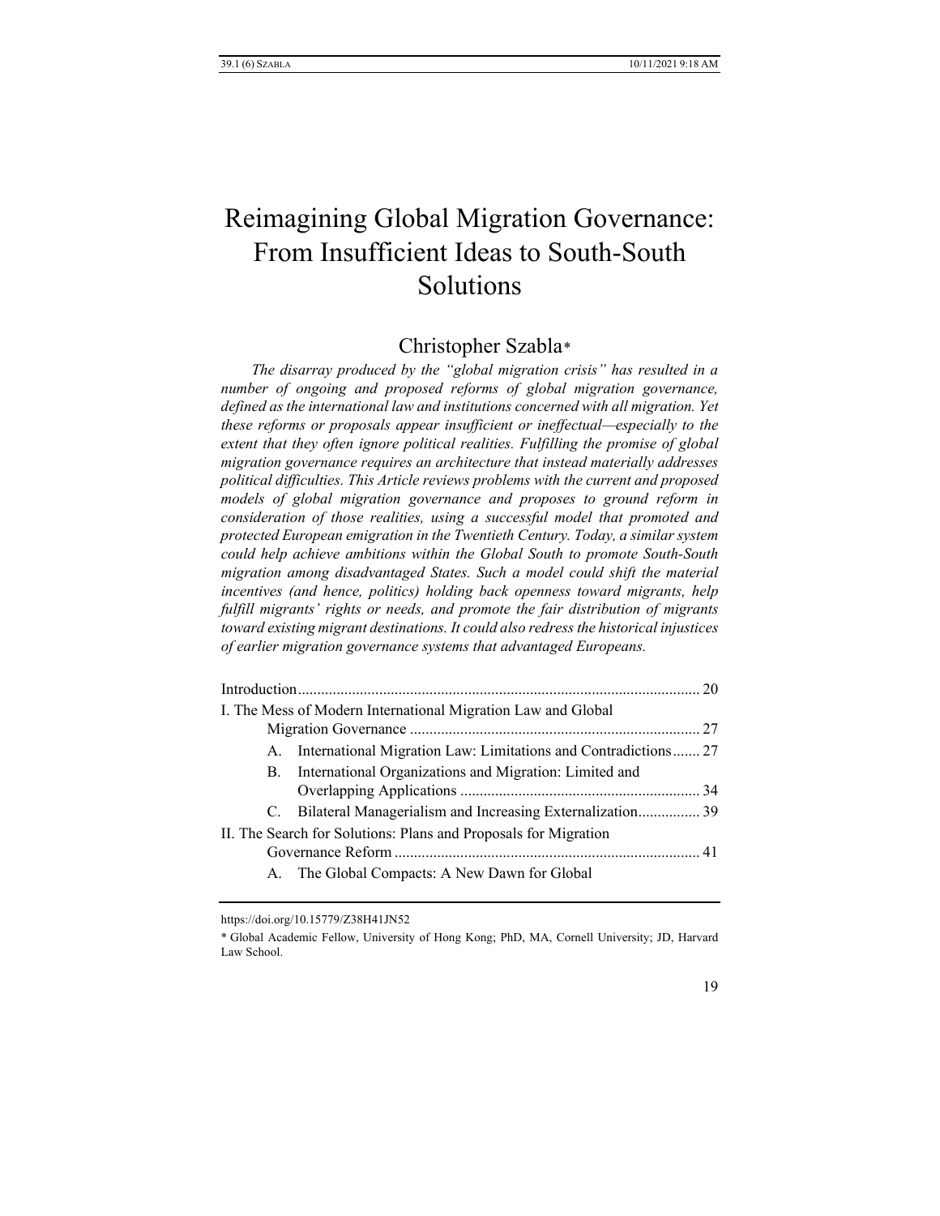# Reimagining Global Migration Governance: From Insufficient Ideas to South-South Solutions

## Christopher Szabla*

*The disarray produced by the "global migration crisis" has resulted in a number of ongoing and proposed reforms of global migration governance, defined as the international law and institutions concerned with all migration. Yet these reforms or proposals appear insufficient or ineffectual—especially to the extent that they often ignore political realities. Fulfilling the promise of global migration governance requires an architecture that instead materially addresses political difficulties. This Article reviews problems with the current and proposed models of global migration governance and proposes to ground reform in consideration of those realities, using a successful model that promoted and protected European emigration in the Twentieth Century. Today, a similar system could help achieve ambitions within the Global South to promote South-South migration among disadvantaged States. Such a model could shift the material incentives (and hence, politics) holding back openness toward migrants, help fulfill migrants' rights or needs, and promote the fair distribution of migrants toward existing migrant destinations. It could also redress the historical injustices of earlier migration governance systems that advantaged Europeans.*

Introduction ........................................................................................................ 20

I. The Mess of Modern International Migration Law and Global Migration Governance ........................................................................... 27

- A. International Migration Law: Limitations and Contradictions ....... 27
- B. International Organizations and Migration: Limited and Overlapping Applications ............................................................. 34
- C. Bilateral Managerialism and Increasing Externalization ................ 39

II. The Search for Solutions: Plans and Proposals for Migration Governance Reform .............................................................................. 41

- A. The Global Compacts: A New Dawn for Global

https://doi.org/10.15779/Z38H41JN52

\* Global Academic Fellow, University of Hong Kong; PhD, MA, Cornell University; JD, Harvard Law School.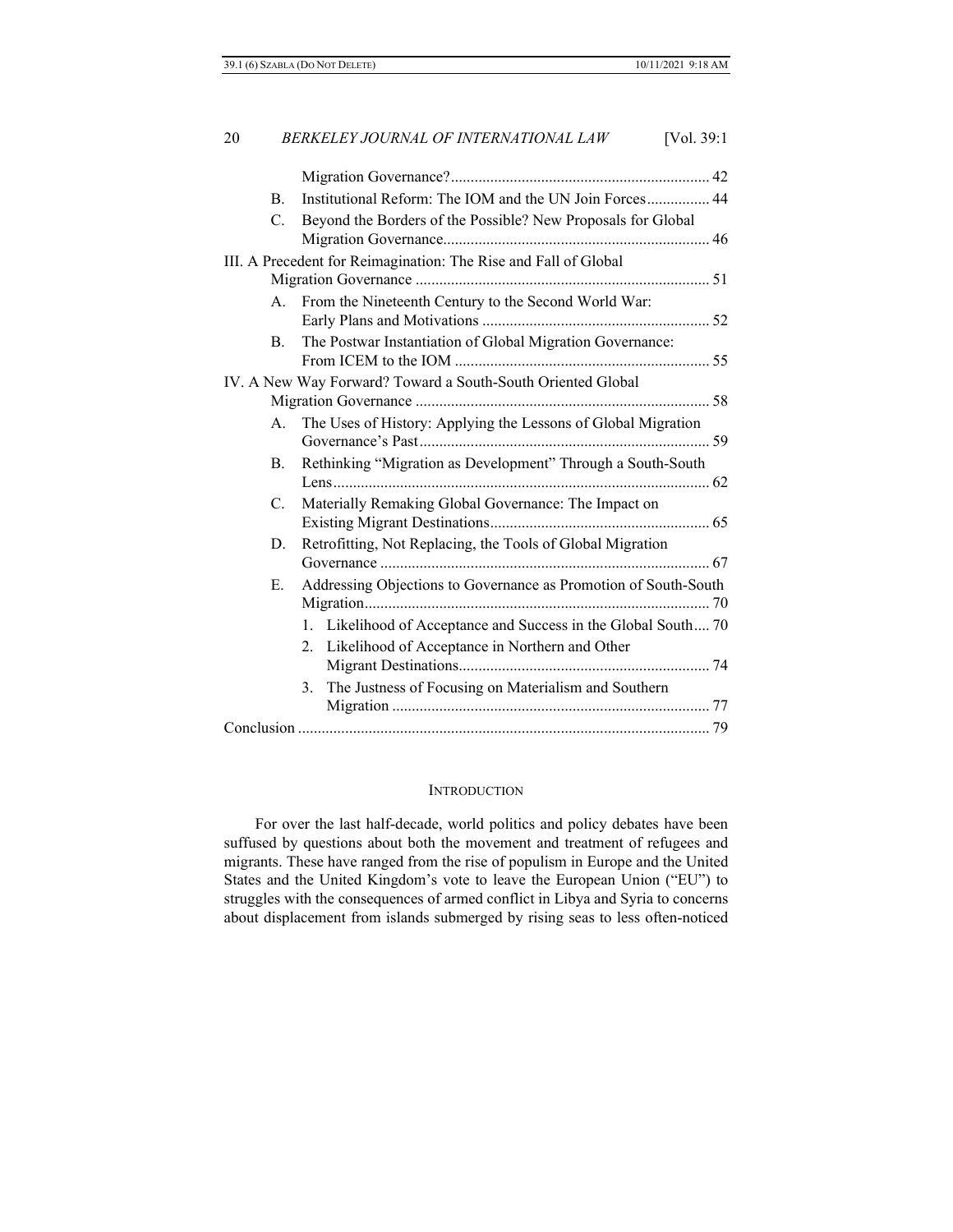Migration Governance? ........ 42

B. Institutional Reform: The IOM and the UN Join Forces ........ 44

C. Beyond the Borders of the Possible? New Proposals for Global Migration Governance ........ 46

III. A Precedent for Reimagination: The Rise and Fall of Global Migration Governance ........ 51

A. From the Nineteenth Century to the Second World War: Early Plans and Motivations ........ 52

B. The Postwar Instantiation of Global Migration Governance: From ICEM to the IOM ........ 55

IV. A New Way Forward? Toward a South-South Oriented Global Migration Governance ........ 58

A. The Uses of History: Applying the Lessons of Global Migration Governance's Past ........ 59

B. Rethinking "Migration as Development" Through a South-South Lens ........ 62

C. Materially Remaking Global Governance: The Impact on Existing Migrant Destinations ........ 65

D. Retrofitting, Not Replacing, the Tools of Global Migration Governance ........ 67

E. Addressing Objections to Governance as Promotion of South-South Migration ........ 70

1. Likelihood of Acceptance and Success in the Global South ........ 70

2. Likelihood of Acceptance in Northern and Other Migrant Destinations ........ 74

3. The Justness of Focusing on Materialism and Southern Migration ........ 77

Conclusion ........ 79

## INTRODUCTION

For over the last half-decade, world politics and policy debates have been suffused by questions about both the movement and treatment of refugees and migrants. These have ranged from the rise of populism in Europe and the United States and the United Kingdom's vote to leave the European Union ("EU") to struggles with the consequences of armed conflict in Libya and Syria to concerns about displacement from islands submerged by rising seas to less often-noticed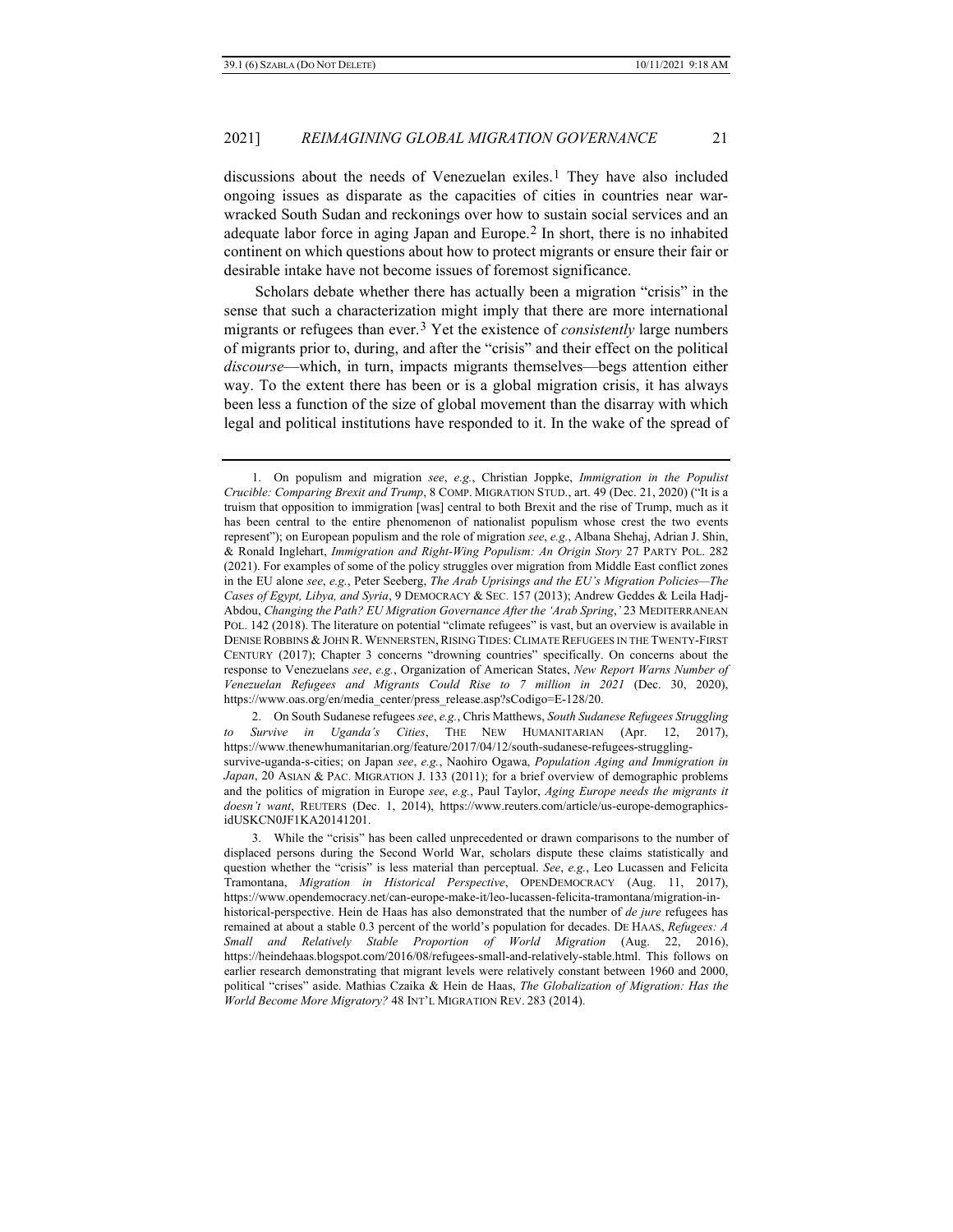discussions about the needs of Venezuelan exiles.[1] They have also included ongoing issues as disparate as the capacities of cities in countries near war-wracked South Sudan and reckonings over how to sustain social services and an adequate labor force in aging Japan and Europe.[2] In short, there is no inhabited continent on which questions about how to protect migrants or ensure their fair or desirable intake have not become issues of foremost significance.

Scholars debate whether there has actually been a migration "crisis" in the sense that such a characterization might imply that there are more international migrants or refugees than ever.[3] Yet the existence of *consistently* large numbers of migrants prior to, during, and after the "crisis" and their effect on the political *discourse*—which, in turn, impacts migrants themselves—begs attention either way. To the extent there has been or is a global migration crisis, it has always been less a function of the size of global movement than the disarray with which legal and political institutions have responded to it. In the wake of the spread of

---

1. On populism and migration *see*, *e.g.*, Christian Joppke, *Immigration in the Populist Crucible: Comparing Brexit and Trump*, 8 COMP. MIGRATION STUD., art. 49 (Dec. 21, 2020) ("It is a truism that opposition to immigration [was] central to both Brexit and the rise of Trump, much as it has been central to the entire phenomenon of nationalist populism whose crest the two events represent"); on European populism and the role of migration *see*, *e.g.*, Albana Shehaj, Adrian J. Shin, & Ronald Inglehart, *Immigration and Right-Wing Populism: An Origin Story* 27 PARTY POL. 282 (2021). For examples of some of the policy struggles over migration from Middle East conflict zones in the EU alone *see*, *e.g.*, Peter Seeberg, *The Arab Uprisings and the EU's Migration Policies—The Cases of Egypt, Libya, and Syria*, 9 DEMOCRACY & SEC. 157 (2013); Andrew Geddes & Leila Hadj-Abdou, *Changing the Path? EU Migration Governance After the 'Arab Spring*,*'* 23 MEDITERRANEAN POL. 142 (2018). The literature on potential "climate refugees" is vast, but an overview is available in DENISE ROBBINS & JOHN R. WENNERSTEN, RISING TIDES: CLIMATE REFUGEES IN THE TWENTY-FIRST CENTURY (2017); Chapter 3 concerns "drowning countries" specifically. On concerns about the response to Venezuelans *see*, *e.g.*, Organization of American States, *New Report Warns Number of Venezuelan Refugees and Migrants Could Rise to 7 million in 2021* (Dec. 30, 2020), https://www.oas.org/en/media_center/press_release.asp?sCodigo=E-128/20.

2. On South Sudanese refugees *see*, *e.g.*, Chris Matthews, *South Sudanese Refugees Struggling to Survive in Uganda's Cities*, THE NEW HUMANITARIAN (Apr. 12, 2017), https://www.thenewhumanitarian.org/feature/2017/04/12/south-sudanese-refugees-struggling-survive-uganda-s-cities; on Japan *see*, *e.g.*, Naohiro Ogawa, *Population Aging and Immigration in Japan*, 20 ASIAN & PAC. MIGRATION J. 133 (2011); for a brief overview of demographic problems and the politics of migration in Europe *see*, *e.g.*, Paul Taylor, *Aging Europe needs the migrants it doesn't want*, REUTERS (Dec. 1, 2014), https://www.reuters.com/article/us-europe-demographics-idUSKCN0JF1KA20141201.

3. While the "crisis" has been called unprecedented or drawn comparisons to the number of displaced persons during the Second World War, scholars dispute these claims statistically and question whether the "crisis" is less material than perceptual. *See*, *e.g.*, Leo Lucassen and Felicita Tramontana, *Migration in Historical Perspective*, OPENDEMOCRACY (Aug. 11, 2017), https://www.opendemocracy.net/can-europe-make-it/leo-lucassen-felicita-tramontana/migration-in-historical-perspective. Hein de Haas has also demonstrated that the number of *de jure* refugees has remained at about a stable 0.3 percent of the world's population for decades. DE HAAS, *Refugees: A Small and Relatively Stable Proportion of World Migration* (Aug. 22, 2016), https://heindehaas.blogspot.com/2016/08/refugees-small-and-relatively-stable.html. This follows on earlier research demonstrating that migrant levels were relatively constant between 1960 and 2000, political "crises" aside. Mathias Czaika & Hein de Haas, *The Globalization of Migration: Has the World Become More Migratory?* 48 INT'L MIGRATION REV. 283 (2014).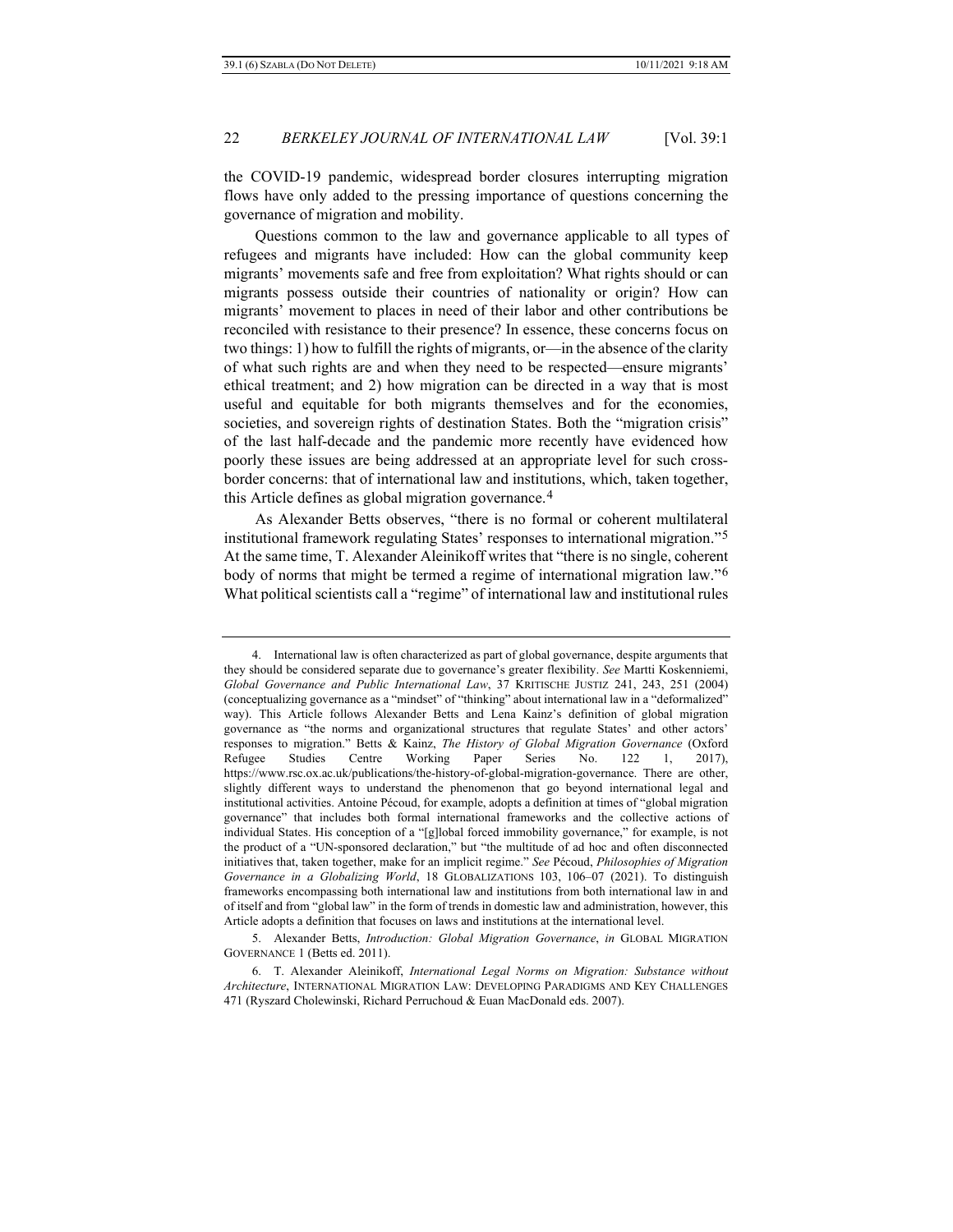the COVID-19 pandemic, widespread border closures interrupting migration flows have only added to the pressing importance of questions concerning the governance of migration and mobility.

Questions common to the law and governance applicable to all types of refugees and migrants have included: How can the global community keep migrants' movements safe and free from exploitation? What rights should or can migrants possess outside their countries of nationality or origin? How can migrants' movement to places in need of their labor and other contributions be reconciled with resistance to their presence? In essence, these concerns focus on two things: 1) how to fulfill the rights of migrants, or—in the absence of the clarity of what such rights are and when they need to be respected—ensure migrants' ethical treatment; and 2) how migration can be directed in a way that is most useful and equitable for both migrants themselves and for the economies, societies, and sovereign rights of destination States. Both the "migration crisis" of the last half-decade and the pandemic more recently have evidenced how poorly these issues are being addressed at an appropriate level for such cross-border concerns: that of international law and institutions, which, taken together, this Article defines as global migration governance.[4]

As Alexander Betts observes, "there is no formal or coherent multilateral institutional framework regulating States' responses to international migration."[5] At the same time, T. Alexander Aleinikoff writes that "there is no single, coherent body of norms that might be termed a regime of international migration law."[6] What political scientists call a "regime" of international law and institutional rules

---

4. International law is often characterized as part of global governance, despite arguments that they should be considered separate due to governance's greater flexibility. *See* Martti Koskenniemi, *Global Governance and Public International Law*, 37 KRITISCHE JUSTIZ 241, 243, 251 (2004) (conceptualizing governance as a "mindset" of "thinking" about international law in a "deformalized" way). This Article follows Alexander Betts and Lena Kainz's definition of global migration governance as "the norms and organizational structures that regulate States' and other actors' responses to migration." Betts & Kainz, *The History of Global Migration Governance* (Oxford Refugee Studies Centre Working Paper Series No. 122 1, 2017), https://www.rsc.ox.ac.uk/publications/the-history-of-global-migration-governance. There are other, slightly different ways to understand the phenomenon that go beyond international legal and institutional activities. Antoine Pécoud, for example, adopts a definition at times of "global migration governance" that includes both formal international frameworks and the collective actions of individual States. His conception of a "[g]lobal forced immobility governance," for example, is not the product of a "UN-sponsored declaration," but "the multitude of ad hoc and often disconnected initiatives that, taken together, make for an implicit regime." *See* Pécoud, *Philosophies of Migration Governance in a Globalizing World*, 18 GLOBALIZATIONS 103, 106–07 (2021). To distinguish frameworks encompassing both international law and institutions from both international law in and of itself and from "global law" in the form of trends in domestic law and administration, however, this Article adopts a definition that focuses on laws and institutions at the international level.

5. Alexander Betts, *Introduction: Global Migration Governance*, *in* GLOBAL MIGRATION GOVERNANCE 1 (Betts ed. 2011).

6. T. Alexander Aleinikoff, *International Legal Norms on Migration: Substance without Architecture*, INTERNATIONAL MIGRATION LAW: DEVELOPING PARADIGMS AND KEY CHALLENGES 471 (Ryszard Cholewinski, Richard Perruchoud & Euan MacDonald eds. 2007).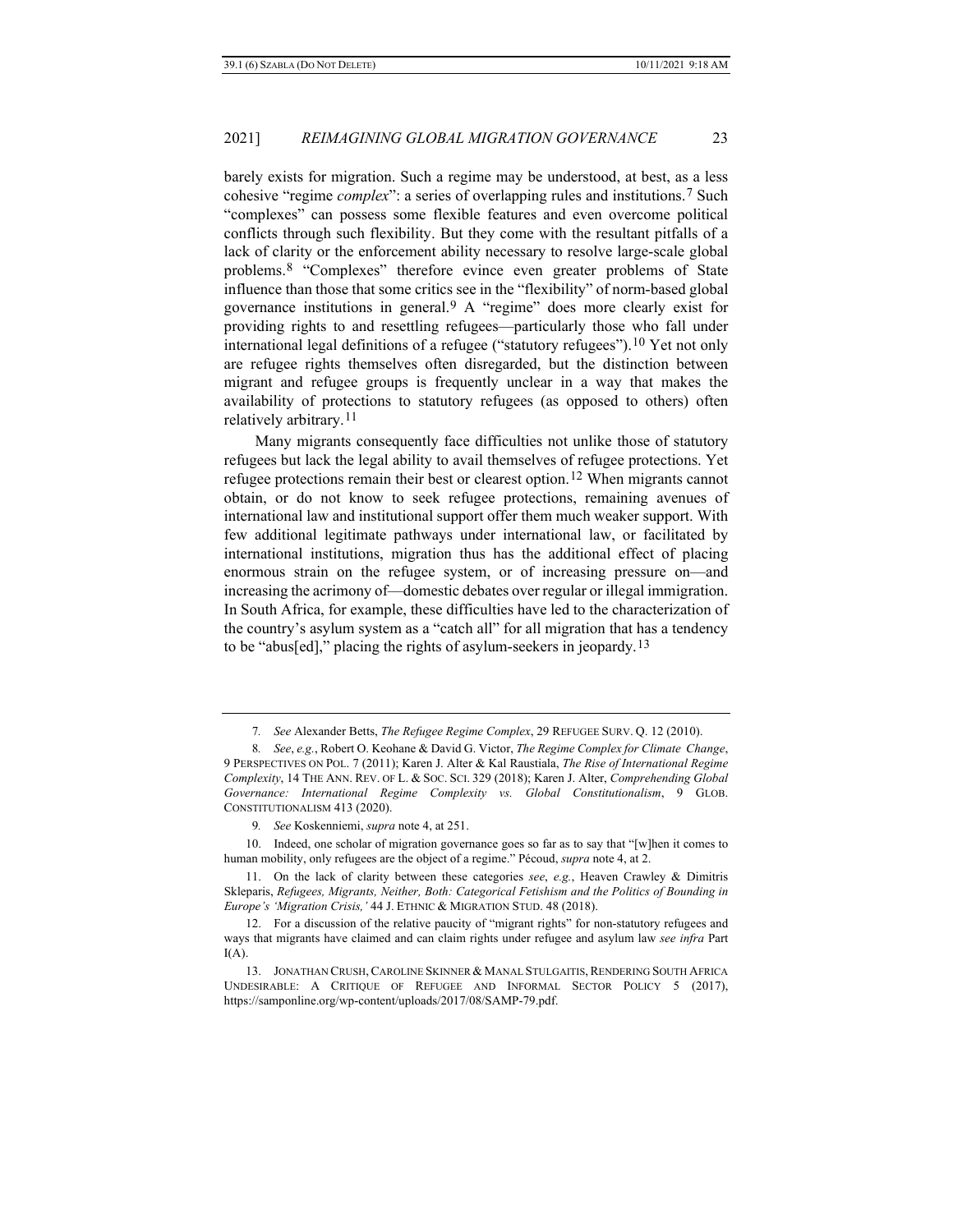barely exists for migration. Such a regime may be understood, at best, as a less cohesive "regime *complex*": a series of overlapping rules and institutions.[7] Such "complexes" can possess some flexible features and even overcome political conflicts through such flexibility. But they come with the resultant pitfalls of a lack of clarity or the enforcement ability necessary to resolve large-scale global problems.[8] "Complexes" therefore evince even greater problems of State influence than those that some critics see in the "flexibility" of norm-based global governance institutions in general.[9] A "regime" does more clearly exist for providing rights to and resettling refugees—particularly those who fall under international legal definitions of a refugee ("statutory refugees").[10] Yet not only are refugee rights themselves often disregarded, but the distinction between migrant and refugee groups is frequently unclear in a way that makes the availability of protections to statutory refugees (as opposed to others) often relatively arbitrary.[11]

Many migrants consequently face difficulties not unlike those of statutory refugees but lack the legal ability to avail themselves of refugee protections. Yet refugee protections remain their best or clearest option.[12] When migrants cannot obtain, or do not know to seek refugee protections, remaining avenues of international law and institutional support offer them much weaker support. With few additional legitimate pathways under international law, or facilitated by international institutions, migration thus has the additional effect of placing enormous strain on the refugee system, or of increasing pressure on—and increasing the acrimony of—domestic debates over regular or illegal immigration. In South Africa, for example, these difficulties have led to the characterization of the country's asylum system as a "catch all" for all migration that has a tendency to be "abus[ed]," placing the rights of asylum-seekers in jeopardy.[13]

---

7. *See* Alexander Betts, *The Refugee Regime Complex*, 29 REFUGEE SURV. Q. 12 (2010).

8. *See*, *e.g.*, Robert O. Keohane & David G. Victor, *The Regime Complex for Climate Change*, 9 PERSPECTIVES ON POL. 7 (2011); Karen J. Alter & Kal Raustiala, *The Rise of International Regime Complexity*, 14 THE ANN. REV. OF L. & SOC. SCI. 329 (2018); Karen J. Alter, *Comprehending Global Governance: International Regime Complexity vs. Global Constitutionalism*, 9 GLOB. CONSTITUTIONALISM 413 (2020).

9. *See* Koskenniemi, *supra* note 4, at 251.

10. Indeed, one scholar of migration governance goes so far as to say that "[w]hen it comes to human mobility, only refugees are the object of a regime." Pécoud, *supra* note 4, at 2.

11. On the lack of clarity between these categories *see*, *e.g.*, Heaven Crawley & Dimitris Skleparis, *Refugees, Migrants, Neither, Both: Categorical Fetishism and the Politics of Bounding in Europe's 'Migration Crisis,'* 44 J. ETHNIC & MIGRATION STUD. 48 (2018).

12. For a discussion of the relative paucity of "migrant rights" for non-statutory refugees and ways that migrants have claimed and can claim rights under refugee and asylum law *see infra* Part I(A).

13. JONATHAN CRUSH, CAROLINE SKINNER & MANAL STULGAITIS, RENDERING SOUTH AFRICA UNDESIRABLE: A CRITIQUE OF REFUGEE AND INFORMAL SECTOR POLICY 5 (2017), https://samponline.org/wp-content/uploads/2017/08/SAMP-79.pdf.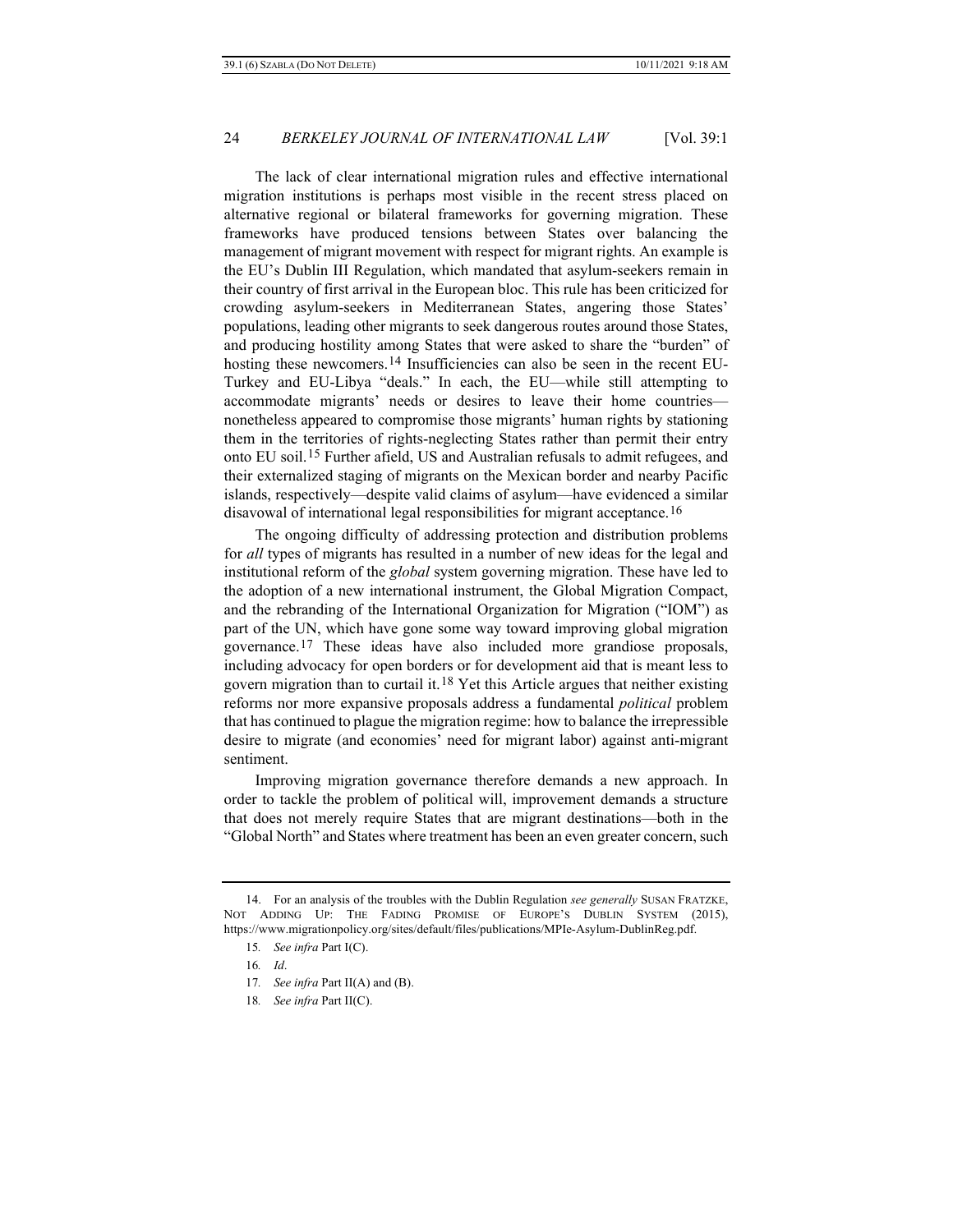The lack of clear international migration rules and effective international migration institutions is perhaps most visible in the recent stress placed on alternative regional or bilateral frameworks for governing migration. These frameworks have produced tensions between States over balancing the management of migrant movement with respect for migrant rights. An example is the EU's Dublin III Regulation, which mandated that asylum-seekers remain in their country of first arrival in the European bloc. This rule has been criticized for crowding asylum-seekers in Mediterranean States, angering those States' populations, leading other migrants to seek dangerous routes around those States, and producing hostility among States that were asked to share the "burden" of hosting these newcomers.[14] Insufficiencies can also be seen in the recent EU-Turkey and EU-Libya "deals." In each, the EU—while still attempting to accommodate migrants' needs or desires to leave their home countries—nonetheless appeared to compromise those migrants' human rights by stationing them in the territories of rights-neglecting States rather than permit their entry onto EU soil.[15] Further afield, US and Australian refusals to admit refugees, and their externalized staging of migrants on the Mexican border and nearby Pacific islands, respectively—despite valid claims of asylum—have evidenced a similar disavowal of international legal responsibilities for migrant acceptance.[16]

The ongoing difficulty of addressing protection and distribution problems for *all* types of migrants has resulted in a number of new ideas for the legal and institutional reform of the *global* system governing migration. These have led to the adoption of a new international instrument, the Global Migration Compact, and the rebranding of the International Organization for Migration ("IOM") as part of the UN, which have gone some way toward improving global migration governance.[17] These ideas have also included more grandiose proposals, including advocacy for open borders or for development aid that is meant less to govern migration than to curtail it.[18] Yet this Article argues that neither existing reforms nor more expansive proposals address a fundamental *political* problem that has continued to plague the migration regime: how to balance the irrepressible desire to migrate (and economies' need for migrant labor) against anti-migrant sentiment.

Improving migration governance therefore demands a new approach. In order to tackle the problem of political will, improvement demands a structure that does not merely require States that are migrant destinations—both in the "Global North" and States where treatment has been an even greater concern, such

---

14. For an analysis of the troubles with the Dublin Regulation *see generally* SUSAN FRATZKE, NOT ADDING UP: THE FADING PROMISE OF EUROPE'S DUBLIN SYSTEM (2015), https://www.migrationpolicy.org/sites/default/files/publications/MPIe-Asylum-DublinReg.pdf.

15. *See infra* Part I(C).

16. *Id*.

17. *See infra* Part II(A) and (B).

18. *See infra* Part II(C).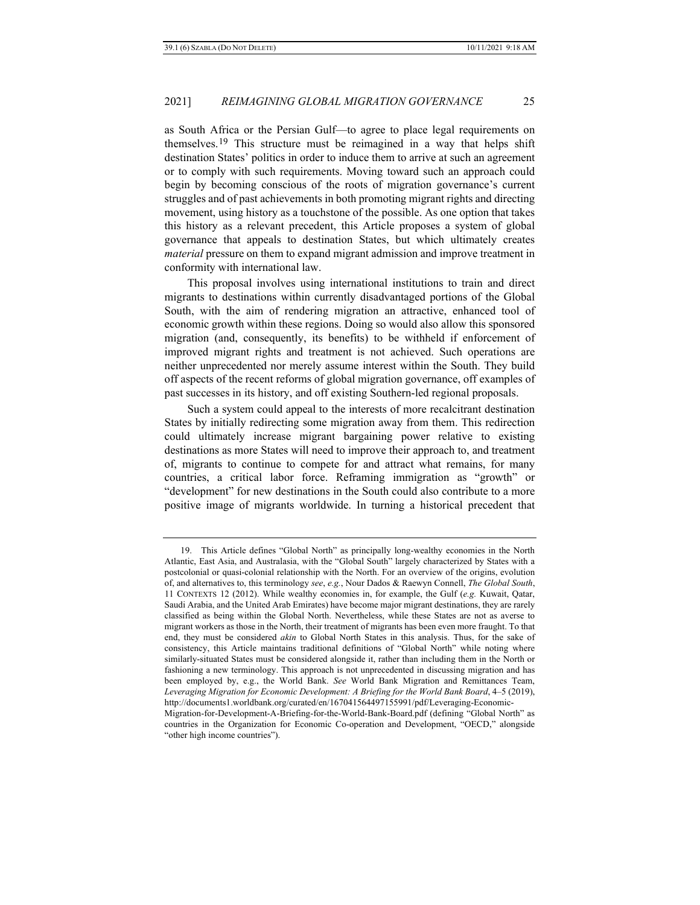as South Africa or the Persian Gulf—to agree to place legal requirements on themselves.[19] This structure must be reimagined in a way that helps shift destination States' politics in order to induce them to arrive at such an agreement or to comply with such requirements. Moving toward such an approach could begin by becoming conscious of the roots of migration governance's current struggles and of past achievements in both promoting migrant rights and directing movement, using history as a touchstone of the possible. As one option that takes this history as a relevant precedent, this Article proposes a system of global governance that appeals to destination States, but which ultimately creates *material* pressure on them to expand migrant admission and improve treatment in conformity with international law.

This proposal involves using international institutions to train and direct migrants to destinations within currently disadvantaged portions of the Global South, with the aim of rendering migration an attractive, enhanced tool of economic growth within these regions. Doing so would also allow this sponsored migration (and, consequently, its benefits) to be withheld if enforcement of improved migrant rights and treatment is not achieved. Such operations are neither unprecedented nor merely assume interest within the South. They build off aspects of the recent reforms of global migration governance, off examples of past successes in its history, and off existing Southern-led regional proposals.

Such a system could appeal to the interests of more recalcitrant destination States by initially redirecting some migration away from them. This redirection could ultimately increase migrant bargaining power relative to existing destinations as more States will need to improve their approach to, and treatment of, migrants to continue to compete for and attract what remains, for many countries, a critical labor force. Reframing immigration as "growth" or "development" for new destinations in the South could also contribute to a more positive image of migrants worldwide. In turning a historical precedent that

---

19. This Article defines "Global North" as principally long-wealthy economies in the North Atlantic, East Asia, and Australasia, with the "Global South" largely characterized by States with a postcolonial or quasi-colonial relationship with the North. For an overview of the origins, evolution of, and alternatives to, this terminology *see*, *e.g.*, Nour Dados & Raewyn Connell, *The Global South*, 11 CONTEXTS 12 (2012). While wealthy economies in, for example, the Gulf (*e.g.* Kuwait, Qatar, Saudi Arabia, and the United Arab Emirates) have become major migrant destinations, they are rarely classified as being within the Global North. Nevertheless, while these States are not as averse to migrant workers as those in the North, their treatment of migrants has been even more fraught. To that end, they must be considered *akin* to Global North States in this analysis. Thus, for the sake of consistency, this Article maintains traditional definitions of "Global North" while noting where similarly-situated States must be considered alongside it, rather than including them in the North or fashioning a new terminology. This approach is not unprecedented in discussing migration and has been employed by, e.g., the World Bank. *See* World Bank Migration and Remittances Team, *Leveraging Migration for Economic Development: A Briefing for the World Bank Board*, 4–5 (2019), http://documents1.worldbank.org/curated/en/167041564497155991/pdf/Leveraging-Economic-Migration-for-Development-A-Briefing-for-the-World-Bank-Board.pdf (defining "Global North" as countries in the Organization for Economic Co-operation and Development, "OECD," alongside "other high income countries").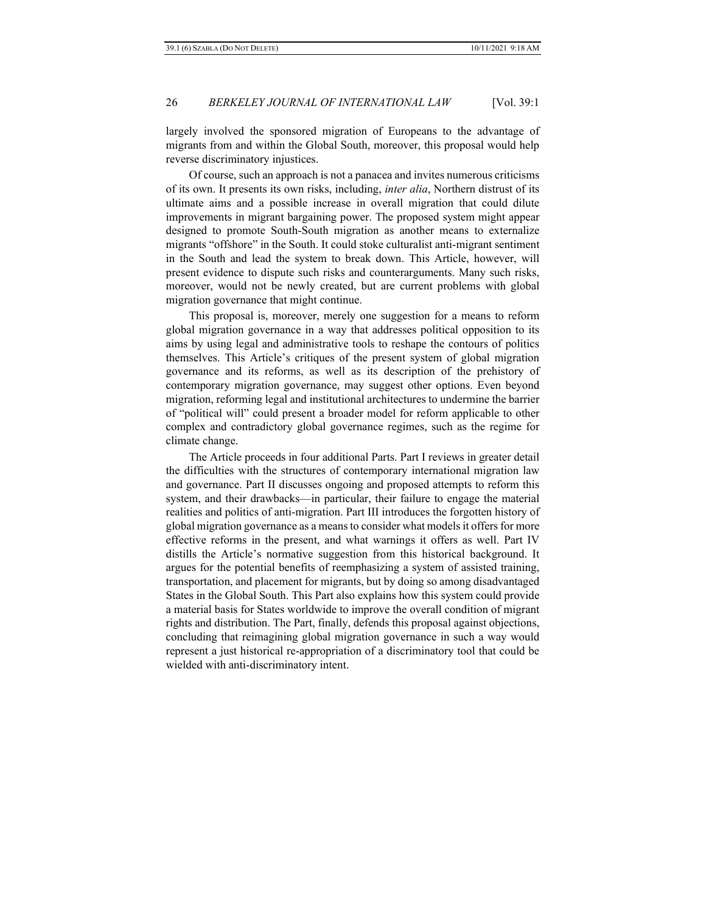largely involved the sponsored migration of Europeans to the advantage of migrants from and within the Global South, moreover, this proposal would help reverse discriminatory injustices.

Of course, such an approach is not a panacea and invites numerous criticisms of its own. It presents its own risks, including, *inter alia*, Northern distrust of its ultimate aims and a possible increase in overall migration that could dilute improvements in migrant bargaining power. The proposed system might appear designed to promote South-South migration as another means to externalize migrants "offshore" in the South. It could stoke culturalist anti-migrant sentiment in the South and lead the system to break down. This Article, however, will present evidence to dispute such risks and counterarguments. Many such risks, moreover, would not be newly created, but are current problems with global migration governance that might continue.

This proposal is, moreover, merely one suggestion for a means to reform global migration governance in a way that addresses political opposition to its aims by using legal and administrative tools to reshape the contours of politics themselves. This Article's critiques of the present system of global migration governance and its reforms, as well as its description of the prehistory of contemporary migration governance, may suggest other options. Even beyond migration, reforming legal and institutional architectures to undermine the barrier of "political will" could present a broader model for reform applicable to other complex and contradictory global governance regimes, such as the regime for climate change.

The Article proceeds in four additional Parts. Part I reviews in greater detail the difficulties with the structures of contemporary international migration law and governance. Part II discusses ongoing and proposed attempts to reform this system, and their drawbacks—in particular, their failure to engage the material realities and politics of anti-migration. Part III introduces the forgotten history of global migration governance as a means to consider what models it offers for more effective reforms in the present, and what warnings it offers as well. Part IV distills the Article's normative suggestion from this historical background. It argues for the potential benefits of reemphasizing a system of assisted training, transportation, and placement for migrants, but by doing so among disadvantaged States in the Global South. This Part also explains how this system could provide a material basis for States worldwide to improve the overall condition of migrant rights and distribution. The Part, finally, defends this proposal against objections, concluding that reimagining global migration governance in such a way would represent a just historical re-appropriation of a discriminatory tool that could be wielded with anti-discriminatory intent.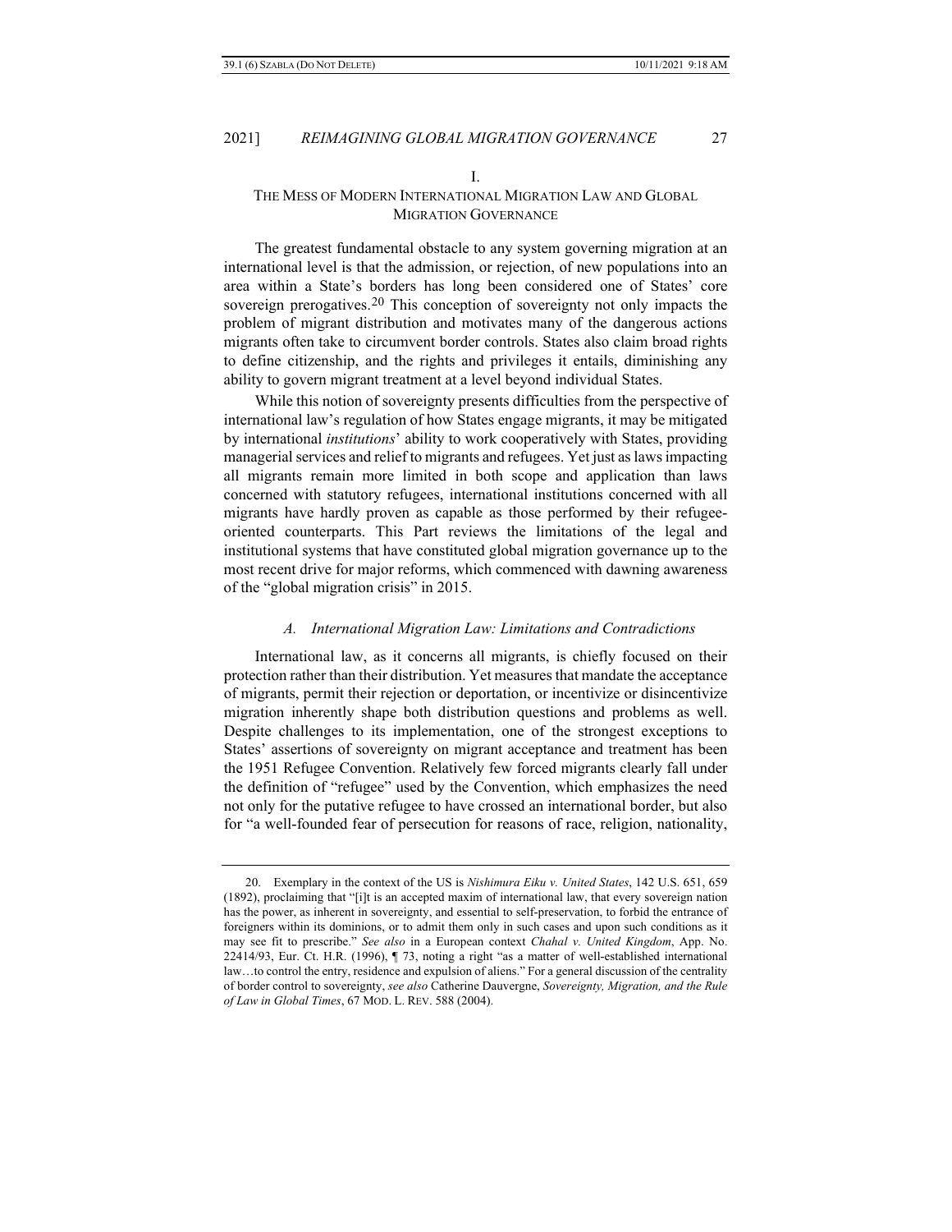# I.

# THE MESS OF MODERN INTERNATIONAL MIGRATION LAW AND GLOBAL MIGRATION GOVERNANCE

The greatest fundamental obstacle to any system governing migration at an international level is that the admission, or rejection, of new populations into an area within a State's borders has long been considered one of States' core sovereign prerogatives.[20] This conception of sovereignty not only impacts the problem of migrant distribution and motivates many of the dangerous actions migrants often take to circumvent border controls. States also claim broad rights to define citizenship, and the rights and privileges it entails, diminishing any ability to govern migrant treatment at a level beyond individual States.

While this notion of sovereignty presents difficulties from the perspective of international law's regulation of how States engage migrants, it may be mitigated by international *institutions*' ability to work cooperatively with States, providing managerial services and relief to migrants and refugees. Yet just as laws impacting all migrants remain more limited in both scope and application than laws concerned with statutory refugees, international institutions concerned with all migrants have hardly proven as capable as those performed by their refugee-oriented counterparts. This Part reviews the limitations of the legal and institutional systems that have constituted global migration governance up to the most recent drive for major reforms, which commenced with dawning awareness of the "global migration crisis" in 2015.

## *A. International Migration Law: Limitations and Contradictions*

International law, as it concerns all migrants, is chiefly focused on their protection rather than their distribution. Yet measures that mandate the acceptance of migrants, permit their rejection or deportation, or incentivize or disincentivize migration inherently shape both distribution questions and problems as well. Despite challenges to its implementation, one of the strongest exceptions to States' assertions of sovereignty on migrant acceptance and treatment has been the 1951 Refugee Convention. Relatively few forced migrants clearly fall under the definition of "refugee" used by the Convention, which emphasizes the need not only for the putative refugee to have crossed an international border, but also for "a well-founded fear of persecution for reasons of race, religion, nationality,

---

20. Exemplary in the context of the US is *Nishimura Eiku v. United States*, 142 U.S. 651, 659 (1892), proclaiming that "[i]t is an accepted maxim of international law, that every sovereign nation has the power, as inherent in sovereignty, and essential to self-preservation, to forbid the entrance of foreigners within its dominions, or to admit them only in such cases and upon such conditions as it may see fit to prescribe." *See also* in a European context *Chahal v. United Kingdom*, App. No. 22414/93, Eur. Ct. H.R. (1996), ¶ 73, noting a right "as a matter of well-established international law…to control the entry, residence and expulsion of aliens." For a general discussion of the centrality of border control to sovereignty, *see also* Catherine Dauvergne, *Sovereignty, Migration, and the Rule of Law in Global Times*, 67 MOD. L. REV. 588 (2004).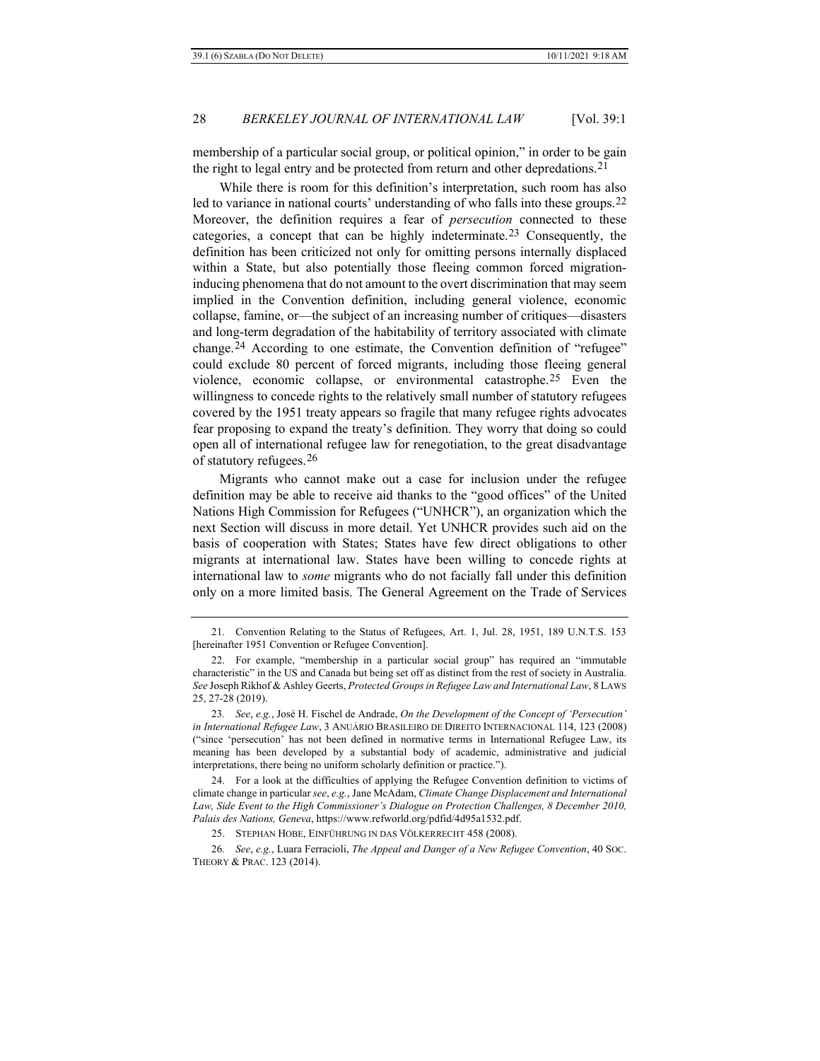membership of a particular social group, or political opinion," in order to be gain the right to legal entry and be protected from return and other depredations.[21]

While there is room for this definition's interpretation, such room has also led to variance in national courts' understanding of who falls into these groups.[22] Moreover, the definition requires a fear of *persecution* connected to these categories, a concept that can be highly indeterminate.[23] Consequently, the definition has been criticized not only for omitting persons internally displaced within a State, but also potentially those fleeing common forced migration-inducing phenomena that do not amount to the overt discrimination that may seem implied in the Convention definition, including general violence, economic collapse, famine, or—the subject of an increasing number of critiques—disasters and long-term degradation of the habitability of territory associated with climate change.[24] According to one estimate, the Convention definition of "refugee" could exclude 80 percent of forced migrants, including those fleeing general violence, economic collapse, or environmental catastrophe.[25] Even the willingness to concede rights to the relatively small number of statutory refugees covered by the 1951 treaty appears so fragile that many refugee rights advocates fear proposing to expand the treaty's definition. They worry that doing so could open all of international refugee law for renegotiation, to the great disadvantage of statutory refugees.[26]

Migrants who cannot make out a case for inclusion under the refugee definition may be able to receive aid thanks to the "good offices" of the United Nations High Commission for Refugees ("UNHCR"), an organization which the next Section will discuss in more detail. Yet UNHCR provides such aid on the basis of cooperation with States; States have few direct obligations to other migrants at international law. States have been willing to concede rights at international law to *some* migrants who do not facially fall under this definition only on a more limited basis. The General Agreement on the Trade of Services

---

21. Convention Relating to the Status of Refugees, Art. 1, Jul. 28, 1951, 189 U.N.T.S. 153 [hereinafter 1951 Convention or Refugee Convention].

22. For example, "membership in a particular social group" has required an "immutable characteristic" in the US and Canada but being set off as distinct from the rest of society in Australia. *See* Joseph Rikhof & Ashley Geerts, *Protected Groups in Refugee Law and International Law*, 8 LAWS 25, 27-28 (2019).

23. *See*, *e.g.*, José H. Fischel de Andrade, *On the Development of the Concept of 'Persecution' in International Refugee Law*, 3 ANUÁRIO BRASILEIRO DE DIREITO INTERNACIONAL 114, 123 (2008) ("since 'persecution' has not been defined in normative terms in International Refugee Law, its meaning has been developed by a substantial body of academic, administrative and judicial interpretations, there being no uniform scholarly definition or practice.").

24. For a look at the difficulties of applying the Refugee Convention definition to victims of climate change in particular *see*, *e.g.*, Jane McAdam, *Climate Change Displacement and International Law, Side Event to the High Commissioner's Dialogue on Protection Challenges, 8 December 2010, Palais des Nations, Geneva*, https://www.refworld.org/pdfid/4d95a1532.pdf.

25. STEPHAN HOBE, EINFÜHRUNG IN DAS VÖLKERRECHT 458 (2008).

26. *See*, *e.g.*, Luara Ferracioli, *The Appeal and Danger of a New Refugee Convention*, 40 SOC. THEORY & PRAC. 123 (2014).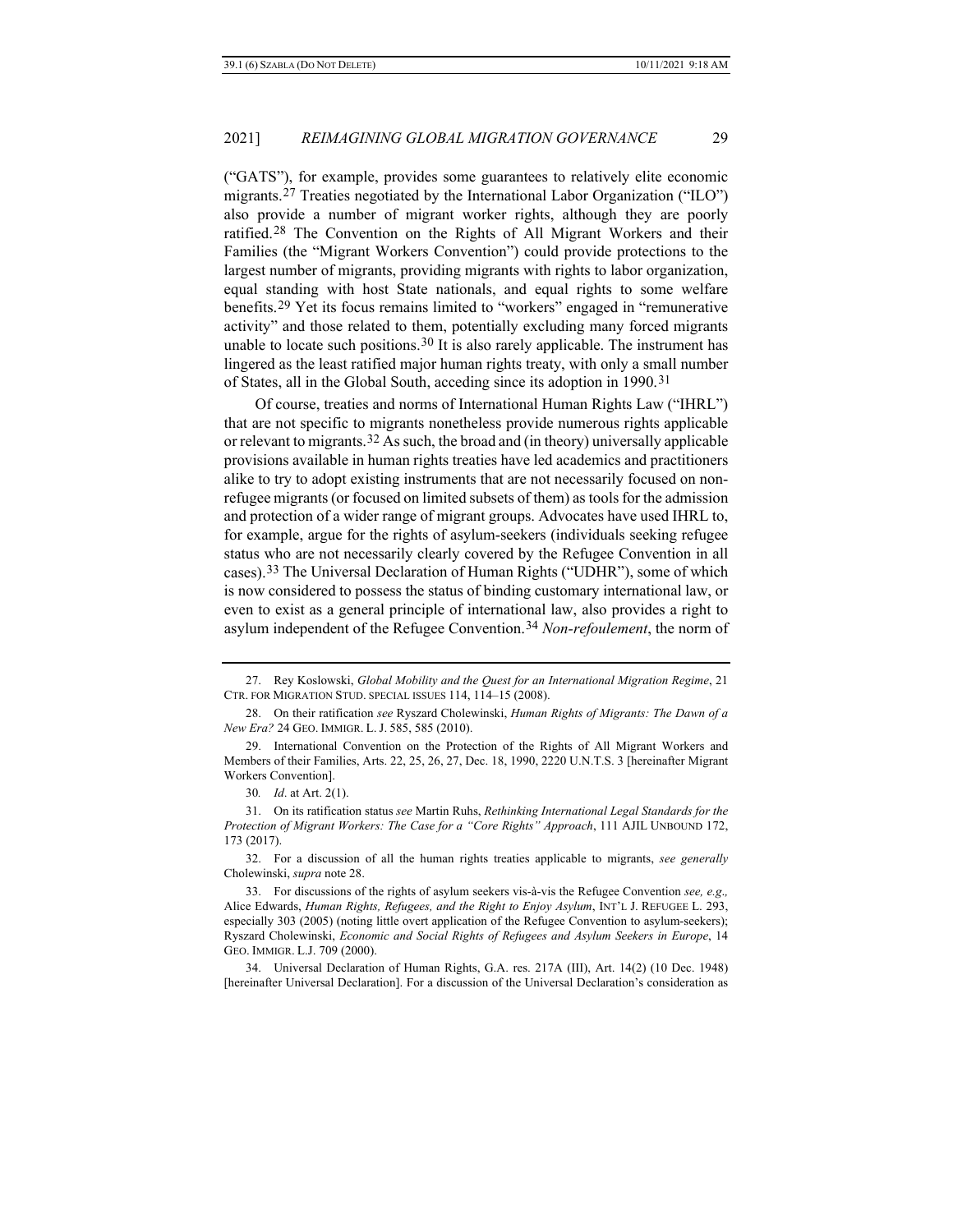("GATS"), for example, provides some guarantees to relatively elite economic migrants.[27] Treaties negotiated by the International Labor Organization ("ILO") also provide a number of migrant worker rights, although they are poorly ratified.[28] The Convention on the Rights of All Migrant Workers and their Families (the "Migrant Workers Convention") could provide protections to the largest number of migrants, providing migrants with rights to labor organization, equal standing with host State nationals, and equal rights to some welfare benefits.[29] Yet its focus remains limited to "workers" engaged in "remunerative activity" and those related to them, potentially excluding many forced migrants unable to locate such positions.[30] It is also rarely applicable. The instrument has lingered as the least ratified major human rights treaty, with only a small number of States, all in the Global South, acceding since its adoption in 1990.[31]

Of course, treaties and norms of International Human Rights Law ("IHRL") that are not specific to migrants nonetheless provide numerous rights applicable or relevant to migrants.[32] As such, the broad and (in theory) universally applicable provisions available in human rights treaties have led academics and practitioners alike to try to adopt existing instruments that are not necessarily focused on non-refugee migrants (or focused on limited subsets of them) as tools for the admission and protection of a wider range of migrant groups. Advocates have used IHRL to, for example, argue for the rights of asylum-seekers (individuals seeking refugee status who are not necessarily clearly covered by the Refugee Convention in all cases).[33] The Universal Declaration of Human Rights ("UDHR"), some of which is now considered to possess the status of binding customary international law, or even to exist as a general principle of international law, also provides a right to asylum independent of the Refugee Convention.[34] *Non-refoulement*, the norm of

---

27. Rey Koslowski, *Global Mobility and the Quest for an International Migration Regime*, 21 CTR. FOR MIGRATION STUD. SPECIAL ISSUES 114, 114–15 (2008).

28. On their ratification *see* Ryszard Cholewinski, *Human Rights of Migrants: The Dawn of a New Era?* 24 GEO. IMMIGR. L. J. 585, 585 (2010).

29. International Convention on the Protection of the Rights of All Migrant Workers and Members of their Families, Arts. 22, 25, 26, 27, Dec. 18, 1990, 2220 U.N.T.S. 3 [hereinafter Migrant Workers Convention].

30. *Id*. at Art. 2(1).

31. On its ratification status *see* Martin Ruhs, *Rethinking International Legal Standards for the Protection of Migrant Workers: The Case for a "Core Rights" Approach*, 111 AJIL UNBOUND 172, 173 (2017).

32. For a discussion of all the human rights treaties applicable to migrants, *see generally* Cholewinski, *supra* note 28.

33. For discussions of the rights of asylum seekers vis-à-vis the Refugee Convention *see, e.g.,* Alice Edwards, *Human Rights, Refugees, and the Right to Enjoy Asylum*, INT'L J. REFUGEE L. 293, especially 303 (2005) (noting little overt application of the Refugee Convention to asylum-seekers); Ryszard Cholewinski, *Economic and Social Rights of Refugees and Asylum Seekers in Europe*, 14 GEO. IMMIGR. L.J. 709 (2000).

34. Universal Declaration of Human Rights, G.A. res. 217A (III), Art. 14(2) (10 Dec. 1948) [hereinafter Universal Declaration]. For a discussion of the Universal Declaration's consideration as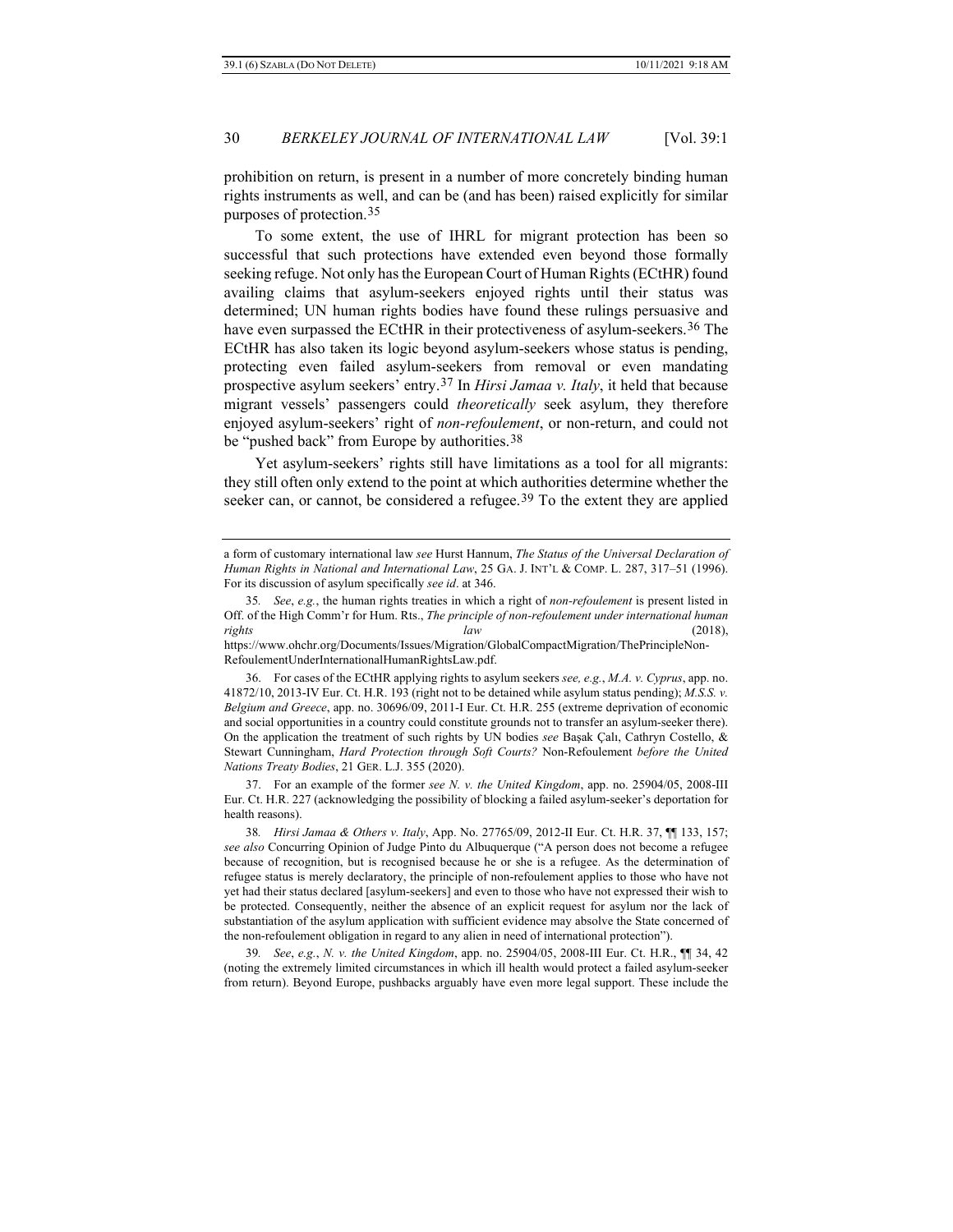prohibition on return, is present in a number of more concretely binding human rights instruments as well, and can be (and has been) raised explicitly for similar purposes of protection.[35]

To some extent, the use of IHRL for migrant protection has been so successful that such protections have extended even beyond those formally seeking refuge. Not only has the European Court of Human Rights (ECtHR) found availing claims that asylum-seekers enjoyed rights until their status was determined; UN human rights bodies have found these rulings persuasive and have even surpassed the ECtHR in their protectiveness of asylum-seekers.[36] The ECtHR has also taken its logic beyond asylum-seekers whose status is pending, protecting even failed asylum-seekers from removal or even mandating prospective asylum seekers' entry.[37] In *Hirsi Jamaa v. Italy*, it held that because migrant vessels' passengers could *theoretically* seek asylum, they therefore enjoyed asylum-seekers' right of *non-refoulement*, or non-return, and could not be "pushed back" from Europe by authorities.[38]

Yet asylum-seekers' rights still have limitations as a tool for all migrants: they still often only extend to the point at which authorities determine whether the seeker can, or cannot, be considered a refugee.[39] To the extent they are applied

---

a form of customary international law *see* Hurst Hannum, *The Status of the Universal Declaration of Human Rights in National and International Law*, 25 GA. J. INT'L & COMP. L. 287, 317–51 (1996). For its discussion of asylum specifically *see id*. at 346.

35. *See*, *e.g.*, the human rights treaties in which a right of *non-refoulement* is present listed in Off. of the High Comm'r for Hum. Rts., *The principle of non-refoulement under international human rights law* (2018), https://www.ohchr.org/Documents/Issues/Migration/GlobalCompactMigration/ThePrincipleNon-RefoulementUnderInternationalHumanRightsLaw.pdf.

36. For cases of the ECtHR applying rights to asylum seekers *see, e.g.*, *M.A. v. Cyprus*, app. no. 41872/10, 2013-IV Eur. Ct. H.R. 193 (right not to be detained while asylum status pending); *M.S.S. v. Belgium and Greece*, app. no. 30696/09, 2011-I Eur. Ct. H.R. 255 (extreme deprivation of economic and social opportunities in a country could constitute grounds not to transfer an asylum-seeker there). On the application the treatment of such rights by UN bodies *see* Başak Çalı, Cathryn Costello, & Stewart Cunningham, *Hard Protection through Soft Courts?* Non-Refoulement *before the United Nations Treaty Bodies*, 21 GER. L.J. 355 (2020).

37. For an example of the former *see N. v. the United Kingdom*, app. no. 25904/05, 2008-III Eur. Ct. H.R. 227 (acknowledging the possibility of blocking a failed asylum-seeker's deportation for health reasons).

38. *Hirsi Jamaa & Others v. Italy*, App. No. 27765/09, 2012-II Eur. Ct. H.R. 37, ¶¶ 133, 157; *see also* Concurring Opinion of Judge Pinto du Albuquerque ("A person does not become a refugee because of recognition, but is recognised because he or she is a refugee. As the determination of refugee status is merely declaratory, the principle of non-refoulement applies to those who have not yet had their status declared [asylum-seekers] and even to those who have not expressed their wish to be protected. Consequently, neither the absence of an explicit request for asylum nor the lack of substantiation of the asylum application with sufficient evidence may absolve the State concerned of the non-refoulement obligation in regard to any alien in need of international protection").

39. *See*, *e.g.*, *N. v. the United Kingdom*, app. no. 25904/05, 2008-III Eur. Ct. H.R., ¶¶ 34, 42 (noting the extremely limited circumstances in which ill health would protect a failed asylum-seeker from return). Beyond Europe, pushbacks arguably have even more legal support. These include the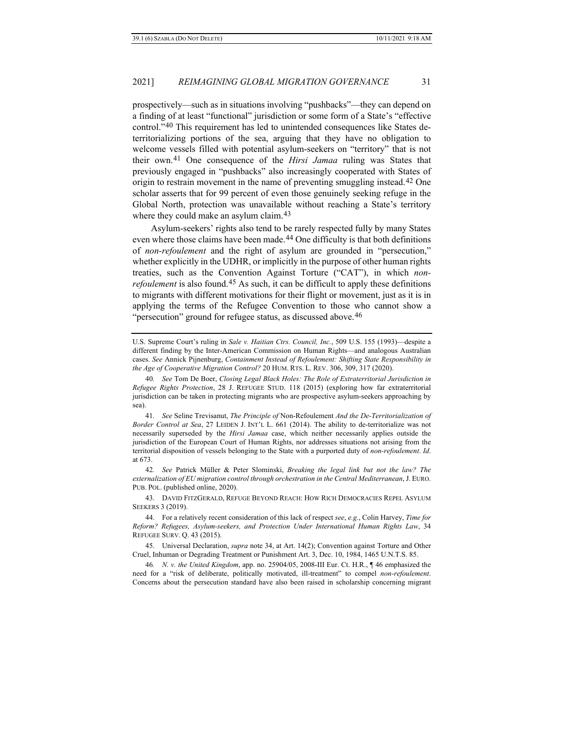prospectively—such as in situations involving "pushbacks"—they can depend on a finding of at least "functional" jurisdiction or some form of a State's "effective control."[40] This requirement has led to unintended consequences like States de-territorializing portions of the sea, arguing that they have no obligation to welcome vessels filled with potential asylum-seekers on "territory" that is not their own.[41] One consequence of the *Hirsi Jamaa* ruling was States that previously engaged in "pushbacks" also increasingly cooperated with States of origin to restrain movement in the name of preventing smuggling instead.[42] One scholar asserts that for 99 percent of even those genuinely seeking refuge in the Global North, protection was unavailable without reaching a State's territory where they could make an asylum claim.[43]

Asylum-seekers' rights also tend to be rarely respected fully by many States even where those claims have been made.[44] One difficulty is that both definitions of *non-refoulement* and the right of asylum are grounded in "persecution," whether explicitly in the UDHR, or implicitly in the purpose of other human rights treaties, such as the Convention Against Torture ("CAT"), in which *non-refoulement* is also found.[45] As such, it can be difficult to apply these definitions to migrants with different motivations for their flight or movement, just as it is in applying the terms of the Refugee Convention to those who cannot show a "persecution" ground for refugee status, as discussed above.[46]

---

U.S. Supreme Court's ruling in *Sale v. Haitian Ctrs. Council, Inc.*, 509 U.S. 155 (1993)—despite a different finding by the Inter-American Commission on Human Rights—and analogous Australian cases. *See* Annick Pijnenburg, *Containment Instead of Refoulement: Shifting State Responsibility in the Age of Cooperative Migration Control?* 20 HUM. RTS. L. REV. 306, 309, 317 (2020).

40. *See* Tom De Boer, *Closing Legal Black Holes: The Role of Extraterritorial Jurisdiction in Refugee Rights Protection*, 28 J. REFUGEE STUD. 118 (2015) (exploring how far extraterritorial jurisdiction can be taken in protecting migrants who are prospective asylum-seekers approaching by sea).

41. *See* Seline Trevisanut, *The Principle of* Non-Refoulement *And the De-Territorialization of Border Control at Sea*, 27 LEIDEN J. INT'L L. 661 (2014). The ability to de-territorialize was not necessarily superseded by the *Hirsi Jamaa* case, which neither necessarily applies outside the jurisdiction of the European Court of Human Rights, nor addresses situations not arising from the territorial disposition of vessels belonging to the State with a purported duty of *non-refoulement*. *Id*. at 673.

42. *See* Patrick Müller & Peter Slominski, *Breaking the legal link but not the law? The externalization of EU migration control through orchestration in the Central Mediterranean*, J. EURO. PUB. POL. (published online, 2020).

43. DAVID FITZGERALD, REFUGE BEYOND REACH: HOW RICH DEMOCRACIES REPEL ASYLUM SEEKERS 3 (2019).

44. For a relatively recent consideration of this lack of respect *see*, *e.g.*, Colin Harvey, *Time for Reform? Refugees, Asylum-seekers, and Protection Under International Human Rights Law*, 34 REFUGEE SURV. Q. 43 (2015).

45. Universal Declaration, *supra* note 34, at Art. 14(2); Convention against Torture and Other Cruel, Inhuman or Degrading Treatment or Punishment Art. 3, Dec. 10, 1984, 1465 U.N.T.S. 85.

46. *N. v. the United Kingdom*, app. no. 25904/05, 2008-III Eur. Ct. H.R., ¶ 46 emphasized the need for a "risk of deliberate, politically motivated, ill-treatment" to compel *non-refoulement*. Concerns about the persecution standard have also been raised in scholarship concerning migrant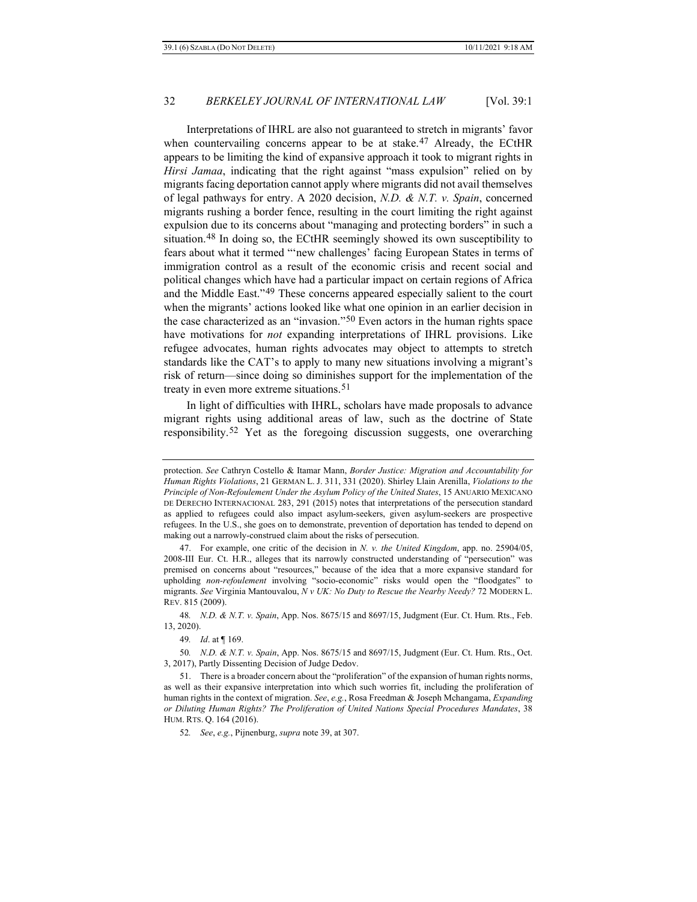Interpretations of IHRL are also not guaranteed to stretch in migrants' favor when countervailing concerns appear to be at stake.[47] Already, the ECtHR appears to be limiting the kind of expansive approach it took to migrant rights in *Hirsi Jamaa*, indicating that the right against "mass expulsion" relied on by migrants facing deportation cannot apply where migrants did not avail themselves of legal pathways for entry. A 2020 decision, *N.D. & N.T. v. Spain*, concerned migrants rushing a border fence, resulting in the court limiting the right against expulsion due to its concerns about "managing and protecting borders" in such a situation.[48] In doing so, the ECtHR seemingly showed its own susceptibility to fears about what it termed "'new challenges' facing European States in terms of immigration control as a result of the economic crisis and recent social and political changes which have had a particular impact on certain regions of Africa and the Middle East."[49] These concerns appeared especially salient to the court when the migrants' actions looked like what one opinion in an earlier decision in the case characterized as an "invasion."[50] Even actors in the human rights space have motivations for *not* expanding interpretations of IHRL provisions. Like refugee advocates, human rights advocates may object to attempts to stretch standards like the CAT's to apply to many new situations involving a migrant's risk of return—since doing so diminishes support for the implementation of the treaty in even more extreme situations.[51]

In light of difficulties with IHRL, scholars have made proposals to advance migrant rights using additional areas of law, such as the doctrine of State responsibility.[52] Yet as the foregoing discussion suggests, one overarching

---

protection. *See* Cathryn Costello & Itamar Mann, *Border Justice: Migration and Accountability for Human Rights Violations*, 21 GERMAN L. J. 311, 331 (2020). Shirley Llain Arenilla, *Violations to the Principle of Non-Refoulement Under the Asylum Policy of the United States*, 15 ANUARIO MEXICANO DE DERECHO INTERNACIONAL 283, 291 (2015) notes that interpretations of the persecution standard as applied to refugees could also impact asylum-seekers, given asylum-seekers are prospective refugees. In the U.S., she goes on to demonstrate, prevention of deportation has tended to depend on making out a narrowly-construed claim about the risks of persecution.

47. For example, one critic of the decision in *N. v. the United Kingdom*, app. no. 25904/05, 2008-III Eur. Ct. H.R., alleges that its narrowly constructed understanding of "persecution" was premised on concerns about "resources," because of the idea that a more expansive standard for upholding *non-refoulement* involving "socio-economic" risks would open the "floodgates" to migrants. *See* Virginia Mantouvalou, *N v UK: No Duty to Rescue the Nearby Needy?* 72 MODERN L. REV. 815 (2009).

48. *N.D. & N.T. v. Spain*, App. Nos. 8675/15 and 8697/15, Judgment (Eur. Ct. Hum. Rts., Feb. 13, 2020).

49. *Id*. at ¶ 169.

50. *N.D. & N.T. v. Spain*, App. Nos. 8675/15 and 8697/15, Judgment (Eur. Ct. Hum. Rts., Oct. 3, 2017), Partly Dissenting Decision of Judge Dedov.

51. There is a broader concern about the "proliferation" of the expansion of human rights norms, as well as their expansive interpretation into which such worries fit, including the proliferation of human rights in the context of migration. *See*, *e.g.*, Rosa Freedman & Joseph Mchangama, *Expanding or Diluting Human Rights? The Proliferation of United Nations Special Procedures Mandates*, 38 HUM. RTS. Q. 164 (2016).

52. *See*, *e.g.*, Pijnenburg, *supra* note 39, at 307.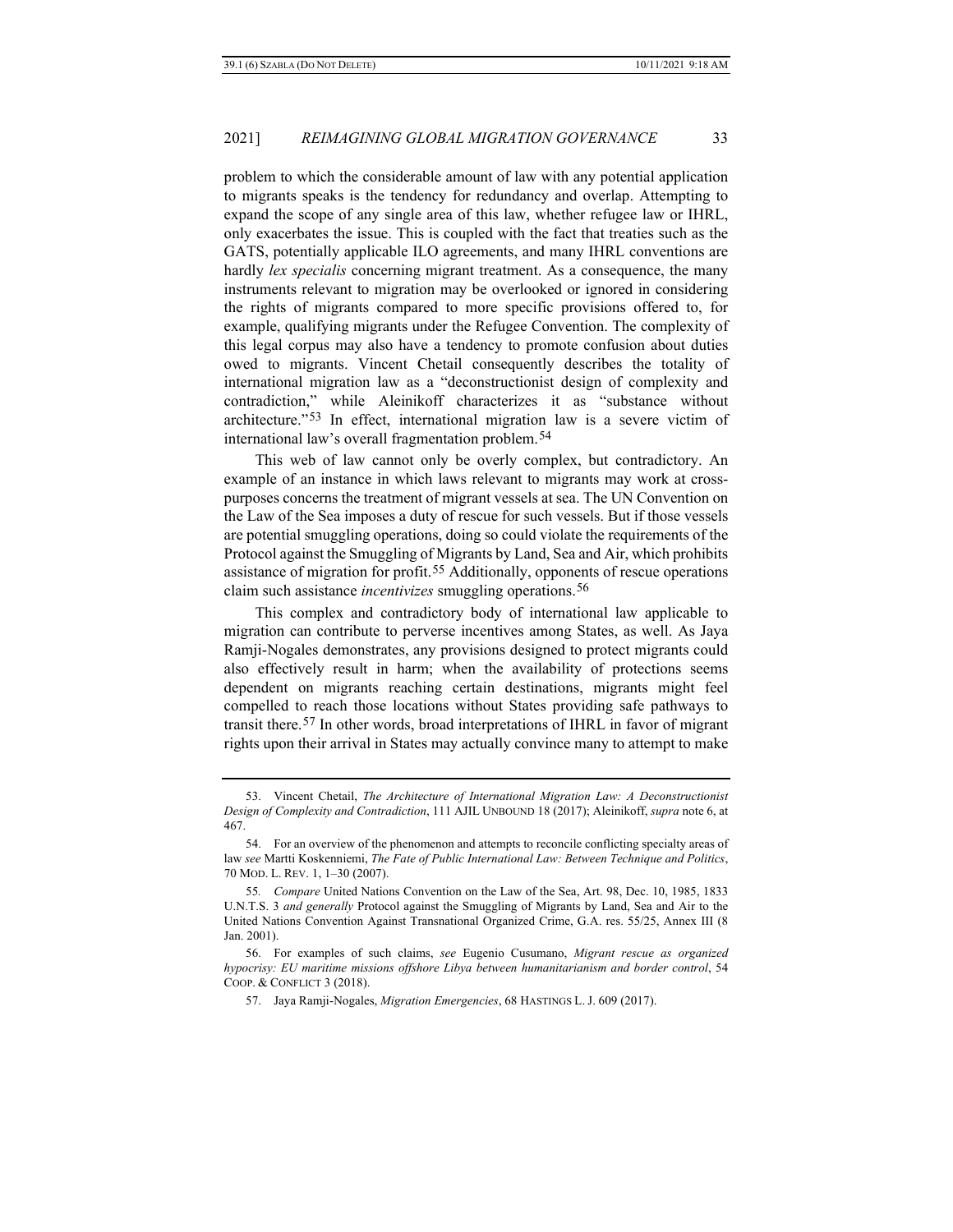problem to which the considerable amount of law with any potential application to migrants speaks is the tendency for redundancy and overlap. Attempting to expand the scope of any single area of this law, whether refugee law or IHRL, only exacerbates the issue. This is coupled with the fact that treaties such as the GATS, potentially applicable ILO agreements, and many IHRL conventions are hardly *lex specialis* concerning migrant treatment. As a consequence, the many instruments relevant to migration may be overlooked or ignored in considering the rights of migrants compared to more specific provisions offered to, for example, qualifying migrants under the Refugee Convention. The complexity of this legal corpus may also have a tendency to promote confusion about duties owed to migrants. Vincent Chetail consequently describes the totality of international migration law as a "deconstructionist design of complexity and contradiction," while Aleinikoff characterizes it as "substance without architecture."[53] In effect, international migration law is a severe victim of international law's overall fragmentation problem.[54]

This web of law cannot only be overly complex, but contradictory. An example of an instance in which laws relevant to migrants may work at cross-purposes concerns the treatment of migrant vessels at sea. The UN Convention on the Law of the Sea imposes a duty of rescue for such vessels. But if those vessels are potential smuggling operations, doing so could violate the requirements of the Protocol against the Smuggling of Migrants by Land, Sea and Air, which prohibits assistance of migration for profit.[55] Additionally, opponents of rescue operations claim such assistance *incentivizes* smuggling operations.[56]

This complex and contradictory body of international law applicable to migration can contribute to perverse incentives among States, as well. As Jaya Ramji-Nogales demonstrates, any provisions designed to protect migrants could also effectively result in harm; when the availability of protections seems dependent on migrants reaching certain destinations, migrants might feel compelled to reach those locations without States providing safe pathways to transit there.[57] In other words, broad interpretations of IHRL in favor of migrant rights upon their arrival in States may actually convince many to attempt to make

---

53. Vincent Chetail, *The Architecture of International Migration Law: A Deconstructionist Design of Complexity and Contradiction*, 111 AJIL UNBOUND 18 (2017); Aleinikoff, *supra* note 6, at 467.

54. For an overview of the phenomenon and attempts to reconcile conflicting specialty areas of law *see* Martti Koskenniemi, *The Fate of Public International Law: Between Technique and Politics*, 70 MOD. L. REV. 1, 1–30 (2007).

55. *Compare* United Nations Convention on the Law of the Sea, Art. 98, Dec. 10, 1985, 1833 U.N.T.S. 3 *and generally* Protocol against the Smuggling of Migrants by Land, Sea and Air to the United Nations Convention Against Transnational Organized Crime, G.A. res. 55/25, Annex III (8 Jan. 2001).

56. For examples of such claims, *see* Eugenio Cusumano, *Migrant rescue as organized hypocrisy: EU maritime missions offshore Libya between humanitarianism and border control*, 54 COOP. & CONFLICT 3 (2018).

57. Jaya Ramji-Nogales, *Migration Emergencies*, 68 HASTINGS L. J. 609 (2017).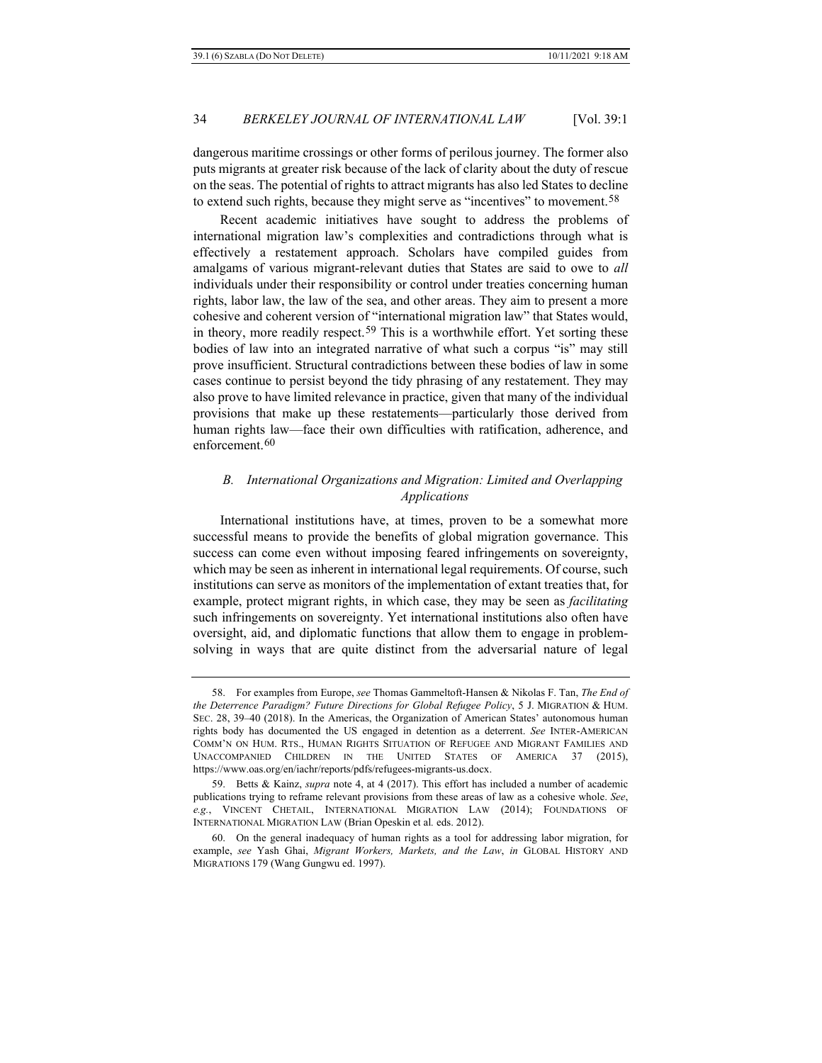dangerous maritime crossings or other forms of perilous journey. The former also puts migrants at greater risk because of the lack of clarity about the duty of rescue on the seas. The potential of rights to attract migrants has also led States to decline to extend such rights, because they might serve as "incentives" to movement.[58]

Recent academic initiatives have sought to address the problems of international migration law's complexities and contradictions through what is effectively a restatement approach. Scholars have compiled guides from amalgams of various migrant-relevant duties that States are said to owe to *all* individuals under their responsibility or control under treaties concerning human rights, labor law, the law of the sea, and other areas. They aim to present a more cohesive and coherent version of "international migration law" that States would, in theory, more readily respect.[59] This is a worthwhile effort. Yet sorting these bodies of law into an integrated narrative of what such a corpus "is" may still prove insufficient. Structural contradictions between these bodies of law in some cases continue to persist beyond the tidy phrasing of any restatement. They may also prove to have limited relevance in practice, given that many of the individual provisions that make up these restatements—particularly those derived from human rights law—face their own difficulties with ratification, adherence, and enforcement.[60]

### *B. International Organizations and Migration: Limited and Overlapping Applications*

International institutions have, at times, proven to be a somewhat more successful means to provide the benefits of global migration governance. This success can come even without imposing feared infringements on sovereignty, which may be seen as inherent in international legal requirements. Of course, such institutions can serve as monitors of the implementation of extant treaties that, for example, protect migrant rights, in which case, they may be seen as *facilitating* such infringements on sovereignty. Yet international institutions also often have oversight, aid, and diplomatic functions that allow them to engage in problem-solving in ways that are quite distinct from the adversarial nature of legal

---

58. For examples from Europe, *see* Thomas Gammeltoft-Hansen & Nikolas F. Tan, *The End of the Deterrence Paradigm? Future Directions for Global Refugee Policy*, 5 J. MIGRATION & HUM. SEC. 28, 39–40 (2018). In the Americas, the Organization of American States' autonomous human rights body has documented the US engaged in detention as a deterrent. *See* INTER-AMERICAN COMM'N ON HUM. RTS., HUMAN RIGHTS SITUATION OF REFUGEE AND MIGRANT FAMILIES AND UNACCOMPANIED CHILDREN IN THE UNITED STATES OF AMERICA 37 (2015), https://www.oas.org/en/iachr/reports/pdfs/refugees-migrants-us.docx.

59. Betts & Kainz, *supra* note 4, at 4 (2017). This effort has included a number of academic publications trying to reframe relevant provisions from these areas of law as a cohesive whole. *See*, *e.g.*, VINCENT CHETAIL, INTERNATIONAL MIGRATION LAW (2014); FOUNDATIONS OF INTERNATIONAL MIGRATION LAW (Brian Opeskin et al*.* eds. 2012).

60. On the general inadequacy of human rights as a tool for addressing labor migration, for example, *see* Yash Ghai, *Migrant Workers, Markets, and the Law*, *in* GLOBAL HISTORY AND MIGRATIONS 179 (Wang Gungwu ed. 1997).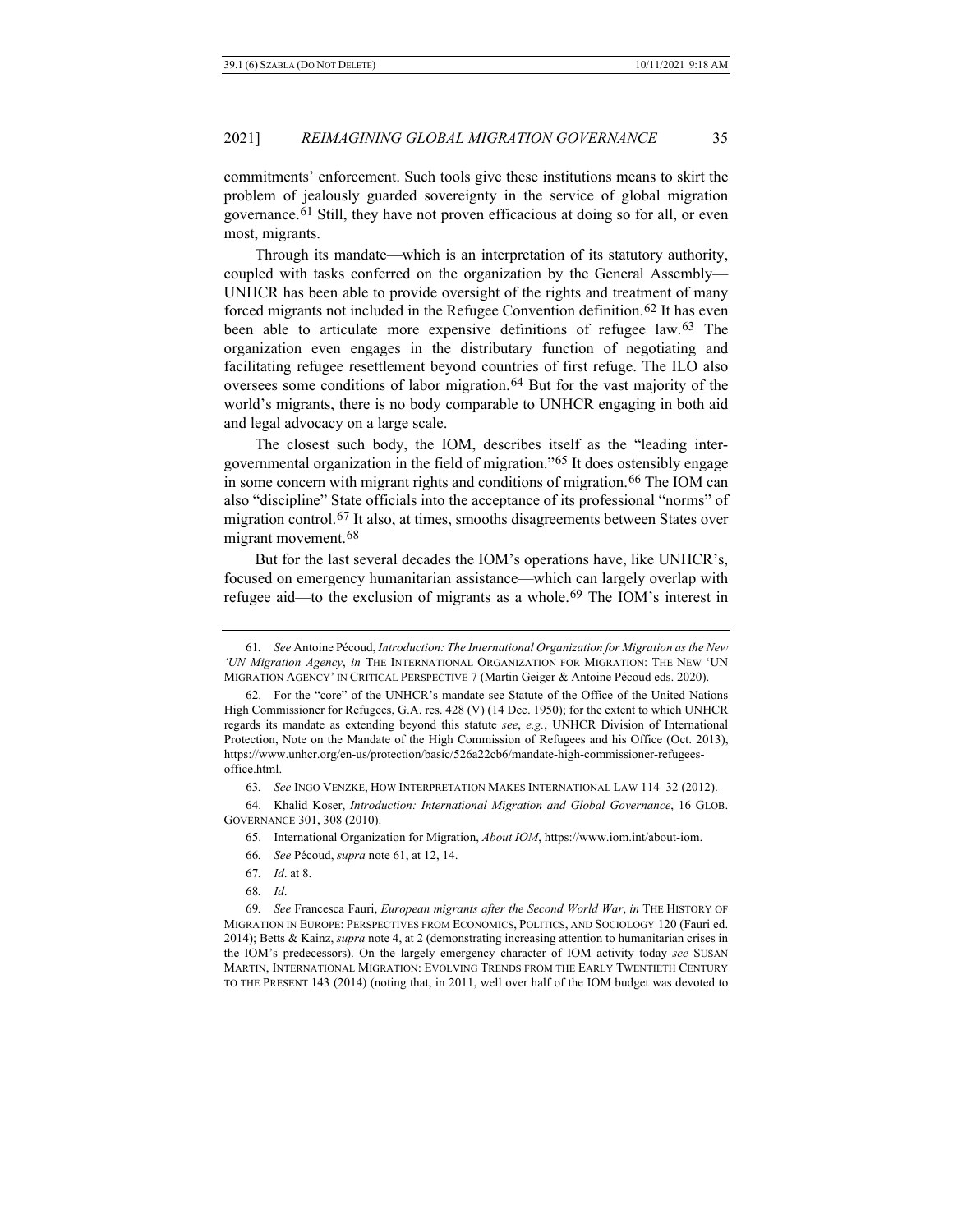commitments' enforcement. Such tools give these institutions means to skirt the problem of jealously guarded sovereignty in the service of global migration governance.[61] Still, they have not proven efficacious at doing so for all, or even most, migrants.

Through its mandate—which is an interpretation of its statutory authority, coupled with tasks conferred on the organization by the General Assembly—UNHCR has been able to provide oversight of the rights and treatment of many forced migrants not included in the Refugee Convention definition.[62] It has even been able to articulate more expensive definitions of refugee law.[63] The organization even engages in the distributary function of negotiating and facilitating refugee resettlement beyond countries of first refuge. The ILO also oversees some conditions of labor migration.[64] But for the vast majority of the world's migrants, there is no body comparable to UNHCR engaging in both aid and legal advocacy on a large scale.

The closest such body, the IOM, describes itself as the "leading intergovernmental organization in the field of migration."[65] It does ostensibly engage in some concern with migrant rights and conditions of migration.[66] The IOM can also "discipline" State officials into the acceptance of its professional "norms" of migration control.[67] It also, at times, smooths disagreements between States over migrant movement.[68]

But for the last several decades the IOM's operations have, like UNHCR's, focused on emergency humanitarian assistance—which can largely overlap with refugee aid—to the exclusion of migrants as a whole.[69] The IOM's interest in

---

61. *See* Antoine Pécoud, *Introduction: The International Organization for Migration as the New 'UN Migration Agency'*, *in* THE INTERNATIONAL ORGANIZATION FOR MIGRATION: THE NEW 'UN MIGRATION AGENCY' IN CRITICAL PERSPECTIVE 7 (Martin Geiger & Antoine Pécoud eds. 2020).

62. For the "core" of the UNHCR's mandate see Statute of the Office of the United Nations High Commissioner for Refugees, G.A. res. 428 (V) (14 Dec. 1950); for the extent to which UNHCR regards its mandate as extending beyond this statute *see*, *e.g.*, UNHCR Division of International Protection, Note on the Mandate of the High Commission of Refugees and his Office (Oct. 2013), https://www.unhcr.org/en-us/protection/basic/526a22cb6/mandate-high-commissioner-refugees-office.html.

63. *See* INGO VENZKE, HOW INTERPRETATION MAKES INTERNATIONAL LAW 114–32 (2012).

64. Khalid Koser, *Introduction: International Migration and Global Governance*, 16 GLOB. GOVERNANCE 301, 308 (2010).

65. International Organization for Migration, *About IOM*, https://www.iom.int/about-iom.

66. *See* Pécoud, *supra* note 61, at 12, 14.

67. *Id*. at 8.

68. *Id*.

69. *See* Francesca Fauri, *European migrants after the Second World War*, *in* THE HISTORY OF MIGRATION IN EUROPE: PERSPECTIVES FROM ECONOMICS, POLITICS, AND SOCIOLOGY 120 (Fauri ed. 2014); Betts & Kainz, *supra* note 4, at 2 (demonstrating increasing attention to humanitarian crises in the IOM's predecessors). On the largely emergency character of IOM activity today *see* SUSAN MARTIN, INTERNATIONAL MIGRATION: EVOLVING TRENDS FROM THE EARLY TWENTIETH CENTURY TO THE PRESENT 143 (2014) (noting that, in 2011, well over half of the IOM budget was devoted to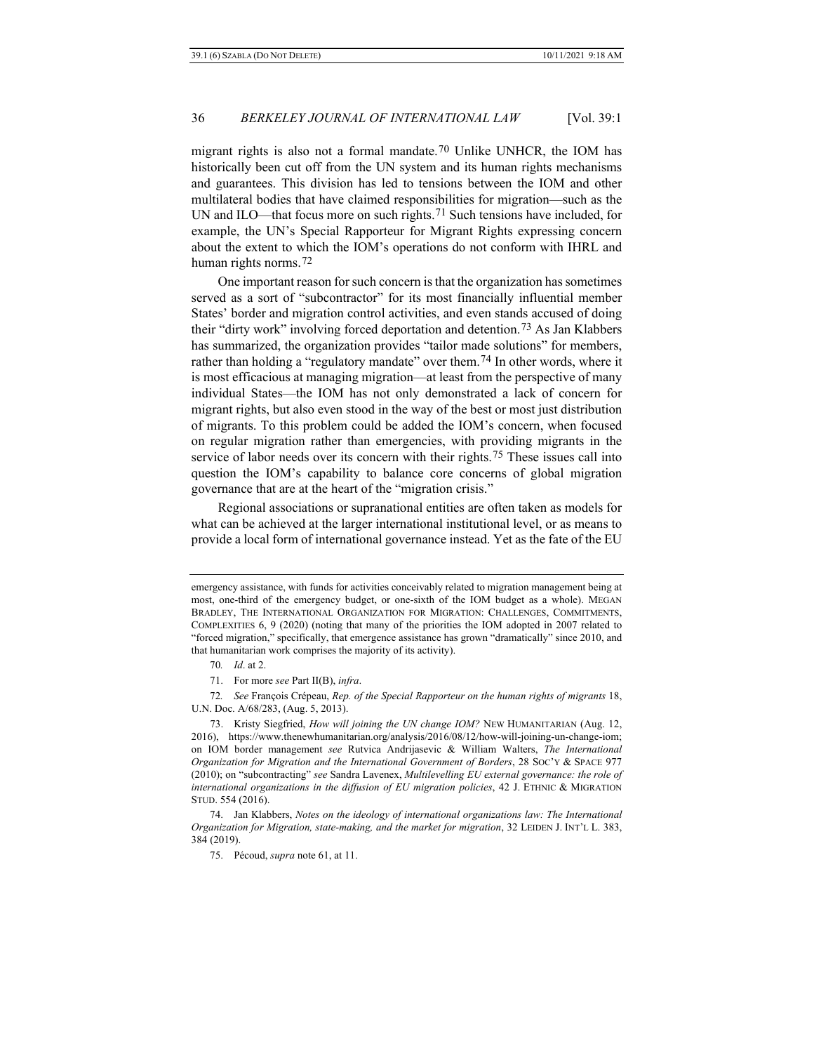migrant rights is also not a formal mandate.[70] Unlike UNHCR, the IOM has historically been cut off from the UN system and its human rights mechanisms and guarantees. This division has led to tensions between the IOM and other multilateral bodies that have claimed responsibilities for migration—such as the UN and ILO—that focus more on such rights.[71] Such tensions have included, for example, the UN's Special Rapporteur for Migrant Rights expressing concern about the extent to which the IOM's operations do not conform with IHRL and human rights norms.[72]

One important reason for such concern is that the organization has sometimes served as a sort of "subcontractor" for its most financially influential member States' border and migration control activities, and even stands accused of doing their "dirty work" involving forced deportation and detention.[73] As Jan Klabbers has summarized, the organization provides "tailor made solutions" for members, rather than holding a "regulatory mandate" over them.[74] In other words, where it is most efficacious at managing migration—at least from the perspective of many individual States—the IOM has not only demonstrated a lack of concern for migrant rights, but also even stood in the way of the best or most just distribution of migrants. To this problem could be added the IOM's concern, when focused on regular migration rather than emergencies, with providing migrants in the service of labor needs over its concern with their rights.[75] These issues call into question the IOM's capability to balance core concerns of global migration governance that are at the heart of the "migration crisis."

Regional associations or supranational entities are often taken as models for what can be achieved at the larger international institutional level, or as means to provide a local form of international governance instead. Yet as the fate of the EU

---

emergency assistance, with funds for activities conceivably related to migration management being at most, one-third of the emergency budget, or one-sixth of the IOM budget as a whole). MEGAN BRADLEY, THE INTERNATIONAL ORGANIZATION FOR MIGRATION: CHALLENGES, COMMITMENTS, COMPLEXITIES 6, 9 (2020) (noting that many of the priorities the IOM adopted in 2007 related to "forced migration," specifically, that emergence assistance has grown "dramatically" since 2010, and that humanitarian work comprises the majority of its activity).

70. *Id*. at 2.

71. For more *see* Part II(B), *infra*.

72. *See* François Crépeau, *Rep. of the Special Rapporteur on the human rights of migrants* 18, U.N. Doc. A/68/283, (Aug. 5, 2013).

73. Kristy Siegfried, *How will joining the UN change IOM?* NEW HUMANITARIAN (Aug. 12, 2016), https://www.thenewhumanitarian.org/analysis/2016/08/12/how-will-joining-un-change-iom; on IOM border management *see* Rutvica Andrijasevic & William Walters, *The International Organization for Migration and the International Government of Borders*, 28 SOC'Y & SPACE 977 (2010); on "subcontracting" *see* Sandra Lavenex, *Multilevelling EU external governance: the role of international organizations in the diffusion of EU migration policies*, 42 J. ETHNIC & MIGRATION STUD. 554 (2016).

74. Jan Klabbers, *Notes on the ideology of international organizations law: The International Organization for Migration, state-making, and the market for migration*, 32 LEIDEN J. INT'L L. 383, 384 (2019).

75. Pécoud, *supra* note 61, at 11.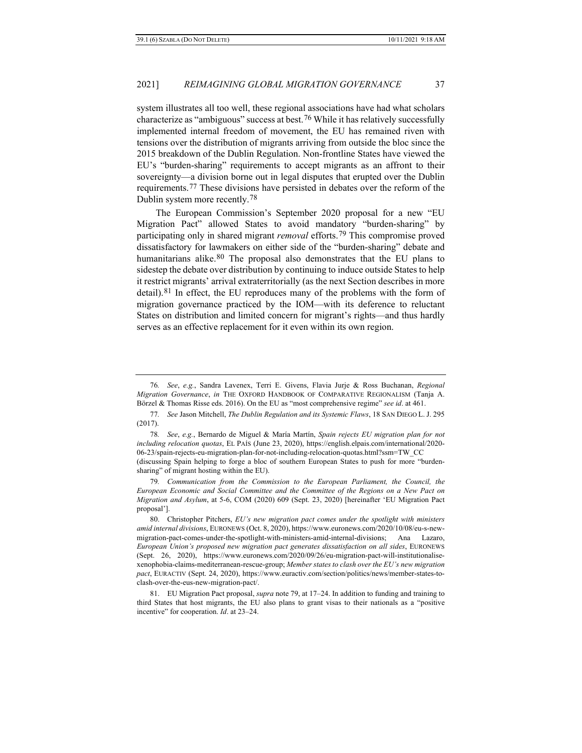system illustrates all too well, these regional associations have had what scholars characterize as "ambiguous" success at best.[76] While it has relatively successfully implemented internal freedom of movement, the EU has remained riven with tensions over the distribution of migrants arriving from outside the bloc since the 2015 breakdown of the Dublin Regulation. Non-frontline States have viewed the EU's "burden-sharing" requirements to accept migrants as an affront to their sovereignty—a division borne out in legal disputes that erupted over the Dublin requirements.[77] These divisions have persisted in debates over the reform of the Dublin system more recently.[78]

The European Commission's September 2020 proposal for a new "EU Migration Pact" allowed States to avoid mandatory "burden-sharing" by participating only in shared migrant *removal* efforts.[79] This compromise proved dissatisfactory for lawmakers on either side of the "burden-sharing" debate and humanitarians alike.[80] The proposal also demonstrates that the EU plans to sidestep the debate over distribution by continuing to induce outside States to help it restrict migrants' arrival extraterritorially (as the next Section describes in more detail).[81] In effect, the EU reproduces many of the problems with the form of migration governance practiced by the IOM—with its deference to reluctant States on distribution and limited concern for migrant's rights—and thus hardly serves as an effective replacement for it even within its own region.

---

76. *See*, *e.g.*, Sandra Lavenex, Terri E. Givens, Flavia Jurje & Ross Buchanan, *Regional Migration Governance*, *in* THE OXFORD HANDBOOK OF COMPARATIVE REGIONALISM (Tanja A. Börzel & Thomas Risse eds. 2016). On the EU as "most comprehensive regime" *see id*. at 461.

77. *See* Jason Mitchell, *The Dublin Regulation and its Systemic Flaws*, 18 SAN DIEGO L. J. 295 (2017).

78. *See*, *e.g.*, Bernardo de Miguel & María Martín, *Spain rejects EU migration plan for not including relocation quotas*, EL PAÍS (June 23, 2020), https://english.elpais.com/international/2020-06-23/spain-rejects-eu-migration-plan-for-not-including-relocation-quotas.html?ssm=TW_CC (discussing Spain helping to forge a bloc of southern European States to push for more "burden-sharing" of migrant hosting within the EU).

79. *Communication from the Commission to the European Parliament, the Council, the European Economic and Social Committee and the Committee of the Regions on a New Pact on Migration and Asylum*, at 5-6, COM (2020) 609 (Sept. 23, 2020) [hereinafter 'EU Migration Pact proposal'].

80. Christopher Pitchers, *EU's new migration pact comes under the spotlight with ministers amid internal divisions*, EURONEWS (Oct. 8, 2020), https://www.euronews.com/2020/10/08/eu-s-new-migration-pact-comes-under-the-spotlight-with-ministers-amid-internal-divisions; Ana Lazaro, *European Union's proposed new migration pact generates dissatisfaction on all sides*, EURONEWS (Sept. 26, 2020), https://www.euronews.com/2020/09/26/eu-migration-pact-will-institutionalise-xenophobia-claims-mediterranean-rescue-group; *Member states to clash over the EU's new migration pact*, EURACTIV (Sept. 24, 2020), https://www.euractiv.com/section/politics/news/member-states-to-clash-over-the-eus-new-migration-pact/.

81. EU Migration Pact proposal, *supra* note 79, at 17–24. In addition to funding and training to third States that host migrants, the EU also plans to grant visas to their nationals as a "positive incentive" for cooperation. *Id*. at 23–24.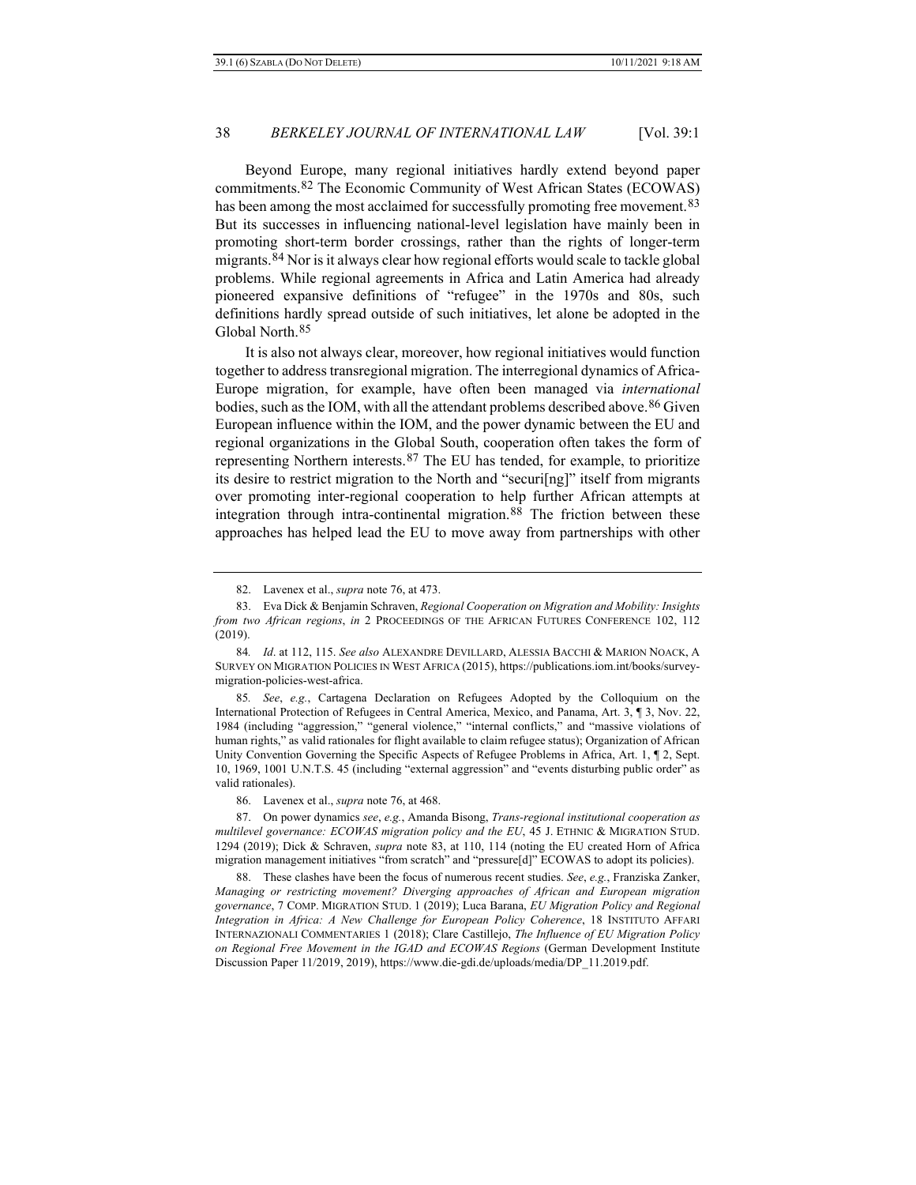Beyond Europe, many regional initiatives hardly extend beyond paper commitments.[82] The Economic Community of West African States (ECOWAS) has been among the most acclaimed for successfully promoting free movement.[83] But its successes in influencing national-level legislation have mainly been in promoting short-term border crossings, rather than the rights of longer-term migrants.[84] Nor is it always clear how regional efforts would scale to tackle global problems. While regional agreements in Africa and Latin America had already pioneered expansive definitions of "refugee" in the 1970s and 80s, such definitions hardly spread outside of such initiatives, let alone be adopted in the Global North.[85]

It is also not always clear, moreover, how regional initiatives would function together to address transregional migration. The interregional dynamics of Africa-Europe migration, for example, have often been managed via *international* bodies, such as the IOM, with all the attendant problems described above.[86] Given European influence within the IOM, and the power dynamic between the EU and regional organizations in the Global South, cooperation often takes the form of representing Northern interests.[87] The EU has tended, for example, to prioritize its desire to restrict migration to the North and "securi[ng]" itself from migrants over promoting inter-regional cooperation to help further African attempts at integration through intra-continental migration.[88] The friction between these approaches has helped lead the EU to move away from partnerships with other

---

82. Lavenex et al., *supra* note 76, at 473.

83. Eva Dick & Benjamin Schraven, *Regional Cooperation on Migration and Mobility: Insights from two African regions*, *in* 2 PROCEEDINGS OF THE AFRICAN FUTURES CONFERENCE 102, 112 (2019).

84. *Id*. at 112, 115. *See also* ALEXANDRE DEVILLARD, ALESSIA BACCHI & MARION NOACK, A SURVEY ON MIGRATION POLICIES IN WEST AFRICA (2015), https://publications.iom.int/books/survey-migration-policies-west-africa.

85. *See*, *e.g.*, Cartagena Declaration on Refugees Adopted by the Colloquium on the International Protection of Refugees in Central America, Mexico, and Panama, Art. 3, ¶ 3, Nov. 22, 1984 (including "aggression," "general violence," "internal conflicts," and "massive violations of human rights," as valid rationales for flight available to claim refugee status); Organization of African Unity Convention Governing the Specific Aspects of Refugee Problems in Africa, Art. 1, ¶ 2, Sept. 10, 1969, 1001 U.N.T.S. 45 (including "external aggression" and "events disturbing public order" as valid rationales).

86. Lavenex et al., *supra* note 76, at 468.

87. On power dynamics *see*, *e.g.*, Amanda Bisong, *Trans-regional institutional cooperation as multilevel governance: ECOWAS migration policy and the EU*, 45 J. ETHNIC & MIGRATION STUD. 1294 (2019); Dick & Schraven, *supra* note 83, at 110, 114 (noting the EU created Horn of Africa migration management initiatives "from scratch" and "pressure[d]" ECOWAS to adopt its policies).

88. These clashes have been the focus of numerous recent studies. *See*, *e.g.*, Franziska Zanker, *Managing or restricting movement? Diverging approaches of African and European migration governance*, 7 COMP. MIGRATION STUD. 1 (2019); Luca Barana, *EU Migration Policy and Regional Integration in Africa: A New Challenge for European Policy Coherence*, 18 INSTITUTO AFFARI INTERNAZIONALI COMMENTARIES 1 (2018); Clare Castillejo, *The Influence of EU Migration Policy on Regional Free Movement in the IGAD and ECOWAS Regions* (German Development Institute Discussion Paper 11/2019, 2019), https://www.die-gdi.de/uploads/media/DP_11.2019.pdf.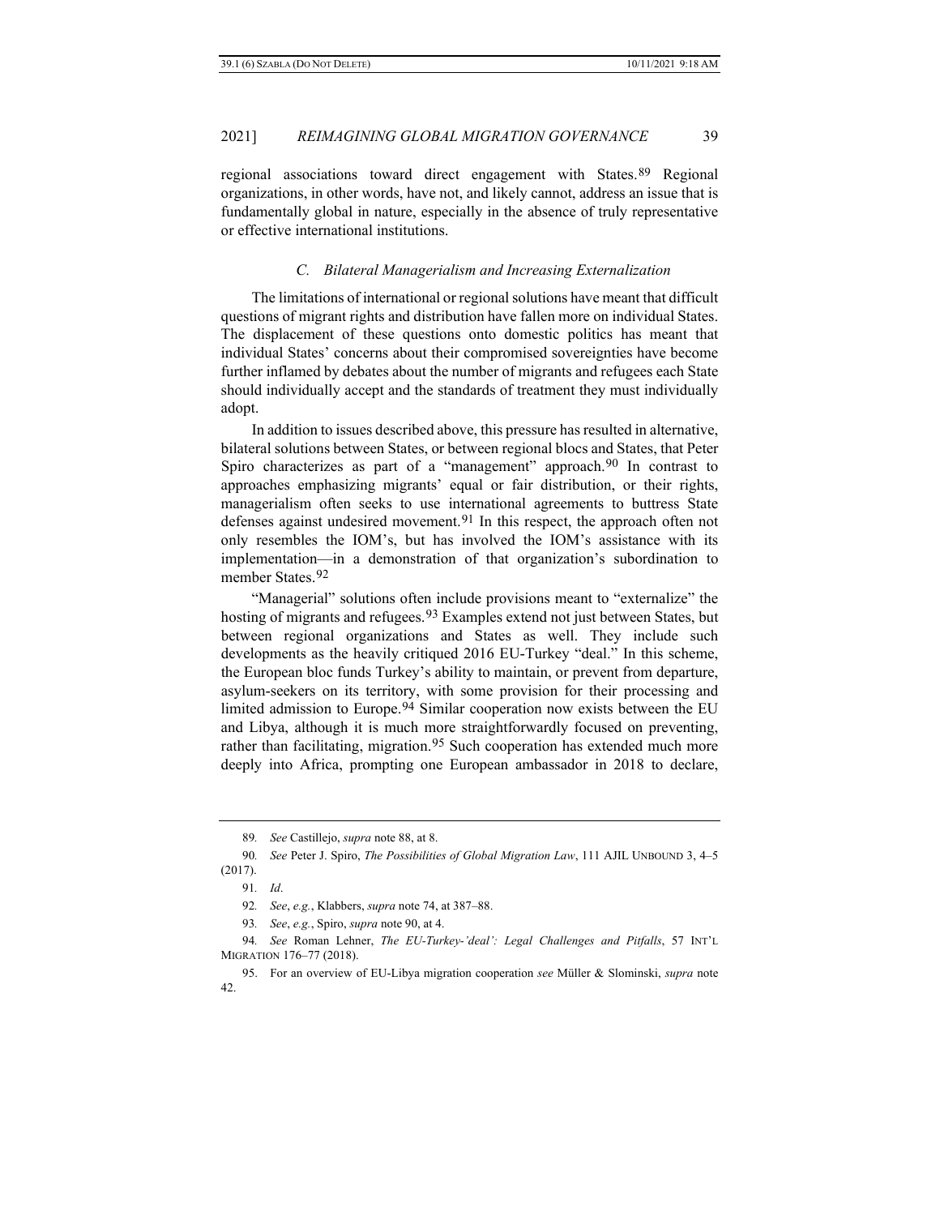regional associations toward direct engagement with States.[89] Regional organizations, in other words, have not, and likely cannot, address an issue that is fundamentally global in nature, especially in the absence of truly representative or effective international institutions.

### *C. Bilateral Managerialism and Increasing Externalization*

The limitations of international or regional solutions have meant that difficult questions of migrant rights and distribution have fallen more on individual States. The displacement of these questions onto domestic politics has meant that individual States' concerns about their compromised sovereignties have become further inflamed by debates about the number of migrants and refugees each State should individually accept and the standards of treatment they must individually adopt.

In addition to issues described above, this pressure has resulted in alternative, bilateral solutions between States, or between regional blocs and States, that Peter Spiro characterizes as part of a "management" approach.[90] In contrast to approaches emphasizing migrants' equal or fair distribution, or their rights, managerialism often seeks to use international agreements to buttress State defenses against undesired movement.[91] In this respect, the approach often not only resembles the IOM's, but has involved the IOM's assistance with its implementation—in a demonstration of that organization's subordination to member States.[92]

"Managerial" solutions often include provisions meant to "externalize" the hosting of migrants and refugees.[93] Examples extend not just between States, but between regional organizations and States as well. They include such developments as the heavily critiqued 2016 EU-Turkey "deal." In this scheme, the European bloc funds Turkey's ability to maintain, or prevent from departure, asylum-seekers on its territory, with some provision for their processing and limited admission to Europe.[94] Similar cooperation now exists between the EU and Libya, although it is much more straightforwardly focused on preventing, rather than facilitating, migration.[95] Such cooperation has extended much more deeply into Africa, prompting one European ambassador in 2018 to declare,

---

89. *See* Castillejo, *supra* note 88, at 8.

90. *See* Peter J. Spiro, *The Possibilities of Global Migration Law*, 111 AJIL UNBOUND 3, 4–5 (2017).

91. *Id*.

92. *See*, *e.g.*, Klabbers, *supra* note 74, at 387–88.

93. *See*, *e.g.*, Spiro, *supra* note 90, at 4.

94. *See* Roman Lehner, *The EU-Turkey-'deal': Legal Challenges and Pitfalls*, 57 INT'L MIGRATION 176–77 (2018).

95. For an overview of EU-Libya migration cooperation *see* Müller & Slominski, *supra* note 42.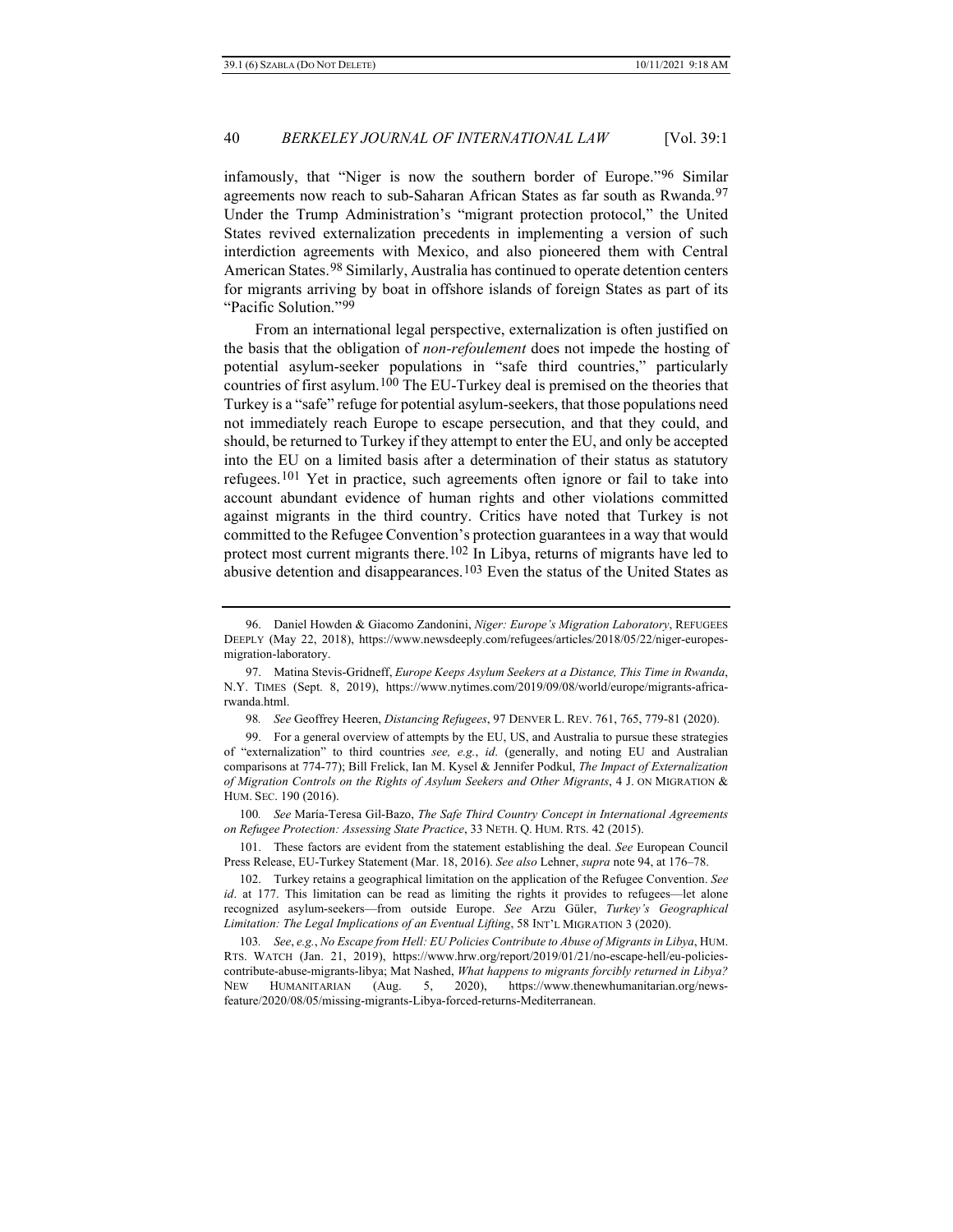infamously, that "Niger is now the southern border of Europe."[96] Similar agreements now reach to sub-Saharan African States as far south as Rwanda.[97] Under the Trump Administration's "migrant protection protocol," the United States revived externalization precedents in implementing a version of such interdiction agreements with Mexico, and also pioneered them with Central American States.[98] Similarly, Australia has continued to operate detention centers for migrants arriving by boat in offshore islands of foreign States as part of its "Pacific Solution."[99]

From an international legal perspective, externalization is often justified on the basis that the obligation of *non-refoulement* does not impede the hosting of potential asylum-seeker populations in "safe third countries," particularly countries of first asylum.[100] The EU-Turkey deal is premised on the theories that Turkey is a "safe" refuge for potential asylum-seekers, that those populations need not immediately reach Europe to escape persecution, and that they could, and should, be returned to Turkey if they attempt to enter the EU, and only be accepted into the EU on a limited basis after a determination of their status as statutory refugees.[101] Yet in practice, such agreements often ignore or fail to take into account abundant evidence of human rights and other violations committed against migrants in the third country. Critics have noted that Turkey is not committed to the Refugee Convention's protection guarantees in a way that would protect most current migrants there.[102] In Libya, returns of migrants have led to abusive detention and disappearances.[103] Even the status of the United States as

---

96. Daniel Howden & Giacomo Zandonini, *Niger: Europe's Migration Laboratory*, REFUGEES DEEPLY (May 22, 2018), https://www.newsdeeply.com/refugees/articles/2018/05/22/niger-europes-migration-laboratory.

97. Matina Stevis-Gridneff, *Europe Keeps Asylum Seekers at a Distance, This Time in Rwanda*, N.Y. TIMES (Sept. 8, 2019), https://www.nytimes.com/2019/09/08/world/europe/migrants-africa-rwanda.html.

98. *See* Geoffrey Heeren, *Distancing Refugees*, 97 DENVER L. REV. 761, 765, 779-81 (2020).

99. For a general overview of attempts by the EU, US, and Australia to pursue these strategies of "externalization" to third countries *see, e.g.*, *id*. (generally, and noting EU and Australian comparisons at 774-77); Bill Frelick, Ian M. Kysel & Jennifer Podkul, *The Impact of Externalization of Migration Controls on the Rights of Asylum Seekers and Other Migrants*, 4 J. ON MIGRATION & HUM. SEC. 190 (2016).

100. *See* María-Teresa Gil-Bazo, *The Safe Third Country Concept in International Agreements on Refugee Protection: Assessing State Practice*, 33 NETH. Q. HUM. RTS. 42 (2015).

101. These factors are evident from the statement establishing the deal. *See* European Council Press Release, EU-Turkey Statement (Mar. 18, 2016). *See also* Lehner, *supra* note 94, at 176–78.

102. Turkey retains a geographical limitation on the application of the Refugee Convention. *See id*. at 177. This limitation can be read as limiting the rights it provides to refugees—let alone recognized asylum-seekers—from outside Europe. *See* Arzu Güler, *Turkey's Geographical Limitation: The Legal Implications of an Eventual Lifting*, 58 INT'L MIGRATION 3 (2020).

103. *See*, *e.g.*, *No Escape from Hell: EU Policies Contribute to Abuse of Migrants in Libya*, HUM. RTS. WATCH (Jan. 21, 2019), https://www.hrw.org/report/2019/01/21/no-escape-hell/eu-policies-contribute-abuse-migrants-libya; Mat Nashed, *What happens to migrants forcibly returned in Libya?* NEW HUMANITARIAN (Aug. 5, 2020), https://www.thenewhumanitarian.org/news-feature/2020/08/05/missing-migrants-Libya-forced-returns-Mediterranean.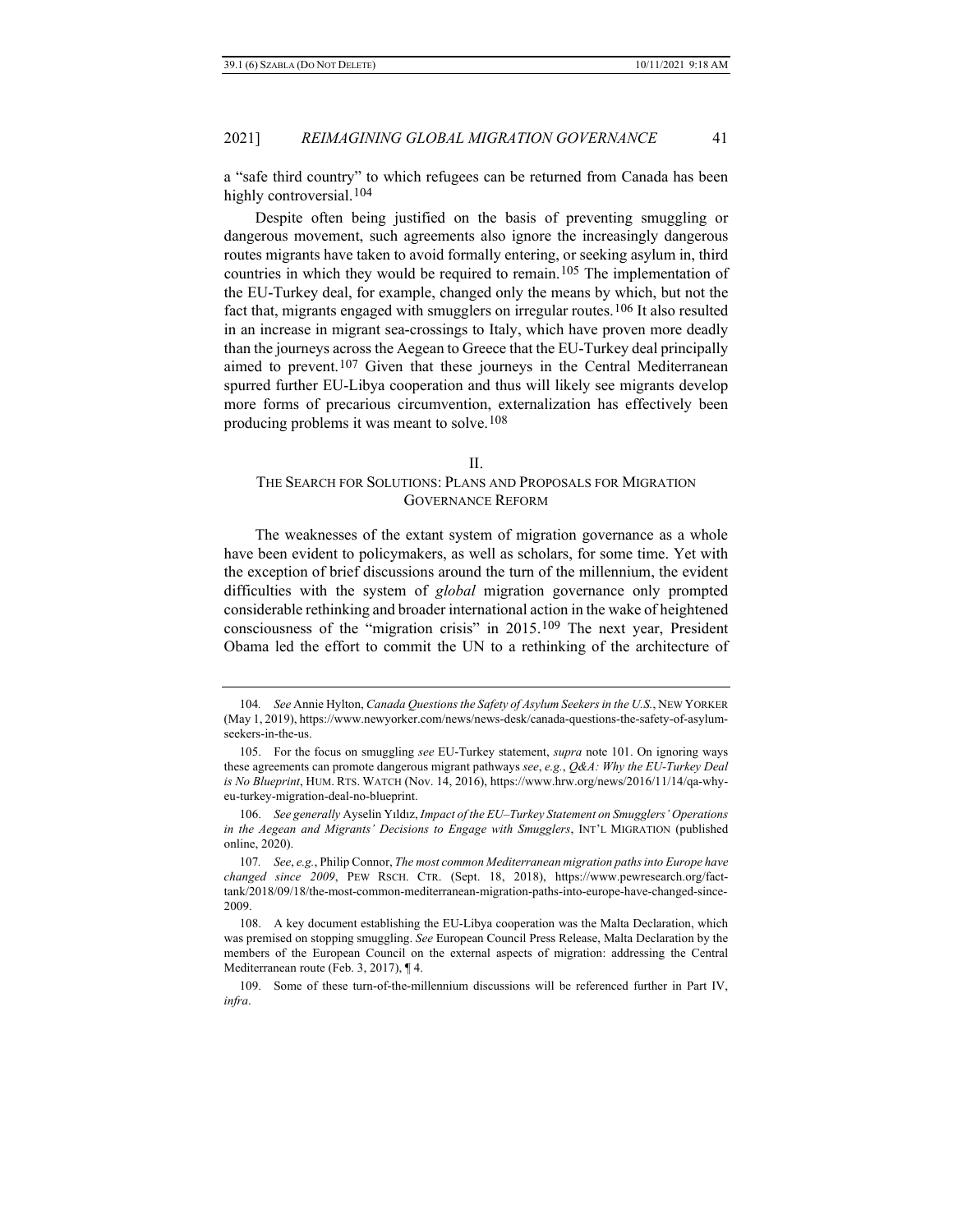a "safe third country" to which refugees can be returned from Canada has been highly controversial.[104]

Despite often being justified on the basis of preventing smuggling or dangerous movement, such agreements also ignore the increasingly dangerous routes migrants have taken to avoid formally entering, or seeking asylum in, third countries in which they would be required to remain.[105] The implementation of the EU-Turkey deal, for example, changed only the means by which, but not the fact that, migrants engaged with smugglers on irregular routes.[106] It also resulted in an increase in migrant sea-crossings to Italy, which have proven more deadly than the journeys across the Aegean to Greece that the EU-Turkey deal principally aimed to prevent.[107] Given that these journeys in the Central Mediterranean spurred further EU-Libya cooperation and thus will likely see migrants develop more forms of precarious circumvention, externalization has effectively been producing problems it was meant to solve.[108]

## II.
## THE SEARCH FOR SOLUTIONS: PLANS AND PROPOSALS FOR MIGRATION GOVERNANCE REFORM

The weaknesses of the extant system of migration governance as a whole have been evident to policymakers, as well as scholars, for some time. Yet with the exception of brief discussions around the turn of the millennium, the evident difficulties with the system of *global* migration governance only prompted considerable rethinking and broader international action in the wake of heightened consciousness of the "migration crisis" in 2015.[109] The next year, President Obama led the effort to commit the UN to a rethinking of the architecture of

---

104. *See* Annie Hylton, *Canada Questions the Safety of Asylum Seekers in the U.S.*, NEW YORKER (May 1, 2019), https://www.newyorker.com/news/news-desk/canada-questions-the-safety-of-asylum-seekers-in-the-us.

105. For the focus on smuggling *see* EU-Turkey statement, *supra* note 101. On ignoring ways these agreements can promote dangerous migrant pathways *see*, *e.g.*, *Q&A: Why the EU-Turkey Deal is No Blueprint*, HUM. RTS. WATCH (Nov. 14, 2016), https://www.hrw.org/news/2016/11/14/qa-why-eu-turkey-migration-deal-no-blueprint.

106. *See generally* Ayselin Yıldız, *Impact of the EU–Turkey Statement on Smugglers' Operations in the Aegean and Migrants' Decisions to Engage with Smugglers*, INT'L MIGRATION (published online, 2020).

107. *See*, *e.g.*, Philip Connor, *The most common Mediterranean migration paths into Europe have changed since 2009*, PEW RSCH. CTR. (Sept. 18, 2018), https://www.pewresearch.org/fact-tank/2018/09/18/the-most-common-mediterranean-migration-paths-into-europe-have-changed-since-2009.

108. A key document establishing the EU-Libya cooperation was the Malta Declaration, which was premised on stopping smuggling. *See* European Council Press Release, Malta Declaration by the members of the European Council on the external aspects of migration: addressing the Central Mediterranean route (Feb. 3, 2017), ¶ 4.

109. Some of these turn-of-the-millennium discussions will be referenced further in Part IV, *infra*.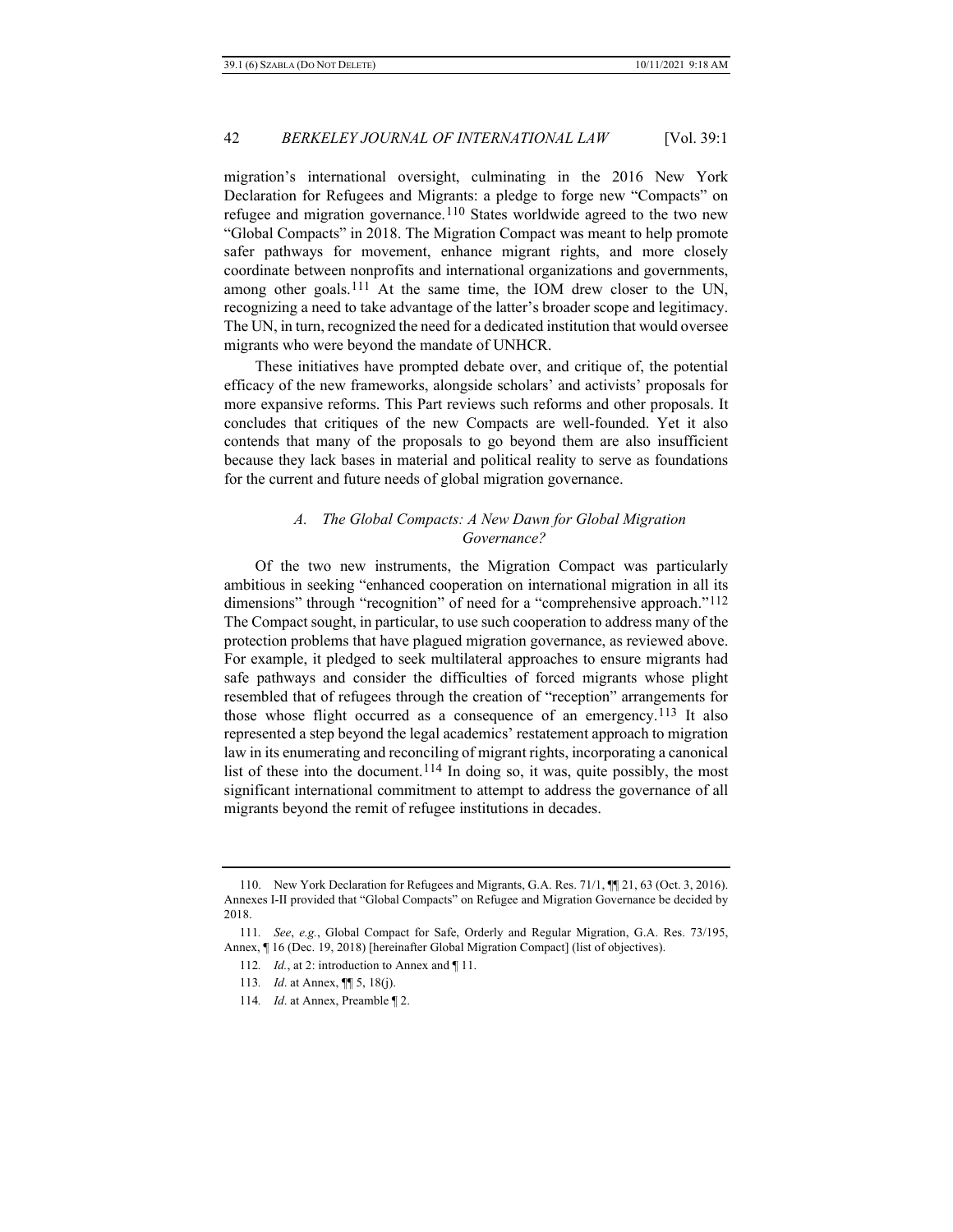migration's international oversight, culminating in the 2016 New York Declaration for Refugees and Migrants: a pledge to forge new "Compacts" on refugee and migration governance.[110] States worldwide agreed to the two new "Global Compacts" in 2018. The Migration Compact was meant to help promote safer pathways for movement, enhance migrant rights, and more closely coordinate between nonprofits and international organizations and governments, among other goals.[111] At the same time, the IOM drew closer to the UN, recognizing a need to take advantage of the latter's broader scope and legitimacy. The UN, in turn, recognized the need for a dedicated institution that would oversee migrants who were beyond the mandate of UNHCR.

These initiatives have prompted debate over, and critique of, the potential efficacy of the new frameworks, alongside scholars' and activists' proposals for more expansive reforms. This Part reviews such reforms and other proposals. It concludes that critiques of the new Compacts are well-founded. Yet it also contends that many of the proposals to go beyond them are also insufficient because they lack bases in material and political reality to serve as foundations for the current and future needs of global migration governance.

### *A. The Global Compacts: A New Dawn for Global Migration Governance?*

Of the two new instruments, the Migration Compact was particularly ambitious in seeking "enhanced cooperation on international migration in all its dimensions" through "recognition" of need for a "comprehensive approach."[112] The Compact sought, in particular, to use such cooperation to address many of the protection problems that have plagued migration governance, as reviewed above. For example, it pledged to seek multilateral approaches to ensure migrants had safe pathways and consider the difficulties of forced migrants whose plight resembled that of refugees through the creation of "reception" arrangements for those whose flight occurred as a consequence of an emergency.[113] It also represented a step beyond the legal academics' restatement approach to migration law in its enumerating and reconciling of migrant rights, incorporating a canonical list of these into the document.[114] In doing so, it was, quite possibly, the most significant international commitment to attempt to address the governance of all migrants beyond the remit of refugee institutions in decades.

---

110. New York Declaration for Refugees and Migrants, G.A. Res. 71/1, ¶¶ 21, 63 (Oct. 3, 2016). Annexes I-II provided that "Global Compacts" on Refugee and Migration Governance be decided by 2018.

111. *See*, *e.g.*, Global Compact for Safe, Orderly and Regular Migration, G.A. Res. 73/195, Annex, ¶ 16 (Dec. 19, 2018) [hereinafter Global Migration Compact] (list of objectives).

112. *Id.*, at 2: introduction to Annex and ¶ 11.

113. *Id*. at Annex, ¶¶ 5, 18(j).

114. *Id*. at Annex, Preamble ¶ 2.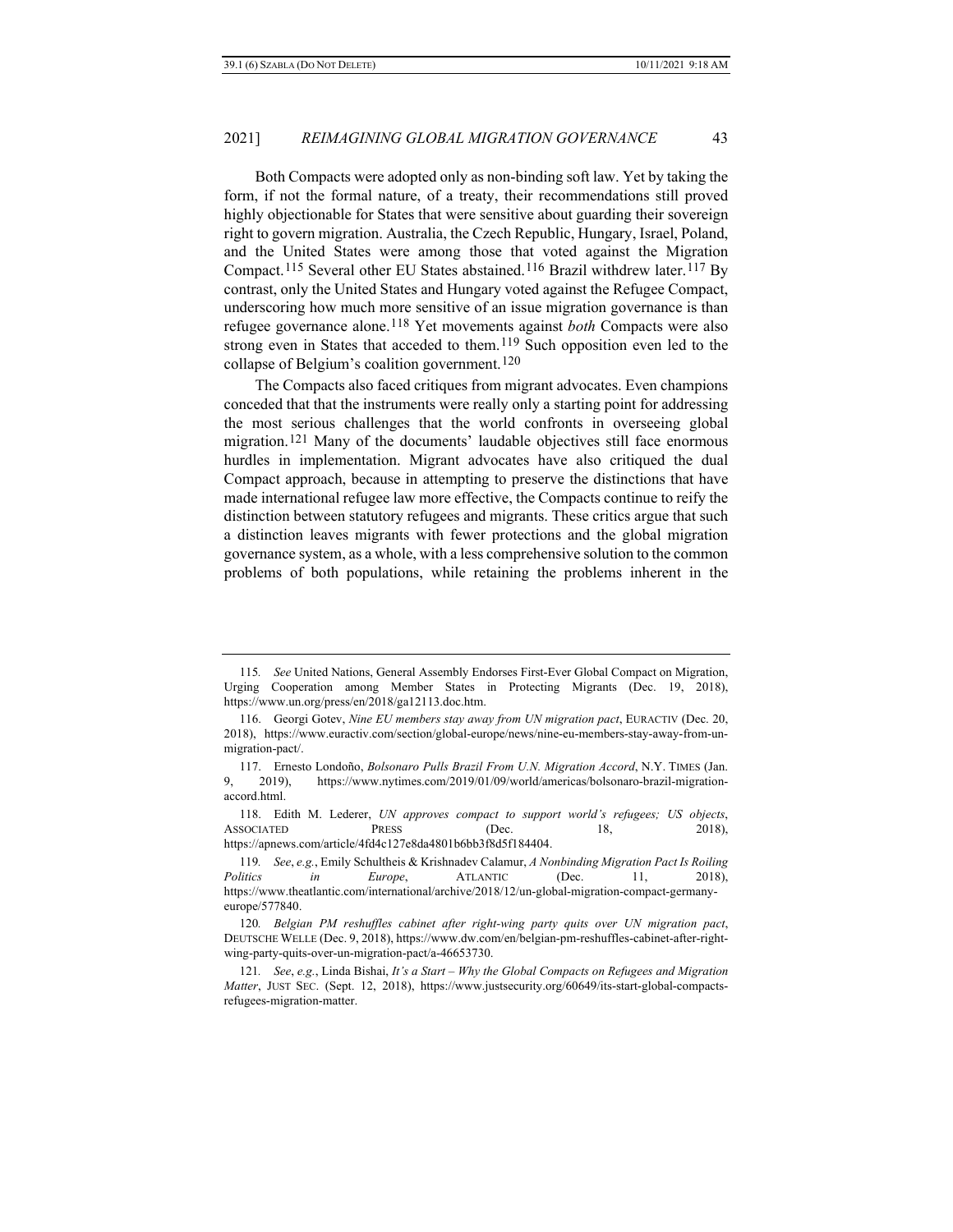Both Compacts were adopted only as non-binding soft law. Yet by taking the form, if not the formal nature, of a treaty, their recommendations still proved highly objectionable for States that were sensitive about guarding their sovereign right to govern migration. Australia, the Czech Republic, Hungary, Israel, Poland, and the United States were among those that voted against the Migration Compact.[115] Several other EU States abstained.[116] Brazil withdrew later.[117] By contrast, only the United States and Hungary voted against the Refugee Compact, underscoring how much more sensitive of an issue migration governance is than refugee governance alone.[118] Yet movements against *both* Compacts were also strong even in States that acceded to them.[119] Such opposition even led to the collapse of Belgium's coalition government.[120]

The Compacts also faced critiques from migrant advocates. Even champions conceded that that the instruments were really only a starting point for addressing the most serious challenges that the world confronts in overseeing global migration.[121] Many of the documents' laudable objectives still face enormous hurdles in implementation. Migrant advocates have also critiqued the dual Compact approach, because in attempting to preserve the distinctions that have made international refugee law more effective, the Compacts continue to reify the distinction between statutory refugees and migrants. These critics argue that such a distinction leaves migrants with fewer protections and the global migration governance system, as a whole, with a less comprehensive solution to the common problems of both populations, while retaining the problems inherent in the

---

115. *See* United Nations, General Assembly Endorses First-Ever Global Compact on Migration, Urging Cooperation among Member States in Protecting Migrants (Dec. 19, 2018), https://www.un.org/press/en/2018/ga12113.doc.htm.

116. Georgi Gotev, *Nine EU members stay away from UN migration pact*, EURACTIV (Dec. 20, 2018), https://www.euractiv.com/section/global-europe/news/nine-eu-members-stay-away-from-un-migration-pact/.

117. Ernesto Londoño, *Bolsonaro Pulls Brazil From U.N. Migration Accord*, N.Y. TIMES (Jan. 9, 2019), https://www.nytimes.com/2019/01/09/world/americas/bolsonaro-brazil-migration-accord.html.

118. Edith M. Lederer, *UN approves compact to support world's refugees; US objects*, ASSOCIATED PRESS (Dec. 18, 2018), https://apnews.com/article/4fd4c127e8da4801b6bb3f8d5f184404.

119. *See*, *e.g.*, Emily Schultheis & Krishnadev Calamur, *A Nonbinding Migration Pact Is Roiling Politics in Europe*, ATLANTIC (Dec. 11, 2018), https://www.theatlantic.com/international/archive/2018/12/un-global-migration-compact-germany-europe/577840.

120. *Belgian PM reshuffles cabinet after right-wing party quits over UN migration pact*, DEUTSCHE WELLE (Dec. 9, 2018), https://www.dw.com/en/belgian-pm-reshuffles-cabinet-after-right-wing-party-quits-over-un-migration-pact/a-46653730.

121. *See*, *e.g.*, Linda Bishai, *It's a Start – Why the Global Compacts on Refugees and Migration Matter*, JUST SEC. (Sept. 12, 2018), https://www.justsecurity.org/60649/its-start-global-compacts-refugees-migration-matter.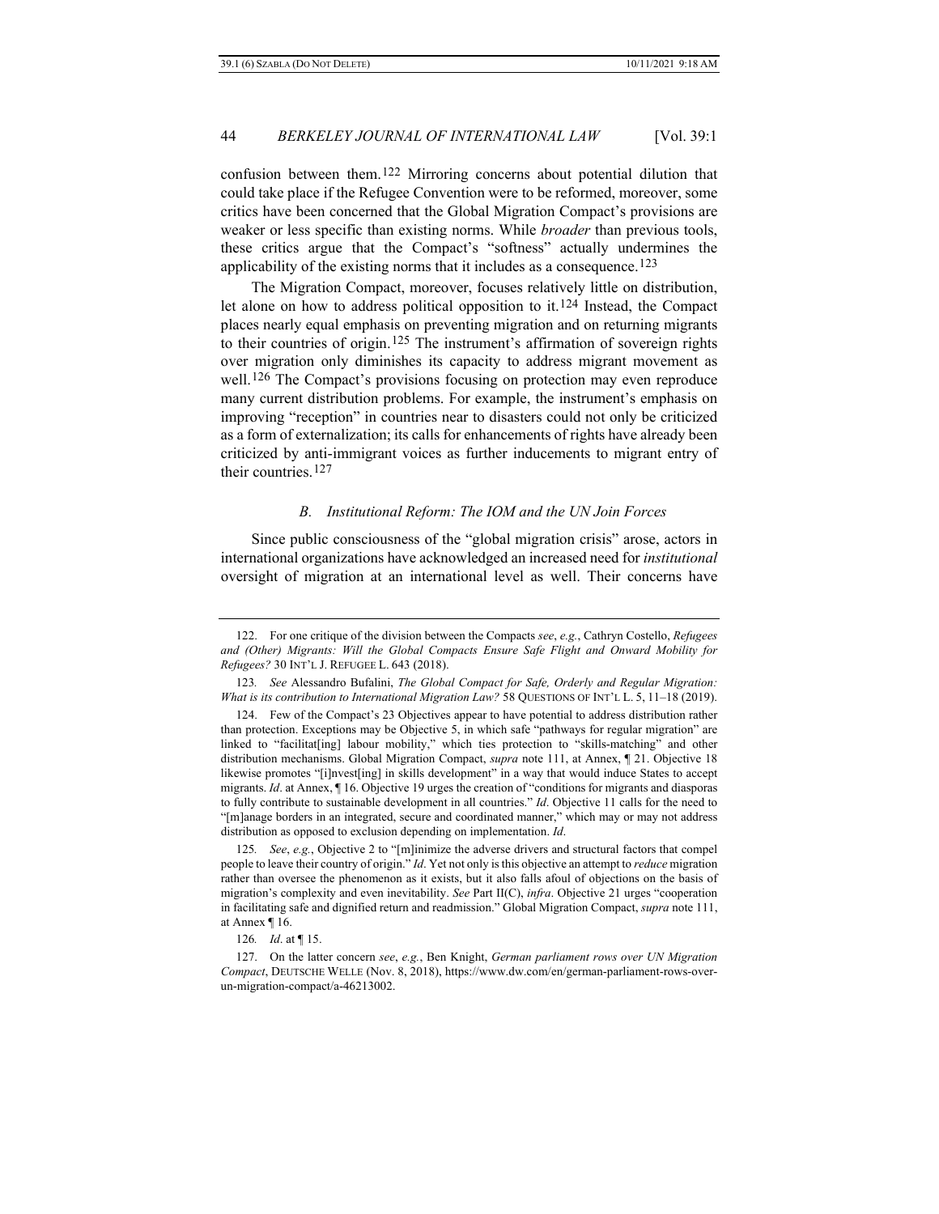confusion between them.[122] Mirroring concerns about potential dilution that could take place if the Refugee Convention were to be reformed, moreover, some critics have been concerned that the Global Migration Compact's provisions are weaker or less specific than existing norms. While *broader* than previous tools, these critics argue that the Compact's "softness" actually undermines the applicability of the existing norms that it includes as a consequence.[123]

The Migration Compact, moreover, focuses relatively little on distribution, let alone on how to address political opposition to it.[124] Instead, the Compact places nearly equal emphasis on preventing migration and on returning migrants to their countries of origin.[125] The instrument's affirmation of sovereign rights over migration only diminishes its capacity to address migrant movement as well.[126] The Compact's provisions focusing on protection may even reproduce many current distribution problems. For example, the instrument's emphasis on improving "reception" in countries near to disasters could not only be criticized as a form of externalization; its calls for enhancements of rights have already been criticized by anti-immigrant voices as further inducements to migrant entry of their countries.[127]

### *B. Institutional Reform: The IOM and the UN Join Forces*

Since public consciousness of the "global migration crisis" arose, actors in international organizations have acknowledged an increased need for *institutional* oversight of migration at an international level as well. Their concerns have

---

122. For one critique of the division between the Compacts *see*, *e.g.*, Cathryn Costello, *Refugees and (Other) Migrants: Will the Global Compacts Ensure Safe Flight and Onward Mobility for Refugees?* 30 INT'L J. REFUGEE L. 643 (2018).

123. *See* Alessandro Bufalini, *The Global Compact for Safe, Orderly and Regular Migration: What is its contribution to International Migration Law?* 58 QUESTIONS OF INT'L L. 5, 11–18 (2019).

124. Few of the Compact's 23 Objectives appear to have potential to address distribution rather than protection. Exceptions may be Objective 5, in which safe "pathways for regular migration" are linked to "facilitat[ing] labour mobility," which ties protection to "skills-matching" and other distribution mechanisms. Global Migration Compact, *supra* note 111, at Annex, ¶ 21. Objective 18 likewise promotes "[i]nvest[ing] in skills development" in a way that would induce States to accept migrants. *Id*. at Annex, ¶ 16. Objective 19 urges the creation of "conditions for migrants and diasporas to fully contribute to sustainable development in all countries." *Id*. Objective 11 calls for the need to "[m]anage borders in an integrated, secure and coordinated manner," which may or may not address distribution as opposed to exclusion depending on implementation. *Id*.

125. *See*, *e.g.*, Objective 2 to "[m]inimize the adverse drivers and structural factors that compel people to leave their country of origin." *Id*. Yet not only is this objective an attempt to *reduce* migration rather than oversee the phenomenon as it exists, but it also falls afoul of objections on the basis of migration's complexity and even inevitability. *See* Part II(C), *infra*. Objective 21 urges "cooperation in facilitating safe and dignified return and readmission." Global Migration Compact, *supra* note 111, at Annex ¶ 16.

126. *Id*. at ¶ 15.

127. On the latter concern *see*, *e.g.*, Ben Knight, *German parliament rows over UN Migration Compact*, DEUTSCHE WELLE (Nov. 8, 2018), https://www.dw.com/en/german-parliament-rows-over-un-migration-compact/a-46213002.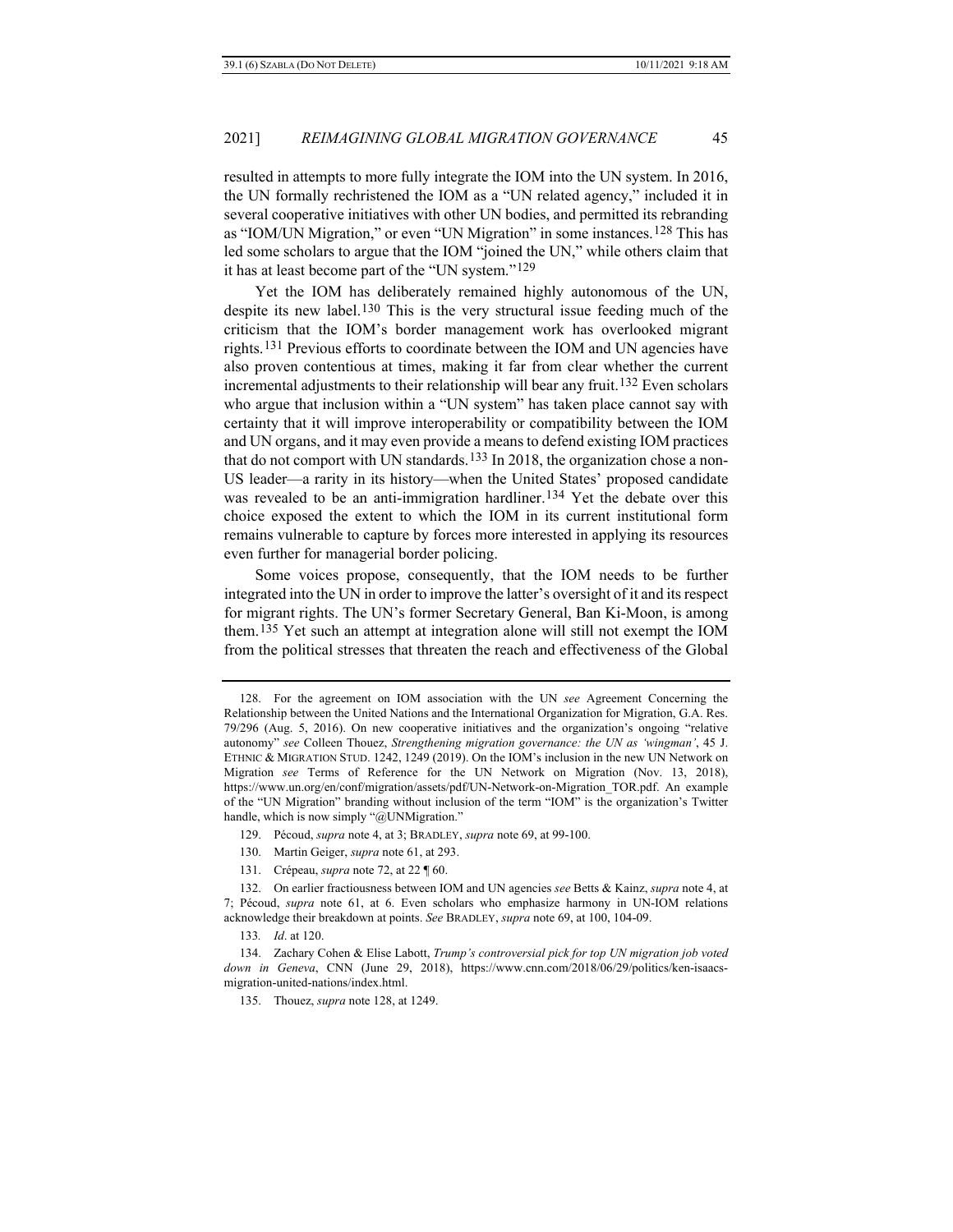resulted in attempts to more fully integrate the IOM into the UN system. In 2016, the UN formally rechristened the IOM as a "UN related agency," included it in several cooperative initiatives with other UN bodies, and permitted its rebranding as "IOM/UN Migration," or even "UN Migration" in some instances.[128] This has led some scholars to argue that the IOM "joined the UN," while others claim that it has at least become part of the "UN system."[129]

Yet the IOM has deliberately remained highly autonomous of the UN, despite its new label.[130] This is the very structural issue feeding much of the criticism that the IOM's border management work has overlooked migrant rights.[131] Previous efforts to coordinate between the IOM and UN agencies have also proven contentious at times, making it far from clear whether the current incremental adjustments to their relationship will bear any fruit.[132] Even scholars who argue that inclusion within a "UN system" has taken place cannot say with certainty that it will improve interoperability or compatibility between the IOM and UN organs, and it may even provide a means to defend existing IOM practices that do not comport with UN standards.[133] In 2018, the organization chose a non-US leader—a rarity in its history—when the United States' proposed candidate was revealed to be an anti-immigration hardliner.[134] Yet the debate over this choice exposed the extent to which the IOM in its current institutional form remains vulnerable to capture by forces more interested in applying its resources even further for managerial border policing.

Some voices propose, consequently, that the IOM needs to be further integrated into the UN in order to improve the latter's oversight of it and its respect for migrant rights. The UN's former Secretary General, Ban Ki-Moon, is among them.[135] Yet such an attempt at integration alone will still not exempt the IOM from the political stresses that threaten the reach and effectiveness of the Global

---

128. For the agreement on IOM association with the UN *see* Agreement Concerning the Relationship between the United Nations and the International Organization for Migration, G.A. Res. 79/296 (Aug. 5, 2016). On new cooperative initiatives and the organization's ongoing "relative autonomy" *see* Colleen Thouez, *Strengthening migration governance: the UN as 'wingman'*, 45 J. ETHNIC & MIGRATION STUD. 1242, 1249 (2019). On the IOM's inclusion in the new UN Network on Migration *see* Terms of Reference for the UN Network on Migration (Nov. 13, 2018), https://www.un.org/en/conf/migration/assets/pdf/UN-Network-on-Migration_TOR.pdf. An example of the "UN Migration" branding without inclusion of the term "IOM" is the organization's Twitter handle, which is now simply "@UNMigration."

129. Pécoud, *supra* note 4, at 3; BRADLEY, *supra* note 69, at 99-100.

130. Martin Geiger, *supra* note 61, at 293.

131. Crépeau, *supra* note 72, at 22 ¶ 60.

132. On earlier fractiousness between IOM and UN agencies *see* Betts & Kainz, *supra* note 4, at 7; Pécoud, *supra* note 61, at 6. Even scholars who emphasize harmony in UN-IOM relations acknowledge their breakdown at points. *See* BRADLEY, *supra* note 69, at 100, 104-09.

133. *Id*. at 120.

134. Zachary Cohen & Elise Labott, *Trump's controversial pick for top UN migration job voted down in Geneva*, CNN (June 29, 2018), https://www.cnn.com/2018/06/29/politics/ken-isaacs-migration-united-nations/index.html.

135. Thouez, *supra* note 128, at 1249.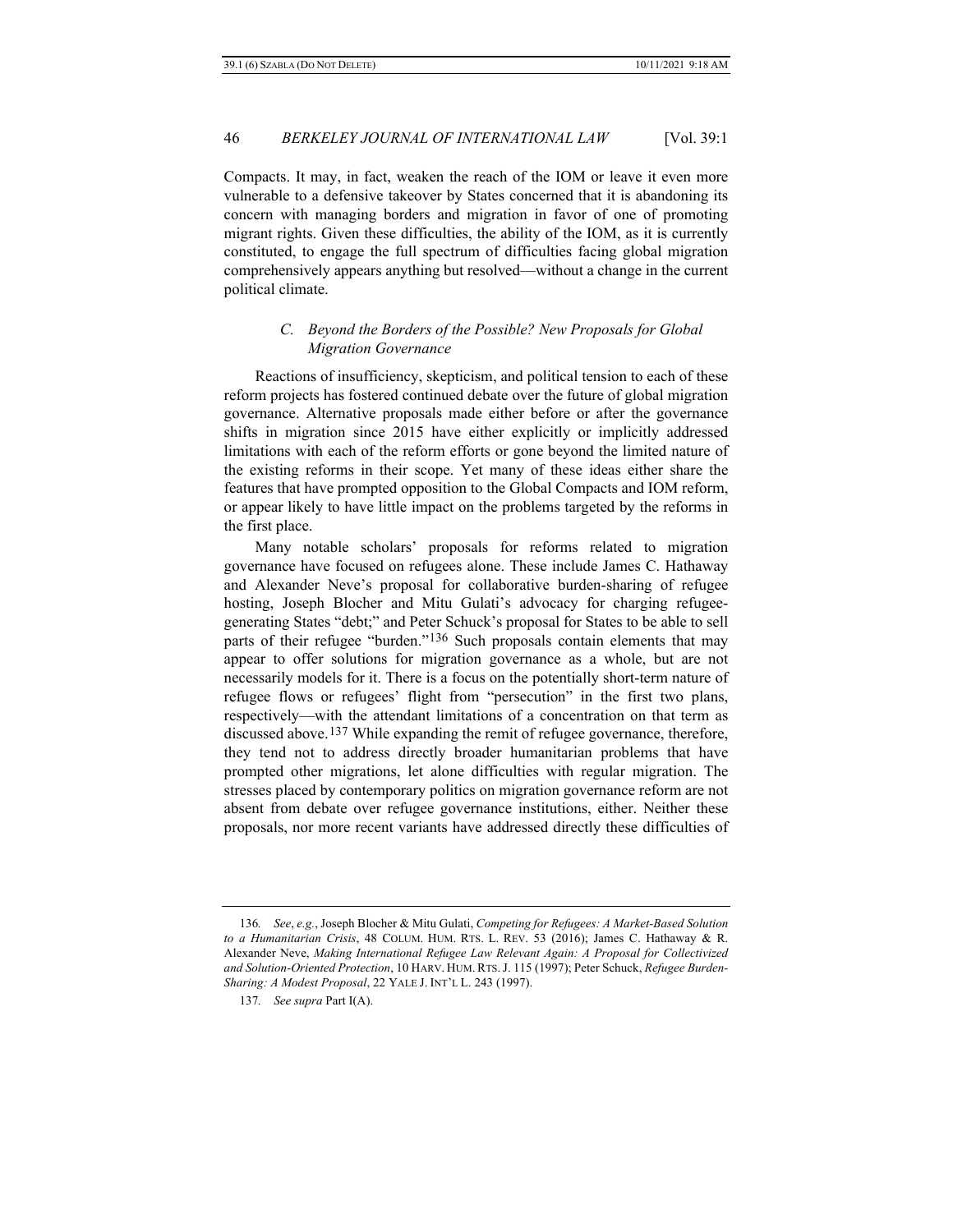Compacts. It may, in fact, weaken the reach of the IOM or leave it even more vulnerable to a defensive takeover by States concerned that it is abandoning its concern with managing borders and migration in favor of one of promoting migrant rights. Given these difficulties, the ability of the IOM, as it is currently constituted, to engage the full spectrum of difficulties facing global migration comprehensively appears anything but resolved—without a change in the current political climate.

### *C. Beyond the Borders of the Possible? New Proposals for Global Migration Governance*

Reactions of insufficiency, skepticism, and political tension to each of these reform projects has fostered continued debate over the future of global migration governance. Alternative proposals made either before or after the governance shifts in migration since 2015 have either explicitly or implicitly addressed limitations with each of the reform efforts or gone beyond the limited nature of the existing reforms in their scope. Yet many of these ideas either share the features that have prompted opposition to the Global Compacts and IOM reform, or appear likely to have little impact on the problems targeted by the reforms in the first place.

Many notable scholars' proposals for reforms related to migration governance have focused on refugees alone. These include James C. Hathaway and Alexander Neve's proposal for collaborative burden-sharing of refugee hosting, Joseph Blocher and Mitu Gulati's advocacy for charging refugee-generating States "debt;" and Peter Schuck's proposal for States to be able to sell parts of their refugee "burden."[136] Such proposals contain elements that may appear to offer solutions for migration governance as a whole, but are not necessarily models for it. There is a focus on the potentially short-term nature of refugee flows or refugees' flight from "persecution" in the first two plans, respectively—with the attendant limitations of a concentration on that term as discussed above.[137] While expanding the remit of refugee governance, therefore, they tend not to address directly broader humanitarian problems that have prompted other migrations, let alone difficulties with regular migration. The stresses placed by contemporary politics on migration governance reform are not absent from debate over refugee governance institutions, either. Neither these proposals, nor more recent variants have addressed directly these difficulties of

---

136. *See*, *e.g.*, Joseph Blocher & Mitu Gulati, *Competing for Refugees: A Market-Based Solution to a Humanitarian Crisis*, 48 COLUM. HUM. RTS. L. REV. 53 (2016); James C. Hathaway & R. Alexander Neve, *Making International Refugee Law Relevant Again: A Proposal for Collectivized and Solution-Oriented Protection*, 10 HARV. HUM. RTS. J. 115 (1997); Peter Schuck, *Refugee Burden-Sharing: A Modest Proposal*, 22 YALE J. INT'L L. 243 (1997).

137. *See supra* Part I(A).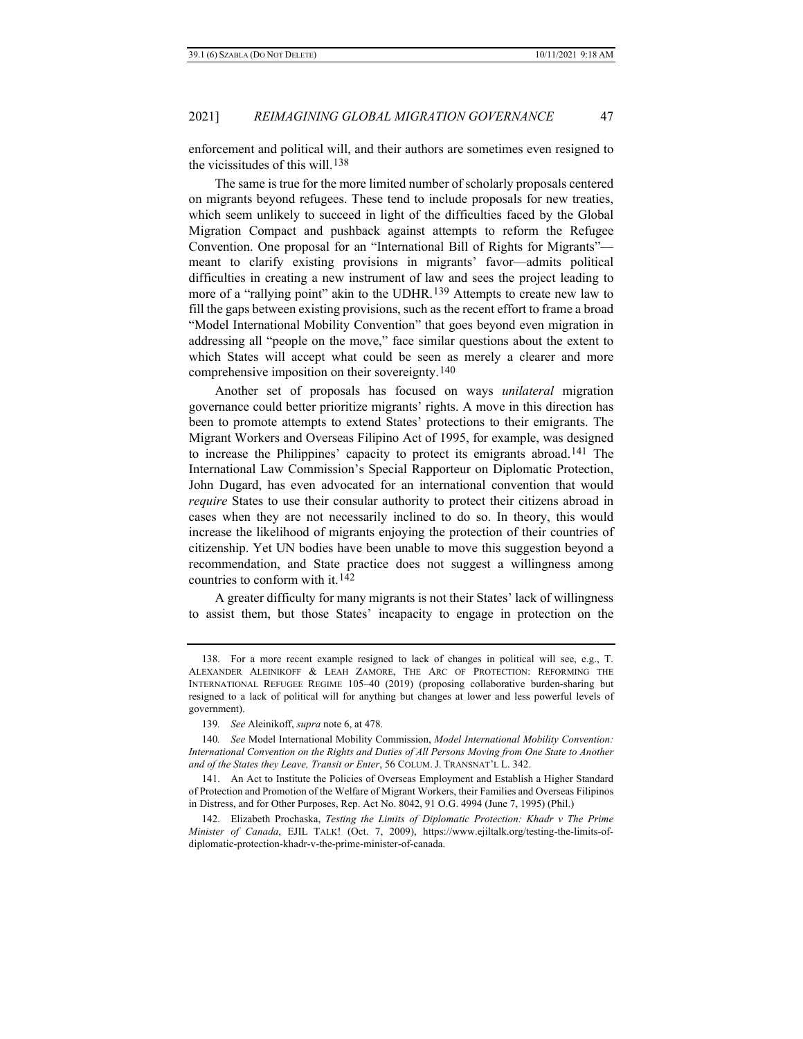enforcement and political will, and their authors are sometimes even resigned to the vicissitudes of this will.[138]

The same is true for the more limited number of scholarly proposals centered on migrants beyond refugees. These tend to include proposals for new treaties, which seem unlikely to succeed in light of the difficulties faced by the Global Migration Compact and pushback against attempts to reform the Refugee Convention. One proposal for an "International Bill of Rights for Migrants"—meant to clarify existing provisions in migrants' favor—admits political difficulties in creating a new instrument of law and sees the project leading to more of a "rallying point" akin to the UDHR.[139] Attempts to create new law to fill the gaps between existing provisions, such as the recent effort to frame a broad "Model International Mobility Convention" that goes beyond even migration in addressing all "people on the move," face similar questions about the extent to which States will accept what could be seen as merely a clearer and more comprehensive imposition on their sovereignty.[140]

Another set of proposals has focused on ways *unilateral* migration governance could better prioritize migrants' rights. A move in this direction has been to promote attempts to extend States' protections to their emigrants. The Migrant Workers and Overseas Filipino Act of 1995, for example, was designed to increase the Philippines' capacity to protect its emigrants abroad.[141] The International Law Commission's Special Rapporteur on Diplomatic Protection, John Dugard, has even advocated for an international convention that would *require* States to use their consular authority to protect their citizens abroad in cases when they are not necessarily inclined to do so. In theory, this would increase the likelihood of migrants enjoying the protection of their countries of citizenship. Yet UN bodies have been unable to move this suggestion beyond a recommendation, and State practice does not suggest a willingness among countries to conform with it.[142]

A greater difficulty for many migrants is not their States' lack of willingness to assist them, but those States' incapacity to engage in protection on the

---

138. For a more recent example resigned to lack of changes in political will see, e.g., T. ALEXANDER ALEINIKOFF & LEAH ZAMORE, THE ARC OF PROTECTION: REFORMING THE INTERNATIONAL REFUGEE REGIME 105–40 (2019) (proposing collaborative burden-sharing but resigned to a lack of political will for anything but changes at lower and less powerful levels of government).

139. *See* Aleinikoff, *supra* note 6, at 478.

140. *See* Model International Mobility Commission, *Model International Mobility Convention: International Convention on the Rights and Duties of All Persons Moving from One State to Another and of the States they Leave, Transit or Enter*, 56 COLUM. J. TRANSNAT'L L. 342.

141. An Act to Institute the Policies of Overseas Employment and Establish a Higher Standard of Protection and Promotion of the Welfare of Migrant Workers, their Families and Overseas Filipinos in Distress, and for Other Purposes, Rep. Act No. 8042, 91 O.G. 4994 (June 7, 1995) (Phil.)

142. Elizabeth Prochaska, *Testing the Limits of Diplomatic Protection: Khadr v The Prime Minister of Canada*, EJIL TALK! (Oct. 7, 2009), https://www.ejiltalk.org/testing-the-limits-of-diplomatic-protection-khadr-v-the-prime-minister-of-canada.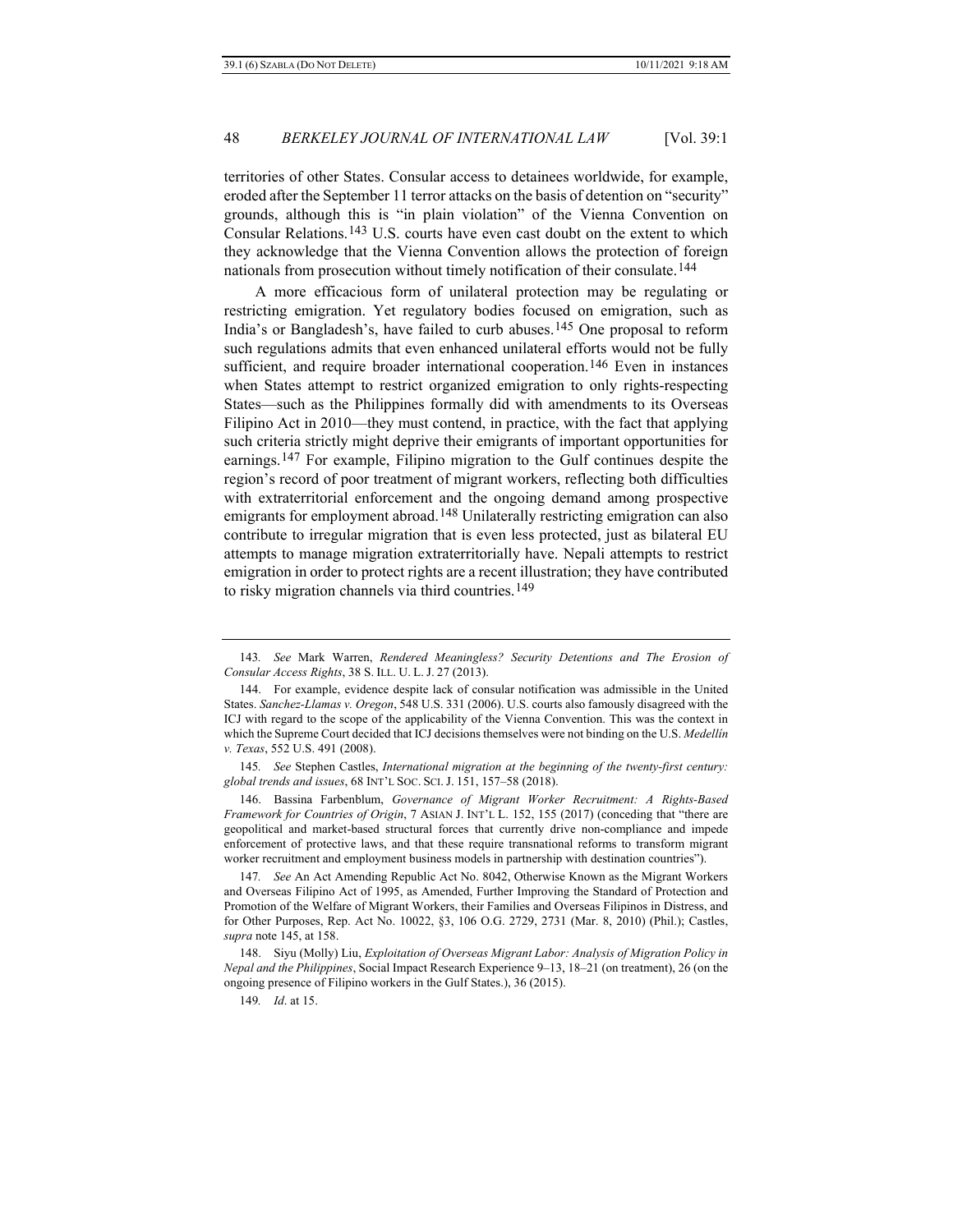territories of other States. Consular access to detainees worldwide, for example, eroded after the September 11 terror attacks on the basis of detention on "security" grounds, although this is "in plain violation" of the Vienna Convention on Consular Relations.[143] U.S. courts have even cast doubt on the extent to which they acknowledge that the Vienna Convention allows the protection of foreign nationals from prosecution without timely notification of their consulate.[144]

A more efficacious form of unilateral protection may be regulating or restricting emigration. Yet regulatory bodies focused on emigration, such as India's or Bangladesh's, have failed to curb abuses.[145] One proposal to reform such regulations admits that even enhanced unilateral efforts would not be fully sufficient, and require broader international cooperation.[146] Even in instances when States attempt to restrict organized emigration to only rights-respecting States—such as the Philippines formally did with amendments to its Overseas Filipino Act in 2010—they must contend, in practice, with the fact that applying such criteria strictly might deprive their emigrants of important opportunities for earnings.[147] For example, Filipino migration to the Gulf continues despite the region's record of poor treatment of migrant workers, reflecting both difficulties with extraterritorial enforcement and the ongoing demand among prospective emigrants for employment abroad.[148] Unilaterally restricting emigration can also contribute to irregular migration that is even less protected, just as bilateral EU attempts to manage migration extraterritorially have. Nepali attempts to restrict emigration in order to protect rights are a recent illustration; they have contributed to risky migration channels via third countries.[149]

---

143. *See* Mark Warren, *Rendered Meaningless? Security Detentions and The Erosion of Consular Access Rights*, 38 S. ILL. U. L. J. 27 (2013).

144. For example, evidence despite lack of consular notification was admissible in the United States. *Sanchez-Llamas v. Oregon*, 548 U.S. 331 (2006). U.S. courts also famously disagreed with the ICJ with regard to the scope of the applicability of the Vienna Convention. This was the context in which the Supreme Court decided that ICJ decisions themselves were not binding on the U.S. *Medellín v. Texas*, 552 U.S. 491 (2008).

145. *See* Stephen Castles, *International migration at the beginning of the twenty-first century: global trends and issues*, 68 INT'L SOC. SCI. J. 151, 157–58 (2018).

146. Bassina Farbenblum, *Governance of Migrant Worker Recruitment: A Rights-Based Framework for Countries of Origin*, 7 ASIAN J. INT'L L. 152, 155 (2017) (conceding that "there are geopolitical and market-based structural forces that currently drive non-compliance and impede enforcement of protective laws, and that these require transnational reforms to transform migrant worker recruitment and employment business models in partnership with destination countries").

147. *See* An Act Amending Republic Act No. 8042, Otherwise Known as the Migrant Workers and Overseas Filipino Act of 1995, as Amended, Further Improving the Standard of Protection and Promotion of the Welfare of Migrant Workers, their Families and Overseas Filipinos in Distress, and for Other Purposes, Rep. Act No. 10022, §3, 106 O.G. 2729, 2731 (Mar. 8, 2010) (Phil.); Castles, *supra* note 145, at 158.

148. Siyu (Molly) Liu, *Exploitation of Overseas Migrant Labor: Analysis of Migration Policy in Nepal and the Philippines*, Social Impact Research Experience 9–13, 18–21 (on treatment), 26 (on the ongoing presence of Filipino workers in the Gulf States.), 36 (2015).

149. *Id*. at 15.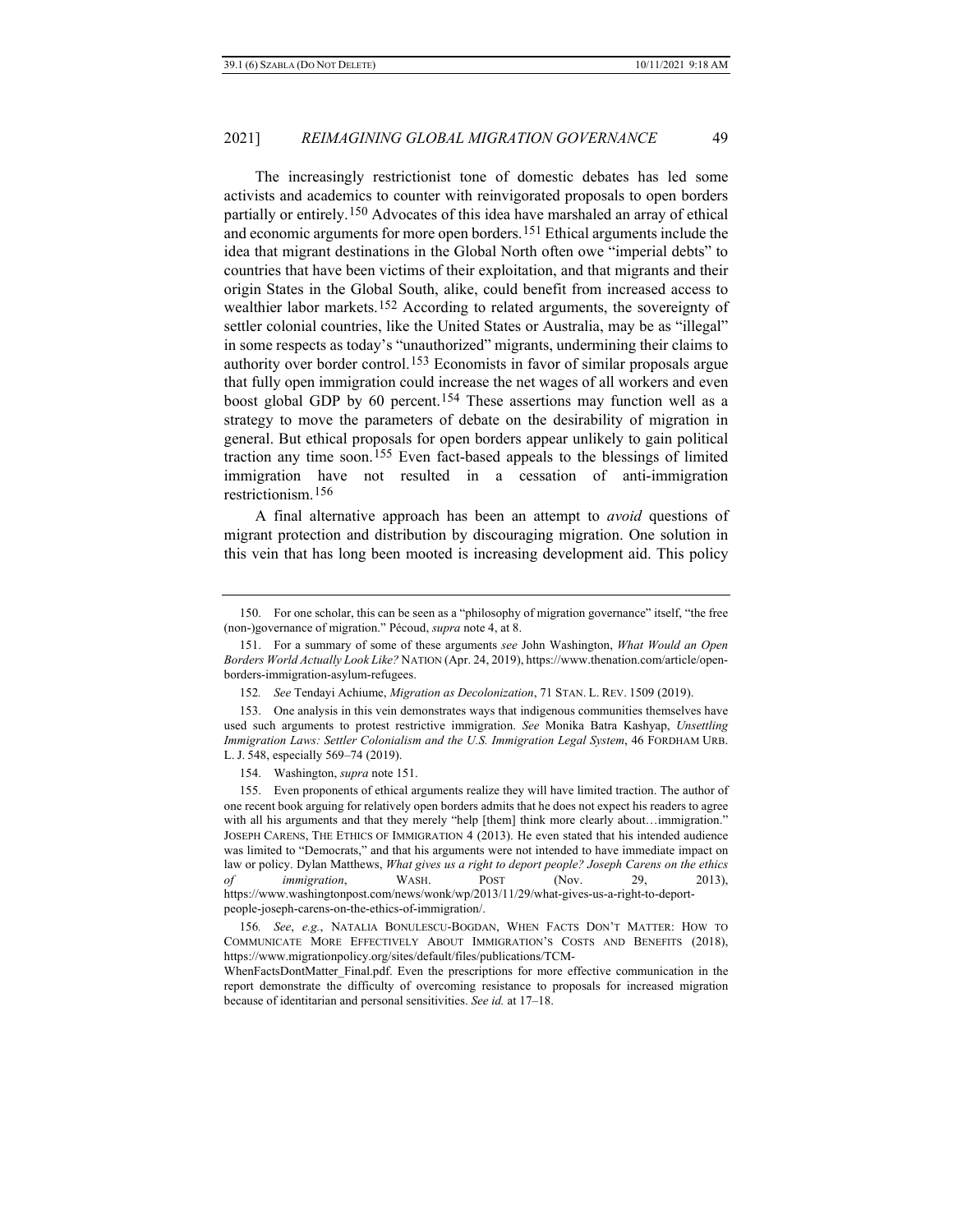The increasingly restrictionist tone of domestic debates has led some activists and academics to counter with reinvigorated proposals to open borders partially or entirely.[150] Advocates of this idea have marshaled an array of ethical and economic arguments for more open borders.[151] Ethical arguments include the idea that migrant destinations in the Global North often owe "imperial debts" to countries that have been victims of their exploitation, and that migrants and their origin States in the Global South, alike, could benefit from increased access to wealthier labor markets.[152] According to related arguments, the sovereignty of settler colonial countries, like the United States or Australia, may be as "illegal" in some respects as today's "unauthorized" migrants, undermining their claims to authority over border control.[153] Economists in favor of similar proposals argue that fully open immigration could increase the net wages of all workers and even boost global GDP by 60 percent.[154] These assertions may function well as a strategy to move the parameters of debate on the desirability of migration in general. But ethical proposals for open borders appear unlikely to gain political traction any time soon.[155] Even fact-based appeals to the blessings of limited immigration have not resulted in a cessation of anti-immigration restrictionism.[156]

A final alternative approach has been an attempt to *avoid* questions of migrant protection and distribution by discouraging migration. One solution in this vein that has long been mooted is increasing development aid. This policy

---

150. For one scholar, this can be seen as a "philosophy of migration governance" itself, "the free (non-)governance of migration." Pécoud, *supra* note 4, at 8.

151. For a summary of some of these arguments *see* John Washington, *What Would an Open Borders World Actually Look Like?* NATION (Apr. 24, 2019), https://www.thenation.com/article/open-borders-immigration-asylum-refugees.

152. *See* Tendayi Achiume, *Migration as Decolonization*, 71 STAN. L. REV. 1509 (2019).

153. One analysis in this vein demonstrates ways that indigenous communities themselves have used such arguments to protest restrictive immigration. *See* Monika Batra Kashyap, *Unsettling Immigration Laws: Settler Colonialism and the U.S. Immigration Legal System*, 46 FORDHAM URB. L. J. 548, especially 569–74 (2019).

154. Washington, *supra* note 151.

155. Even proponents of ethical arguments realize they will have limited traction. The author of one recent book arguing for relatively open borders admits that he does not expect his readers to agree with all his arguments and that they merely "help [them] think more clearly about…immigration." JOSEPH CARENS, THE ETHICS OF IMMIGRATION 4 (2013). He even stated that his intended audience was limited to "Democrats," and that his arguments were not intended to have immediate impact on law or policy. Dylan Matthews, *What gives us a right to deport people? Joseph Carens on the ethics of immigration*, WASH. POST (Nov. 29, 2013), https://www.washingtonpost.com/news/wonk/wp/2013/11/29/what-gives-us-a-right-to-deport-people-joseph-carens-on-the-ethics-of-immigration/.

156. *See*, *e.g.*, NATALIA BONULESCU-BOGDAN, WHEN FACTS DON'T MATTER: HOW TO COMMUNICATE MORE EFFECTIVELY ABOUT IMMIGRATION'S COSTS AND BENEFITS (2018), https://www.migrationpolicy.org/sites/default/files/publications/TCM-WhenFactsDontMatter_Final.pdf. Even the prescriptions for more effective communication in the report demonstrate the difficulty of overcoming resistance to proposals for increased migration because of identitarian and personal sensitivities. *See id.* at 17–18.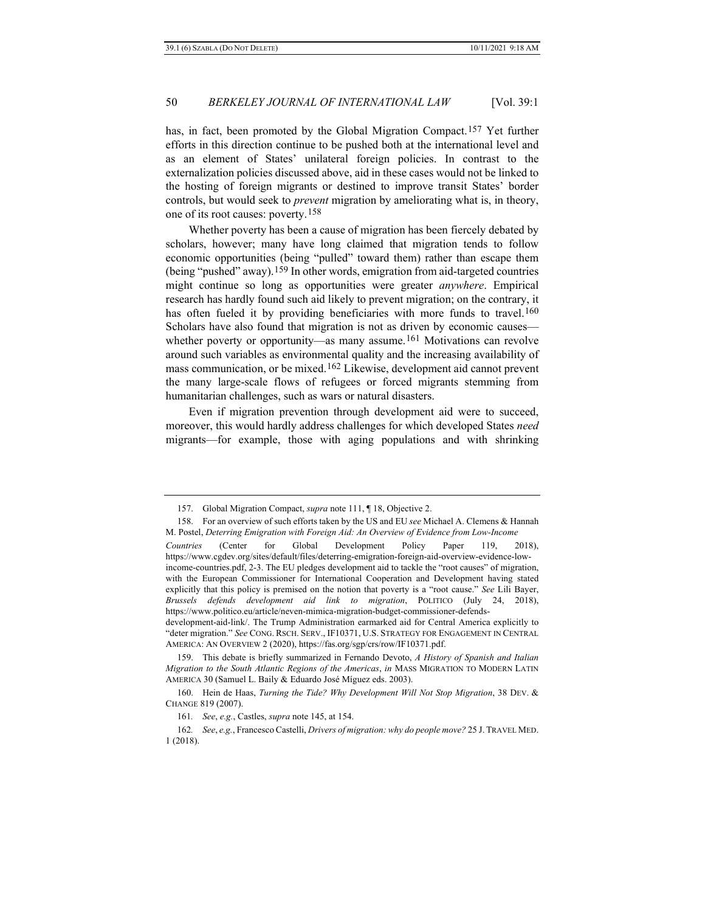has, in fact, been promoted by the Global Migration Compact.[157] Yet further efforts in this direction continue to be pushed both at the international level and as an element of States' unilateral foreign policies. In contrast to the externalization policies discussed above, aid in these cases would not be linked to the hosting of foreign migrants or destined to improve transit States' border controls, but would seek to *prevent* migration by ameliorating what is, in theory, one of its root causes: poverty.[158]

Whether poverty has been a cause of migration has been fiercely debated by scholars, however; many have long claimed that migration tends to follow economic opportunities (being "pulled" toward them) rather than escape them (being "pushed" away).[159] In other words, emigration from aid-targeted countries might continue so long as opportunities were greater *anywhere*. Empirical research has hardly found such aid likely to prevent migration; on the contrary, it has often fueled it by providing beneficiaries with more funds to travel.[160] Scholars have also found that migration is not as driven by economic causes—whether poverty or opportunity—as many assume.[161] Motivations can revolve around such variables as environmental quality and the increasing availability of mass communication, or be mixed.[162] Likewise, development aid cannot prevent the many large-scale flows of refugees or forced migrants stemming from humanitarian challenges, such as wars or natural disasters.

Even if migration prevention through development aid were to succeed, moreover, this would hardly address challenges for which developed States *need* migrants—for example, those with aging populations and with shrinking

---

157. Global Migration Compact, *supra* note 111, ¶ 18, Objective 2.

158. For an overview of such efforts taken by the US and EU *see* Michael A. Clemens & Hannah M. Postel, *Deterring Emigration with Foreign Aid: An Overview of Evidence from Low-Income Countries* (Center for Global Development Policy Paper 119, 2018), https://www.cgdev.org/sites/default/files/deterring-emigration-foreign-aid-overview-evidence-low-income-countries.pdf, 2-3. The EU pledges development aid to tackle the "root causes" of migration, with the European Commissioner for International Cooperation and Development having stated explicitly that this policy is premised on the notion that poverty is a "root cause." *See* Lili Bayer, *Brussels defends development aid link to migration*, POLITICO (July 24, 2018), https://www.politico.eu/article/neven-mimica-migration-budget-commissioner-defends-development-aid-link/. The Trump Administration earmarked aid for Central America explicitly to "deter migration." *See* CONG. RSCH. SERV., IF10371, U.S. STRATEGY FOR ENGAGEMENT IN CENTRAL AMERICA: AN OVERVIEW 2 (2020), https://fas.org/sgp/crs/row/IF10371.pdf.

159. This debate is briefly summarized in Fernando Devoto, *A History of Spanish and Italian Migration to the South Atlantic Regions of the Americas*, *in* MASS MIGRATION TO MODERN LATIN AMERICA 30 (Samuel L. Baily & Eduardo José Míguez eds. 2003).

160. Hein de Haas, *Turning the Tide? Why Development Will Not Stop Migration*, 38 DEV. & CHANGE 819 (2007).

161. *See*, *e.g.*, Castles, *supra* note 145, at 154.

162. *See*, *e.g.*, Francesco Castelli, *Drivers of migration: why do people move?* 25 J. TRAVEL MED. 1 (2018).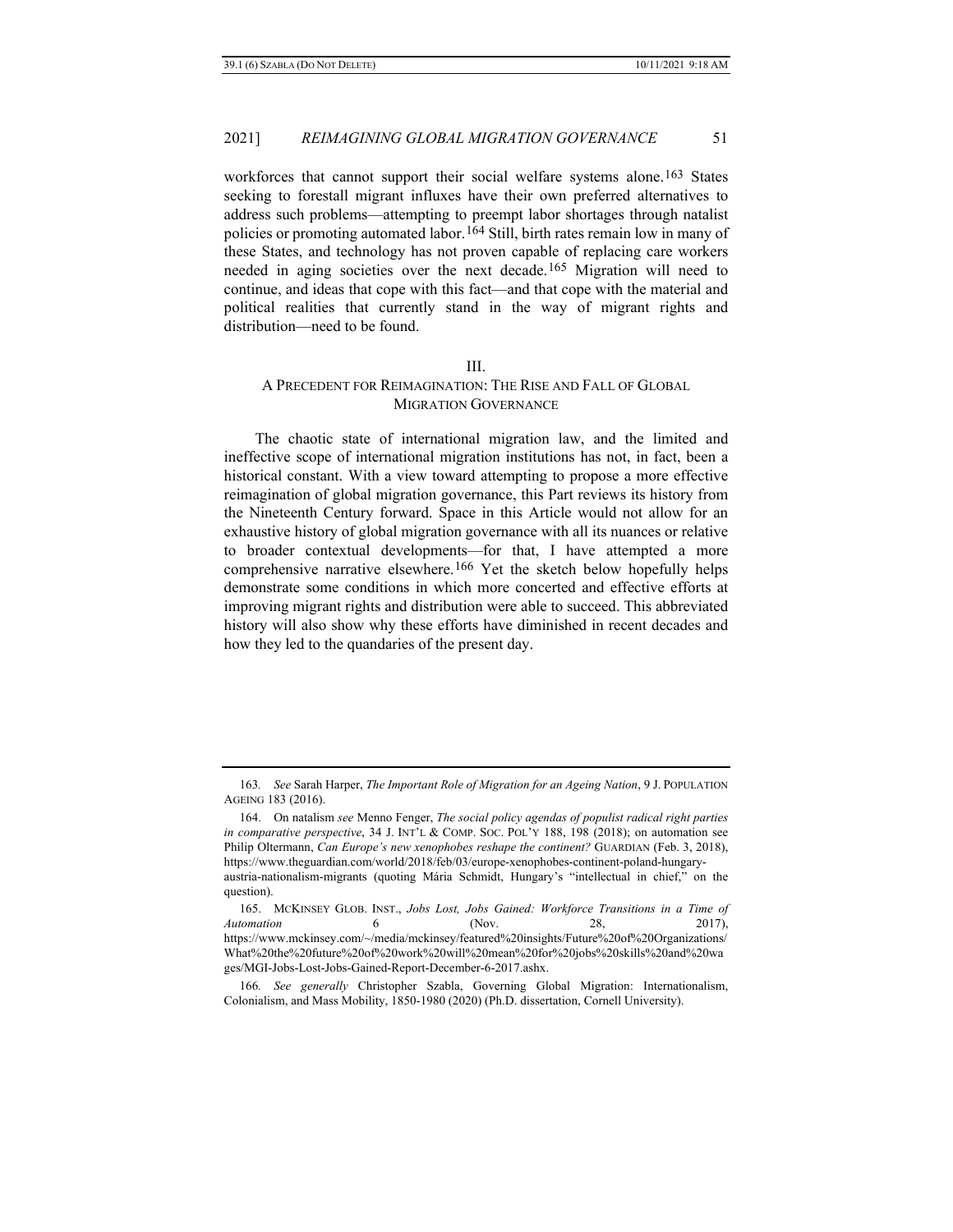workforces that cannot support their social welfare systems alone.[163] States seeking to forestall migrant influxes have their own preferred alternatives to address such problems—attempting to preempt labor shortages through natalist policies or promoting automated labor.[164] Still, birth rates remain low in many of these States, and technology has not proven capable of replacing care workers needed in aging societies over the next decade.[165] Migration will need to continue, and ideas that cope with this fact—and that cope with the material and political realities that currently stand in the way of migrant rights and distribution—need to be found.

## III.
## A PRECEDENT FOR REIMAGINATION: THE RISE AND FALL OF GLOBAL MIGRATION GOVERNANCE

The chaotic state of international migration law, and the limited and ineffective scope of international migration institutions has not, in fact, been a historical constant. With a view toward attempting to propose a more effective reimagination of global migration governance, this Part reviews its history from the Nineteenth Century forward. Space in this Article would not allow for an exhaustive history of global migration governance with all its nuances or relative to broader contextual developments—for that, I have attempted a more comprehensive narrative elsewhere.[166] Yet the sketch below hopefully helps demonstrate some conditions in which more concerted and effective efforts at improving migrant rights and distribution were able to succeed. This abbreviated history will also show why these efforts have diminished in recent decades and how they led to the quandaries of the present day.

---

163. *See* Sarah Harper, *The Important Role of Migration for an Ageing Nation*, 9 J. POPULATION AGEING 183 (2016).

164. On natalism *see* Menno Fenger, *The social policy agendas of populist radical right parties in comparative perspective*, 34 J. INT'L & COMP. SOC. POL'Y 188, 198 (2018); on automation see Philip Oltermann, *Can Europe's new xenophobes reshape the continent?* GUARDIAN (Feb. 3, 2018), https://www.theguardian.com/world/2018/feb/03/europe-xenophobes-continent-poland-hungary-austria-nationalism-migrants (quoting Mária Schmidt, Hungary's "intellectual in chief," on the question).

165. MCKINSEY GLOB. INST., *Jobs Lost, Jobs Gained: Workforce Transitions in a Time of Automation* 6 (Nov. 28, 2017), https://www.mckinsey.com/~/media/mckinsey/featured%20insights/Future%20of%20Organizations/What%20the%20future%20of%20work%20will%20mean%20for%20jobs%20skills%20and%20wages/MGI-Jobs-Lost-Jobs-Gained-Report-December-6-2017.ashx.

166. *See generally* Christopher Szabla, Governing Global Migration: Internationalism, Colonialism, and Mass Mobility, 1850-1980 (2020) (Ph.D. dissertation, Cornell University).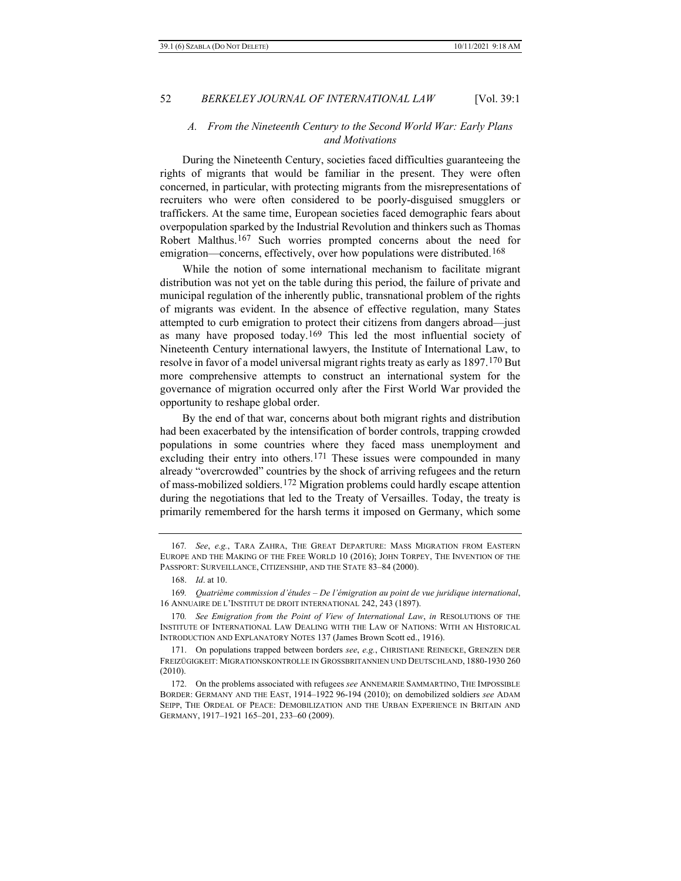### *A. From the Nineteenth Century to the Second World War: Early Plans and Motivations*

During the Nineteenth Century, societies faced difficulties guaranteeing the rights of migrants that would be familiar in the present. They were often concerned, in particular, with protecting migrants from the misrepresentations of recruiters who were often considered to be poorly-disguised smugglers or traffickers. At the same time, European societies faced demographic fears about overpopulation sparked by the Industrial Revolution and thinkers such as Thomas Robert Malthus.[167] Such worries prompted concerns about the need for emigration—concerns, effectively, over how populations were distributed.[168]

While the notion of some international mechanism to facilitate migrant distribution was not yet on the table during this period, the failure of private and municipal regulation of the inherently public, transnational problem of the rights of migrants was evident. In the absence of effective regulation, many States attempted to curb emigration to protect their citizens from dangers abroad—just as many have proposed today.[169] This led the most influential society of Nineteenth Century international lawyers, the Institute of International Law, to resolve in favor of a model universal migrant rights treaty as early as 1897.[170] But more comprehensive attempts to construct an international system for the governance of migration occurred only after the First World War provided the opportunity to reshape global order.

By the end of that war, concerns about both migrant rights and distribution had been exacerbated by the intensification of border controls, trapping crowded populations in some countries where they faced mass unemployment and excluding their entry into others.[171] These issues were compounded in many already "overcrowded" countries by the shock of arriving refugees and the return of mass-mobilized soldiers.[172] Migration problems could hardly escape attention during the negotiations that led to the Treaty of Versailles. Today, the treaty is primarily remembered for the harsh terms it imposed on Germany, which some

---

167. *See*, *e.g.*, TARA ZAHRA, THE GREAT DEPARTURE: MASS MIGRATION FROM EASTERN EUROPE AND THE MAKING OF THE FREE WORLD 10 (2016); JOHN TORPEY, THE INVENTION OF THE PASSPORT: SURVEILLANCE, CITIZENSHIP, AND THE STATE 83–84 (2000).

168. *Id*. at 10.

169. *Quatrième commission d'études – De l'émigration au point de vue juridique international*, 16 ANNUAIRE DE L'INSTITUT DE DROIT INTERNATIONAL 242, 243 (1897).

170. *See Emigration from the Point of View of International Law*, *in* RESOLUTIONS OF THE INSTITUTE OF INTERNATIONAL LAW DEALING WITH THE LAW OF NATIONS: WITH AN HISTORICAL INTRODUCTION AND EXPLANATORY NOTES 137 (James Brown Scott ed., 1916).

171. On populations trapped between borders *see*, *e.g.*, CHRISTIANE REINECKE, GRENZEN DER FREIZÜGIGKEIT: MIGRATIONSKONTROLLE IN GROSSBRITANNIEN UND DEUTSCHLAND, 1880-1930 260 (2010).

172. On the problems associated with refugees *see* ANNEMARIE SAMMARTINO, THE IMPOSSIBLE BORDER: GERMANY AND THE EAST, 1914–1922 96-194 (2010); on demobilized soldiers *see* ADAM SEIPP, THE ORDEAL OF PEACE: DEMOBILIZATION AND THE URBAN EXPERIENCE IN BRITAIN AND GERMANY, 1917–1921 165–201, 233–60 (2009).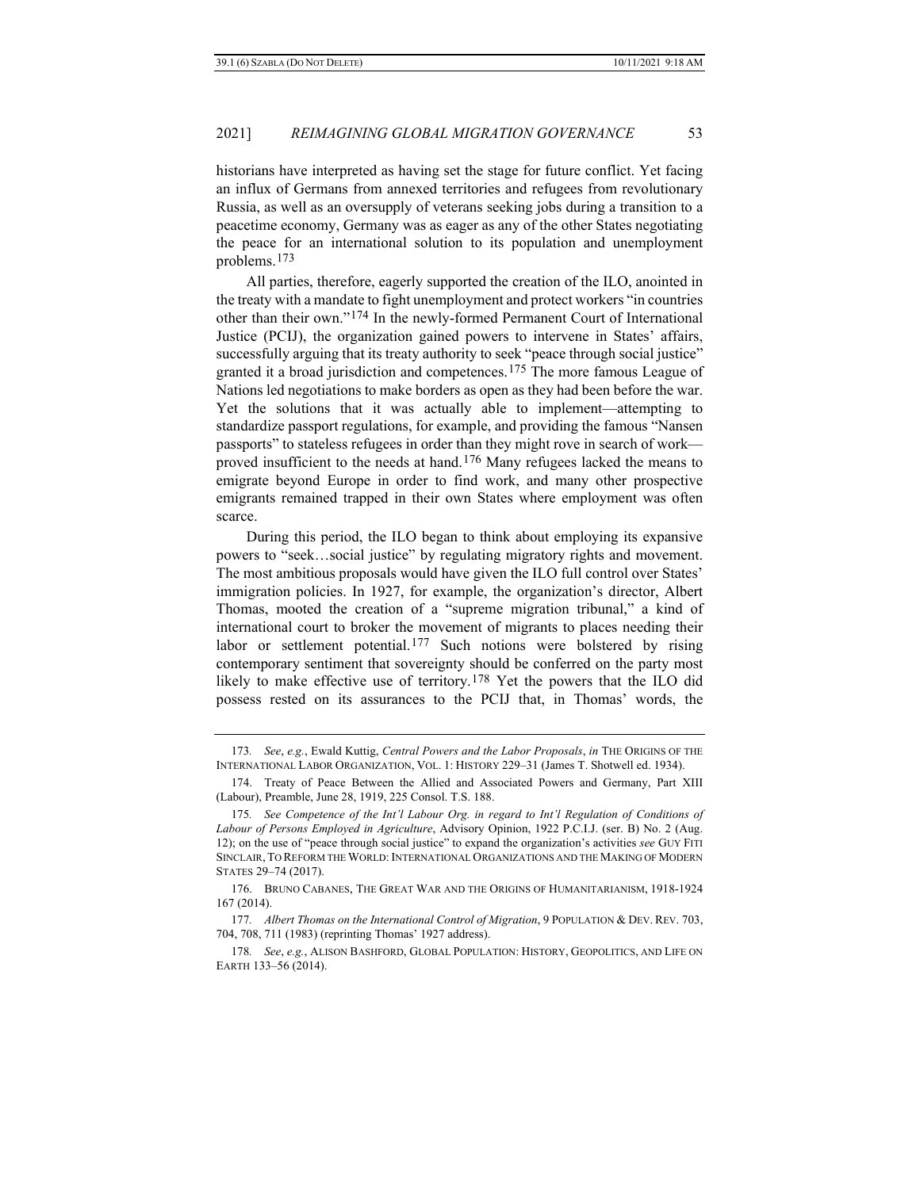historians have interpreted as having set the stage for future conflict. Yet facing an influx of Germans from annexed territories and refugees from revolutionary Russia, as well as an oversupply of veterans seeking jobs during a transition to a peacetime economy, Germany was as eager as any of the other States negotiating the peace for an international solution to its population and unemployment problems.[173]

All parties, therefore, eagerly supported the creation of the ILO, anointed in the treaty with a mandate to fight unemployment and protect workers "in countries other than their own."[174] In the newly-formed Permanent Court of International Justice (PCIJ), the organization gained powers to intervene in States' affairs, successfully arguing that its treaty authority to seek "peace through social justice" granted it a broad jurisdiction and competences.[175] The more famous League of Nations led negotiations to make borders as open as they had been before the war. Yet the solutions that it was actually able to implement—attempting to standardize passport regulations, for example, and providing the famous "Nansen passports" to stateless refugees in order than they might rove in search of work—proved insufficient to the needs at hand.[176] Many refugees lacked the means to emigrate beyond Europe in order to find work, and many other prospective emigrants remained trapped in their own States where employment was often scarce.

During this period, the ILO began to think about employing its expansive powers to "seek…social justice" by regulating migratory rights and movement. The most ambitious proposals would have given the ILO full control over States' immigration policies. In 1927, for example, the organization's director, Albert Thomas, mooted the creation of a "supreme migration tribunal," a kind of international court to broker the movement of migrants to places needing their labor or settlement potential.[177] Such notions were bolstered by rising contemporary sentiment that sovereignty should be conferred on the party most likely to make effective use of territory.[178] Yet the powers that the ILO did possess rested on its assurances to the PCIJ that, in Thomas' words, the

---

173. *See*, *e.g.*, Ewald Kuttig, *Central Powers and the Labor Proposals*, *in* THE ORIGINS OF THE INTERNATIONAL LABOR ORGANIZATION, VOL. 1: HISTORY 229–31 (James T. Shotwell ed. 1934).

174. Treaty of Peace Between the Allied and Associated Powers and Germany, Part XIII (Labour), Preamble, June 28, 1919, 225 Consol. T.S. 188.

175. *See Competence of the Int'l Labour Org. in regard to Int'l Regulation of Conditions of Labour of Persons Employed in Agriculture*, Advisory Opinion, 1922 P.C.I.J. (ser. B) No. 2 (Aug. 12); on the use of "peace through social justice" to expand the organization's activities *see* GUY FITI SINCLAIR, TO REFORM THE WORLD: INTERNATIONAL ORGANIZATIONS AND THE MAKING OF MODERN STATES 29–74 (2017).

176. BRUNO CABANES, THE GREAT WAR AND THE ORIGINS OF HUMANITARIANISM, 1918-1924 167 (2014).

177. *Albert Thomas on the International Control of Migration*, 9 POPULATION & DEV. REV. 703, 704, 708, 711 (1983) (reprinting Thomas' 1927 address).

178. *See*, *e.g.*, ALISON BASHFORD, GLOBAL POPULATION: HISTORY, GEOPOLITICS, AND LIFE ON EARTH 133–56 (2014).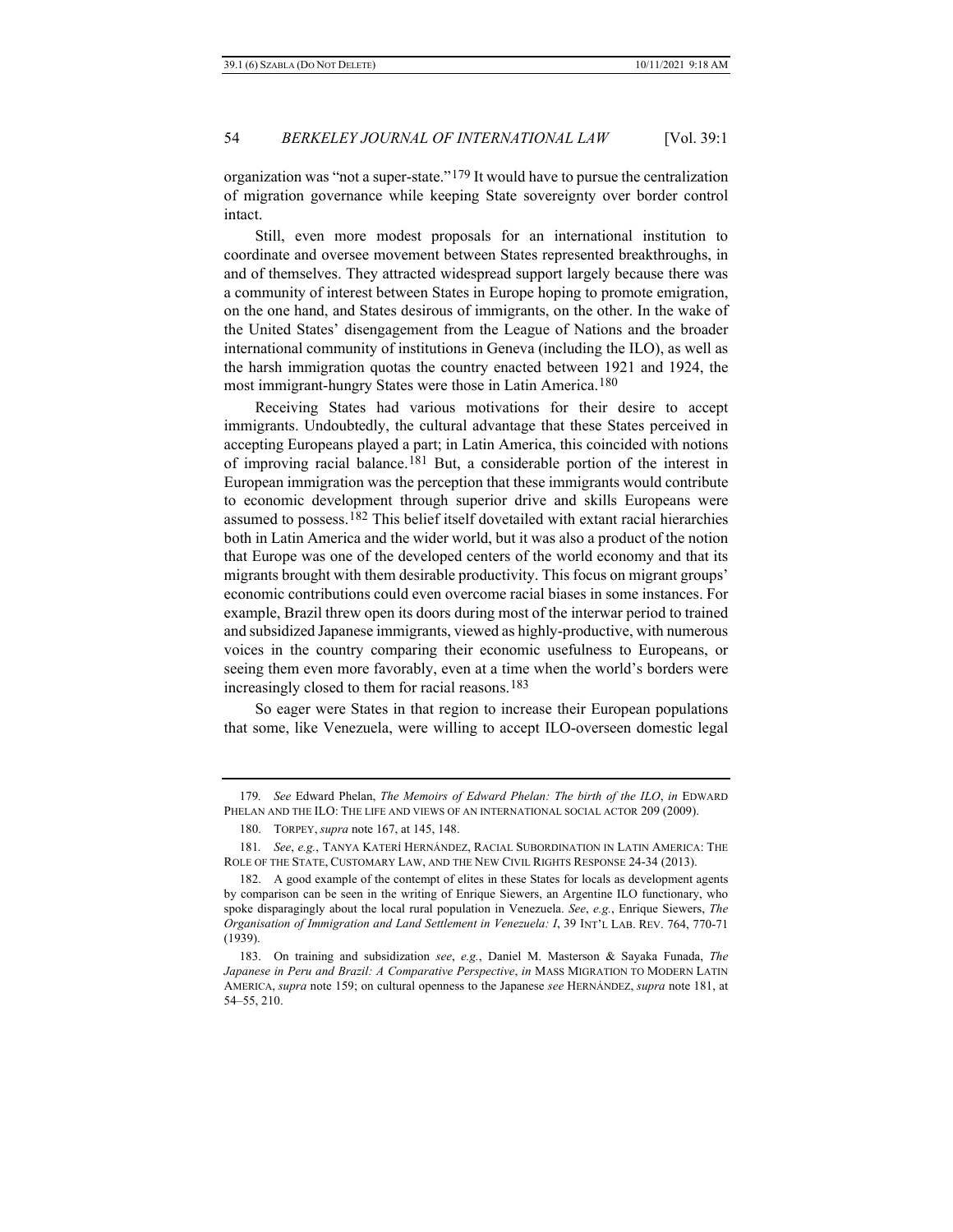organization was "not a super-state."[179] It would have to pursue the centralization of migration governance while keeping State sovereignty over border control intact.

Still, even more modest proposals for an international institution to coordinate and oversee movement between States represented breakthroughs, in and of themselves. They attracted widespread support largely because there was a community of interest between States in Europe hoping to promote emigration, on the one hand, and States desirous of immigrants, on the other. In the wake of the United States' disengagement from the League of Nations and the broader international community of institutions in Geneva (including the ILO), as well as the harsh immigration quotas the country enacted between 1921 and 1924, the most immigrant-hungry States were those in Latin America.[180]

Receiving States had various motivations for their desire to accept immigrants. Undoubtedly, the cultural advantage that these States perceived in accepting Europeans played a part; in Latin America, this coincided with notions of improving racial balance.[181] But, a considerable portion of the interest in European immigration was the perception that these immigrants would contribute to economic development through superior drive and skills Europeans were assumed to possess.[182] This belief itself dovetailed with extant racial hierarchies both in Latin America and the wider world, but it was also a product of the notion that Europe was one of the developed centers of the world economy and that its migrants brought with them desirable productivity. This focus on migrant groups' economic contributions could even overcome racial biases in some instances. For example, Brazil threw open its doors during most of the interwar period to trained and subsidized Japanese immigrants, viewed as highly-productive, with numerous voices in the country comparing their economic usefulness to Europeans, or seeing them even more favorably, even at a time when the world's borders were increasingly closed to them for racial reasons.[183]

So eager were States in that region to increase their European populations that some, like Venezuela, were willing to accept ILO-overseen domestic legal

---

179. *See* Edward Phelan, *The Memoirs of Edward Phelan: The birth of the ILO*, *in* EDWARD PHELAN AND THE ILO: THE LIFE AND VIEWS OF AN INTERNATIONAL SOCIAL ACTOR 209 (2009).

180. TORPEY, *supra* note 167, at 145, 148.

181. *See*, *e.g.*, TANYA KATERÍ HERNÁNDEZ, RACIAL SUBORDINATION IN LATIN AMERICA: THE ROLE OF THE STATE, CUSTOMARY LAW, AND THE NEW CIVIL RIGHTS RESPONSE 24-34 (2013).

182. A good example of the contempt of elites in these States for locals as development agents by comparison can be seen in the writing of Enrique Siewers, an Argentine ILO functionary, who spoke disparagingly about the local rural population in Venezuela. *See*, *e.g.*, Enrique Siewers, *The Organisation of Immigration and Land Settlement in Venezuela: I*, 39 INT'L LAB. REV. 764, 770-71 (1939).

183. On training and subsidization *see*, *e.g.*, Daniel M. Masterson & Sayaka Funada, *The Japanese in Peru and Brazil: A Comparative Perspective*, *in* MASS MIGRATION TO MODERN LATIN AMERICA, *supra* note 159; on cultural openness to the Japanese *see* HERNÁNDEZ, *supra* note 181, at 54–55, 210.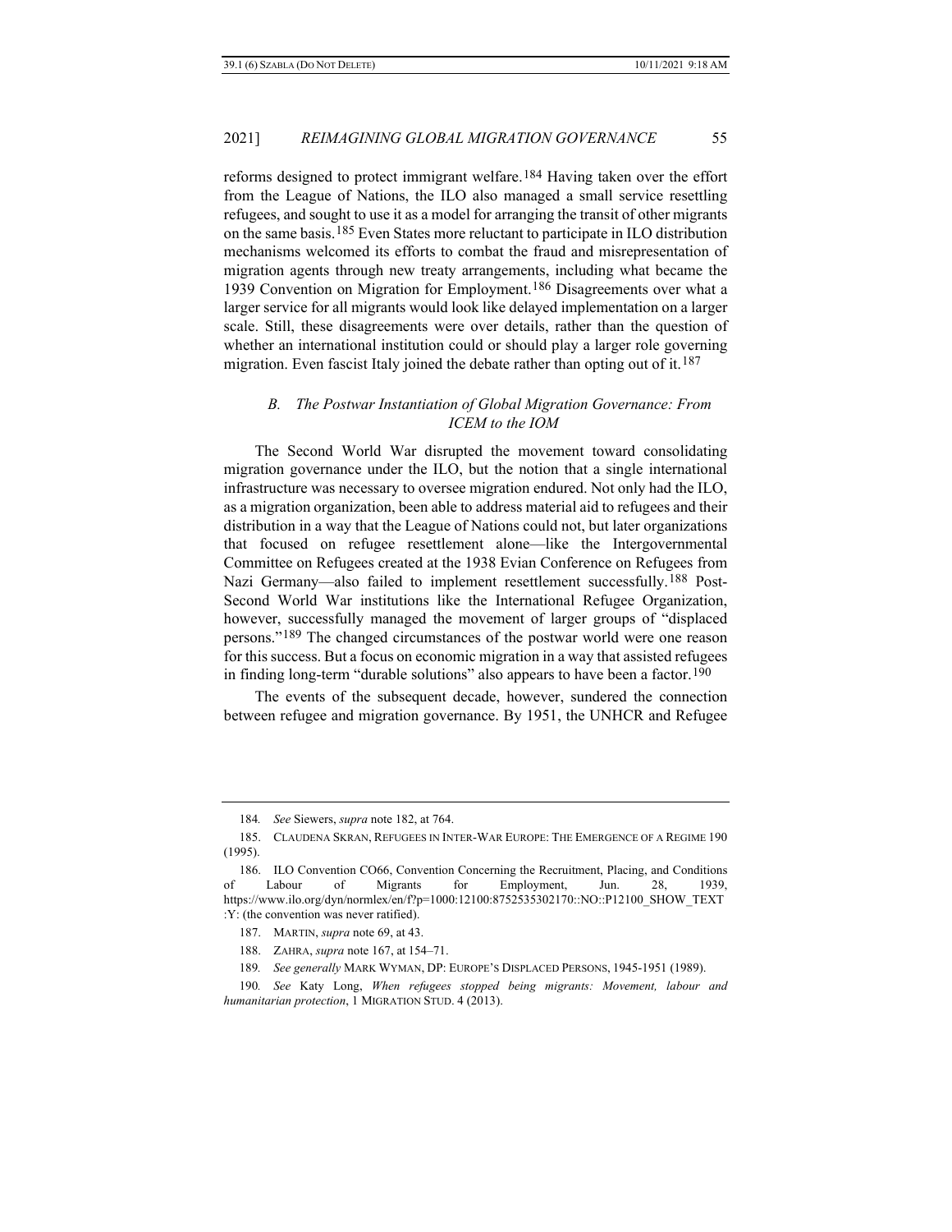reforms designed to protect immigrant welfare.[184] Having taken over the effort from the League of Nations, the ILO also managed a small service resettling refugees, and sought to use it as a model for arranging the transit of other migrants on the same basis.[185] Even States more reluctant to participate in ILO distribution mechanisms welcomed its efforts to combat the fraud and misrepresentation of migration agents through new treaty arrangements, including what became the 1939 Convention on Migration for Employment.[186] Disagreements over what a larger service for all migrants would look like delayed implementation on a larger scale. Still, these disagreements were over details, rather than the question of whether an international institution could or should play a larger role governing migration. Even fascist Italy joined the debate rather than opting out of it.[187]

### *B. The Postwar Instantiation of Global Migration Governance: From ICEM to the IOM*

The Second World War disrupted the movement toward consolidating migration governance under the ILO, but the notion that a single international infrastructure was necessary to oversee migration endured. Not only had the ILO, as a migration organization, been able to address material aid to refugees and their distribution in a way that the League of Nations could not, but later organizations that focused on refugee resettlement alone—like the Intergovernmental Committee on Refugees created at the 1938 Evian Conference on Refugees from Nazi Germany—also failed to implement resettlement successfully.[188] Post-Second World War institutions like the International Refugee Organization, however, successfully managed the movement of larger groups of "displaced persons."[189] The changed circumstances of the postwar world were one reason for this success. But a focus on economic migration in a way that assisted refugees in finding long-term "durable solutions" also appears to have been a factor.[190]

The events of the subsequent decade, however, sundered the connection between refugee and migration governance. By 1951, the UNHCR and Refugee

---

184. *See* Siewers, *supra* note 182, at 764.

185. CLAUDENA SKRAN, REFUGEES IN INTER-WAR EUROPE: THE EMERGENCE OF A REGIME 190 (1995).

186. ILO Convention CO66, Convention Concerning the Recruitment, Placing, and Conditions of Labour of Migrants for Employment, Jun. 28, 1939, https://www.ilo.org/dyn/normlex/en/f?p=1000:12100:8752535302170::NO::P12100_SHOW_TEXT:Y: (the convention was never ratified).

187. MARTIN, *supra* note 69, at 43.

188. ZAHRA, *supra* note 167, at 154–71.

189. *See generally* MARK WYMAN, DP: EUROPE'S DISPLACED PERSONS, 1945-1951 (1989).

190. *See* Katy Long, *When refugees stopped being migrants: Movement, labour and humanitarian protection*, 1 MIGRATION STUD. 4 (2013).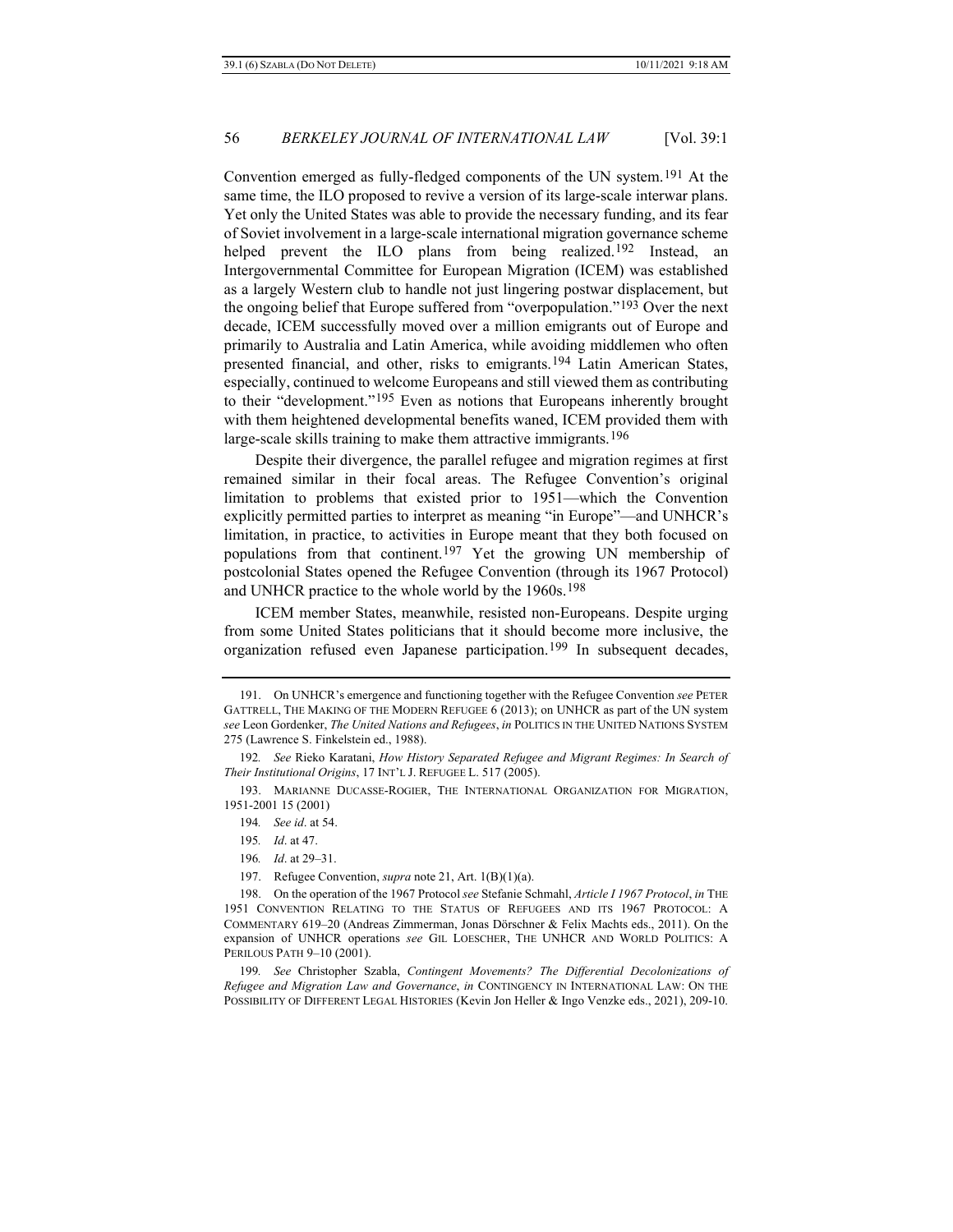Convention emerged as fully-fledged components of the UN system.[191] At the same time, the ILO proposed to revive a version of its large-scale interwar plans. Yet only the United States was able to provide the necessary funding, and its fear of Soviet involvement in a large-scale international migration governance scheme helped prevent the ILO plans from being realized.[192] Instead, an Intergovernmental Committee for European Migration (ICEM) was established as a largely Western club to handle not just lingering postwar displacement, but the ongoing belief that Europe suffered from "overpopulation."[193] Over the next decade, ICEM successfully moved over a million emigrants out of Europe and primarily to Australia and Latin America, while avoiding middlemen who often presented financial, and other, risks to emigrants.[194] Latin American States, especially, continued to welcome Europeans and still viewed them as contributing to their "development."[195] Even as notions that Europeans inherently brought with them heightened developmental benefits waned, ICEM provided them with large-scale skills training to make them attractive immigrants.[196]

Despite their divergence, the parallel refugee and migration regimes at first remained similar in their focal areas. The Refugee Convention's original limitation to problems that existed prior to 1951—which the Convention explicitly permitted parties to interpret as meaning "in Europe"—and UNHCR's limitation, in practice, to activities in Europe meant that they both focused on populations from that continent.[197] Yet the growing UN membership of postcolonial States opened the Refugee Convention (through its 1967 Protocol) and UNHCR practice to the whole world by the 1960s.[198]

ICEM member States, meanwhile, resisted non-Europeans. Despite urging from some United States politicians that it should become more inclusive, the organization refused even Japanese participation.[199] In subsequent decades,

---

191. On UNHCR's emergence and functioning together with the Refugee Convention *see* PETER GATTRELL, THE MAKING OF THE MODERN REFUGEE 6 (2013); on UNHCR as part of the UN system *see* Leon Gordenker, *The United Nations and Refugees*, *in* POLITICS IN THE UNITED NATIONS SYSTEM 275 (Lawrence S. Finkelstein ed., 1988).

192. *See* Rieko Karatani, *How History Separated Refugee and Migrant Regimes: In Search of Their Institutional Origins*, 17 INT'L J. REFUGEE L. 517 (2005).

193. MARIANNE DUCASSE-ROGIER, THE INTERNATIONAL ORGANIZATION FOR MIGRATION, 1951-2001 15 (2001)

194. *See id*. at 54.

195. *Id*. at 47.

196. *Id*. at 29–31.

197. Refugee Convention, *supra* note 21, Art. 1(B)(1)(a).

198. On the operation of the 1967 Protocol *see* Stefanie Schmahl, *Article I 1967 Protocol*, *in* THE 1951 CONVENTION RELATING TO THE STATUS OF REFUGEES AND ITS 1967 PROTOCOL: A COMMENTARY 619–20 (Andreas Zimmerman, Jonas Dörschner & Felix Machts eds., 2011). On the expansion of UNHCR operations *see* GIL LOESCHER, THE UNHCR AND WORLD POLITICS: A PERILOUS PATH 9–10 (2001).

199. *See* Christopher Szabla, *Contingent Movements? The Differential Decolonizations of Refugee and Migration Law and Governance*, *in* CONTINGENCY IN INTERNATIONAL LAW: ON THE POSSIBILITY OF DIFFERENT LEGAL HISTORIES (Kevin Jon Heller & Ingo Venzke eds., 2021), 209-10.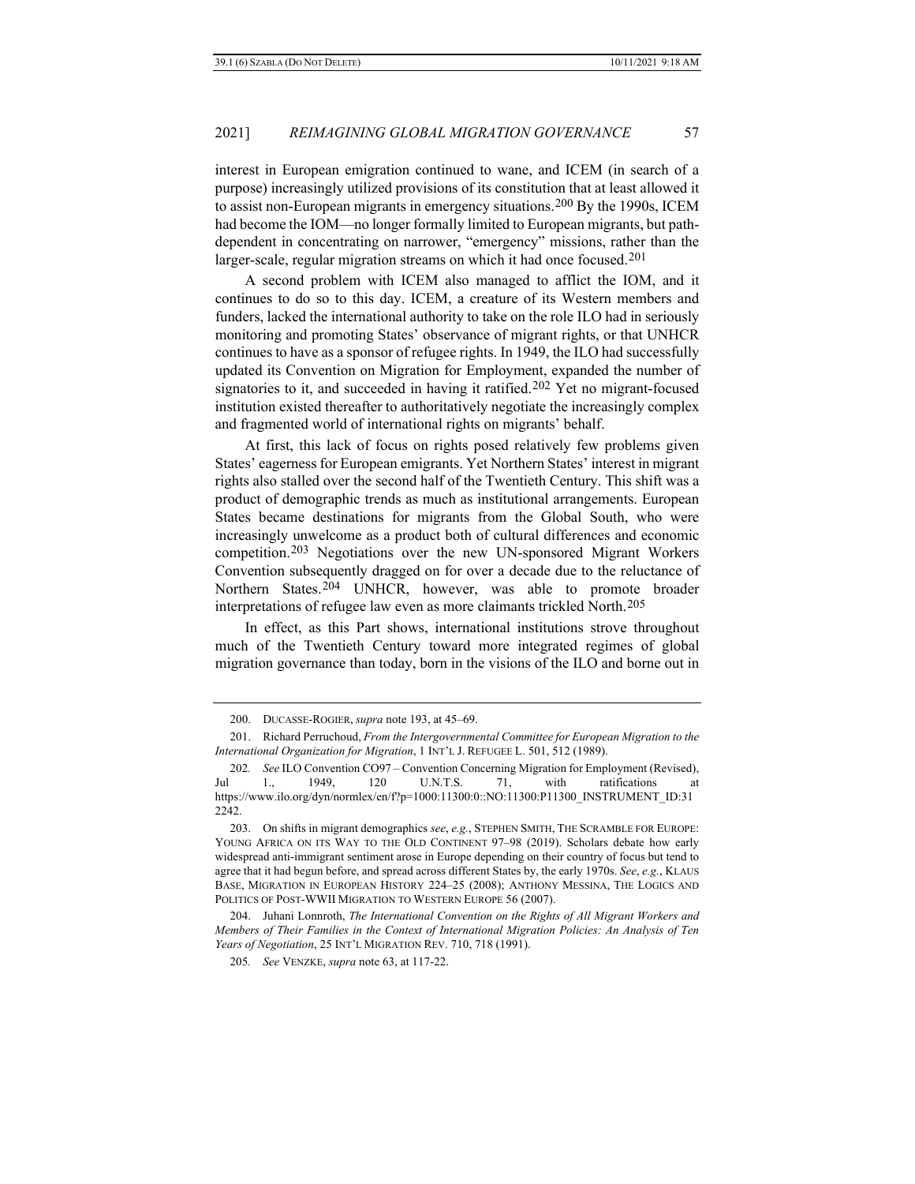interest in European emigration continued to wane, and ICEM (in search of a purpose) increasingly utilized provisions of its constitution that at least allowed it to assist non-European migrants in emergency situations.[200] By the 1990s, ICEM had become the IOM—no longer formally limited to European migrants, but path-dependent in concentrating on narrower, "emergency" missions, rather than the larger-scale, regular migration streams on which it had once focused.[201]

A second problem with ICEM also managed to afflict the IOM, and it continues to do so to this day. ICEM, a creature of its Western members and funders, lacked the international authority to take on the role ILO had in seriously monitoring and promoting States' observance of migrant rights, or that UNHCR continues to have as a sponsor of refugee rights. In 1949, the ILO had successfully updated its Convention on Migration for Employment, expanded the number of signatories to it, and succeeded in having it ratified.[202] Yet no migrant-focused institution existed thereafter to authoritatively negotiate the increasingly complex and fragmented world of international rights on migrants' behalf.

At first, this lack of focus on rights posed relatively few problems given States' eagerness for European emigrants. Yet Northern States' interest in migrant rights also stalled over the second half of the Twentieth Century. This shift was a product of demographic trends as much as institutional arrangements. European States became destinations for migrants from the Global South, who were increasingly unwelcome as a product both of cultural differences and economic competition.[203] Negotiations over the new UN-sponsored Migrant Workers Convention subsequently dragged on for over a decade due to the reluctance of Northern States.[204] UNHCR, however, was able to promote broader interpretations of refugee law even as more claimants trickled North.[205]

In effect, as this Part shows, international institutions strove throughout much of the Twentieth Century toward more integrated regimes of global migration governance than today, born in the visions of the ILO and borne out in

---

200. DUCASSE-ROGIER, *supra* note 193, at 45–69.

201. Richard Perruchoud, *From the Intergovernmental Committee for European Migration to the International Organization for Migration*, 1 INT'L J. REFUGEE L. 501, 512 (1989).

202. *See* ILO Convention CO97 – Convention Concerning Migration for Employment (Revised), Jul 1., 1949, 120 U.N.T.S. 71, with ratifications at https://www.ilo.org/dyn/normlex/en/f?p=1000:11300:0::NO:11300:P11300_INSTRUMENT_ID:312242.

203. On shifts in migrant demographics *see*, *e.g.*, STEPHEN SMITH, THE SCRAMBLE FOR EUROPE: YOUNG AFRICA ON ITS WAY TO THE OLD CONTINENT 97–98 (2019). Scholars debate how early widespread anti-immigrant sentiment arose in Europe depending on their country of focus but tend to agree that it had begun before, and spread across different States by, the early 1970s. *See*, *e.g.*, KLAUS BASE, MIGRATION IN EUROPEAN HISTORY 224–25 (2008); ANTHONY MESSINA, THE LOGICS AND POLITICS OF POST-WWII MIGRATION TO WESTERN EUROPE 56 (2007).

204. Juhani Lonnroth, *The International Convention on the Rights of All Migrant Workers and Members of Their Families in the Context of International Migration Policies: An Analysis of Ten Years of Negotiation*, 25 INT'L MIGRATION REV. 710, 718 (1991).

205. *See* VENZKE, *supra* note 63, at 117-22.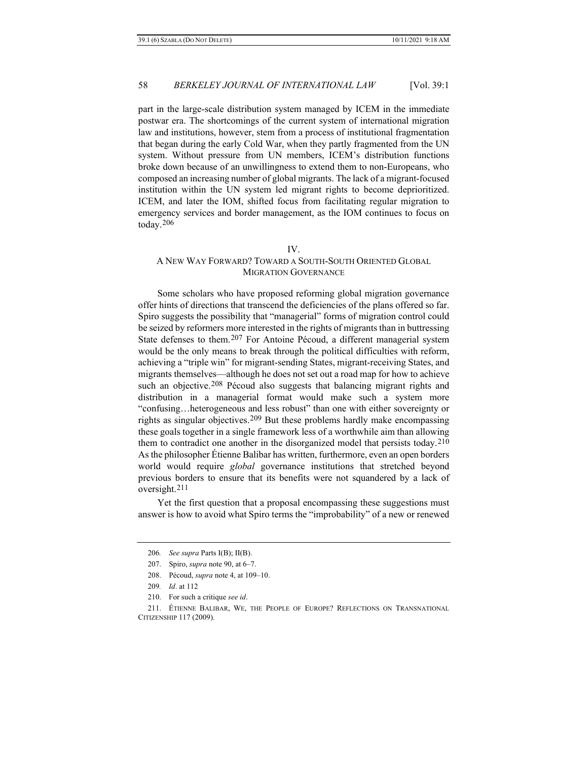part in the large-scale distribution system managed by ICEM in the immediate postwar era. The shortcomings of the current system of international migration law and institutions, however, stem from a process of institutional fragmentation that began during the early Cold War, when they partly fragmented from the UN system. Without pressure from UN members, ICEM's distribution functions broke down because of an unwillingness to extend them to non-Europeans, who composed an increasing number of global migrants. The lack of a migrant-focused institution within the UN system led migrant rights to become deprioritized. ICEM, and later the IOM, shifted focus from facilitating regular migration to emergency services and border management, as the IOM continues to focus on today.[206]

## IV. A NEW WAY FORWARD? TOWARD A SOUTH-SOUTH ORIENTED GLOBAL MIGRATION GOVERNANCE

Some scholars who have proposed reforming global migration governance offer hints of directions that transcend the deficiencies of the plans offered so far. Spiro suggests the possibility that "managerial" forms of migration control could be seized by reformers more interested in the rights of migrants than in buttressing State defenses to them.[207] For Antoine Pécoud, a different managerial system would be the only means to break through the political difficulties with reform, achieving a "triple win" for migrant-sending States, migrant-receiving States, and migrants themselves—although he does not set out a road map for how to achieve such an objective.[208] Pécoud also suggests that balancing migrant rights and distribution in a managerial format would make such a system more "confusing…heterogeneous and less robust" than one with either sovereignty or rights as singular objectives.[209] But these problems hardly make encompassing these goals together in a single framework less of a worthwhile aim than allowing them to contradict one another in the disorganized model that persists today.[210] As the philosopher Étienne Balibar has written, furthermore, even an open borders world would require *global* governance institutions that stretched beyond previous borders to ensure that its benefits were not squandered by a lack of oversight.[211]

Yet the first question that a proposal encompassing these suggestions must answer is how to avoid what Spiro terms the "improbability" of a new or renewed

---

206. *See supra* Parts I(B); II(B).

207. Spiro, *supra* note 90, at 6–7.

208. Pécoud, *supra* note 4, at 109–10.

209. *Id*. at 112

210. For such a critique *see id*.

211. ÉTIENNE BALIBAR, WE, THE PEOPLE OF EUROPE? REFLECTIONS ON TRANSNATIONAL CITIZENSHIP 117 (2009).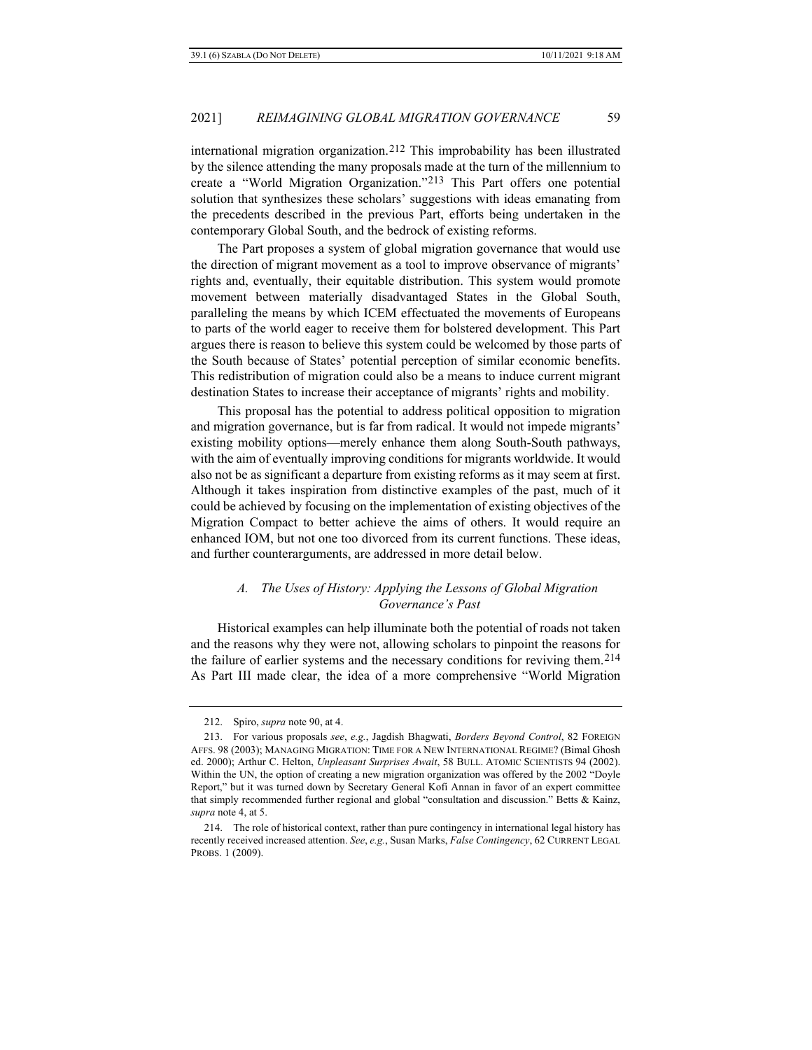international migration organization.[212] This improbability has been illustrated by the silence attending the many proposals made at the turn of the millennium to create a "World Migration Organization."[213] This Part offers one potential solution that synthesizes these scholars' suggestions with ideas emanating from the precedents described in the previous Part, efforts being undertaken in the contemporary Global South, and the bedrock of existing reforms.

The Part proposes a system of global migration governance that would use the direction of migrant movement as a tool to improve observance of migrants' rights and, eventually, their equitable distribution. This system would promote movement between materially disadvantaged States in the Global South, paralleling the means by which ICEM effectuated the movements of Europeans to parts of the world eager to receive them for bolstered development. This Part argues there is reason to believe this system could be welcomed by those parts of the South because of States' potential perception of similar economic benefits. This redistribution of migration could also be a means to induce current migrant destination States to increase their acceptance of migrants' rights and mobility.

This proposal has the potential to address political opposition to migration and migration governance, but is far from radical. It would not impede migrants' existing mobility options—merely enhance them along South-South pathways, with the aim of eventually improving conditions for migrants worldwide. It would also not be as significant a departure from existing reforms as it may seem at first. Although it takes inspiration from distinctive examples of the past, much of it could be achieved by focusing on the implementation of existing objectives of the Migration Compact to better achieve the aims of others. It would require an enhanced IOM, but not one too divorced from its current functions. These ideas, and further counterarguments, are addressed in more detail below.

### *A. The Uses of History: Applying the Lessons of Global Migration Governance's Past*

Historical examples can help illuminate both the potential of roads not taken and the reasons why they were not, allowing scholars to pinpoint the reasons for the failure of earlier systems and the necessary conditions for reviving them.[214] As Part III made clear, the idea of a more comprehensive "World Migration

---

212. Spiro, *supra* note 90, at 4.

213. For various proposals *see*, *e.g.*, Jagdish Bhagwati, *Borders Beyond Control*, 82 FOREIGN AFFS. 98 (2003); MANAGING MIGRATION: TIME FOR A NEW INTERNATIONAL REGIME? (Bimal Ghosh ed. 2000); Arthur C. Helton, *Unpleasant Surprises Await*, 58 BULL. ATOMIC SCIENTISTS 94 (2002). Within the UN, the option of creating a new migration organization was offered by the 2002 "Doyle Report," but it was turned down by Secretary General Kofi Annan in favor of an expert committee that simply recommended further regional and global "consultation and discussion." Betts & Kainz, *supra* note 4, at 5.

214. The role of historical context, rather than pure contingency in international legal history has recently received increased attention. *See*, *e.g.*, Susan Marks, *False Contingency*, 62 CURRENT LEGAL PROBS. 1 (2009).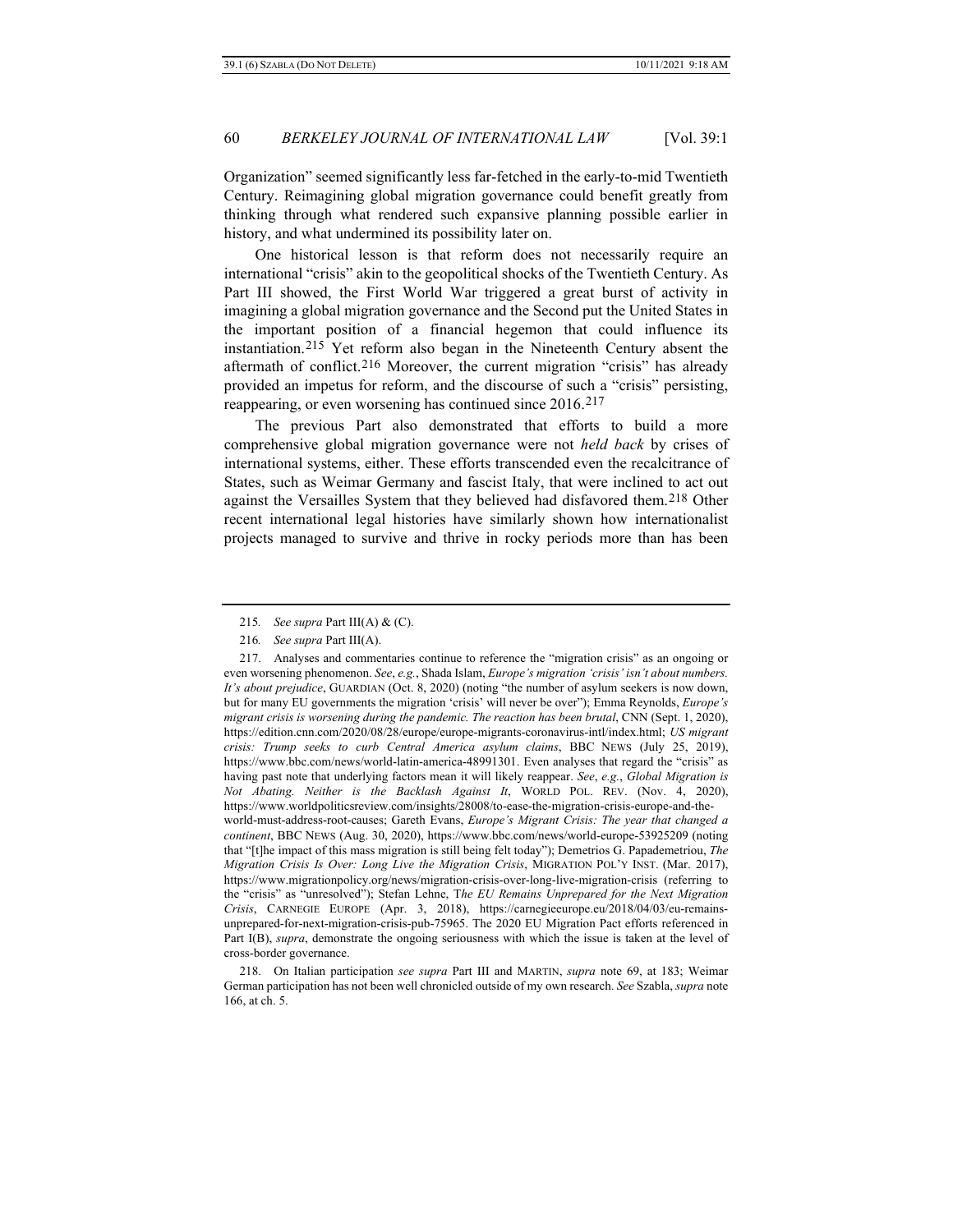Organization" seemed significantly less far-fetched in the early-to-mid Twentieth Century. Reimagining global migration governance could benefit greatly from thinking through what rendered such expansive planning possible earlier in history, and what undermined its possibility later on.

One historical lesson is that reform does not necessarily require an international "crisis" akin to the geopolitical shocks of the Twentieth Century. As Part III showed, the First World War triggered a great burst of activity in imagining a global migration governance and the Second put the United States in the important position of a financial hegemon that could influence its instantiation.[215] Yet reform also began in the Nineteenth Century absent the aftermath of conflict.[216] Moreover, the current migration "crisis" has already provided an impetus for reform, and the discourse of such a "crisis" persisting, reappearing, or even worsening has continued since 2016.[217]

The previous Part also demonstrated that efforts to build a more comprehensive global migration governance were not *held back* by crises of international systems, either. These efforts transcended even the recalcitrance of States, such as Weimar Germany and fascist Italy, that were inclined to act out against the Versailles System that they believed had disfavored them.[218] Other recent international legal histories have similarly shown how internationalist projects managed to survive and thrive in rocky periods more than has been

---

215. *See supra* Part III(A) & (C).

216. *See supra* Part III(A).

217. Analyses and commentaries continue to reference the "migration crisis" as an ongoing or even worsening phenomenon. *See*, *e.g.*, Shada Islam, *Europe's migration 'crisis' isn't about numbers. It's about prejudice*, GUARDIAN (Oct. 8, 2020) (noting "the number of asylum seekers is now down, but for many EU governments the migration 'crisis' will never be over"); Emma Reynolds, *Europe's migrant crisis is worsening during the pandemic. The reaction has been brutal*, CNN (Sept. 1, 2020), https://edition.cnn.com/2020/08/28/europe/europe-migrants-coronavirus-intl/index.html; *US migrant crisis: Trump seeks to curb Central America asylum claims*, BBC NEWS (July 25, 2019), https://www.bbc.com/news/world-latin-america-48991301. Even analyses that regard the "crisis" as having past note that underlying factors mean it will likely reappear. *See*, *e.g.*, *Global Migration is Not Abating. Neither is the Backlash Against It*, WORLD POL. REV. (Nov. 4, 2020), https://www.worldpoliticsreview.com/insights/28008/to-ease-the-migration-crisis-europe-and-the-world-must-address-root-causes; Gareth Evans, *Europe's Migrant Crisis: The year that changed a continent*, BBC NEWS (Aug. 30, 2020), https://www.bbc.com/news/world-europe-53925209 (noting that "[t]he impact of this mass migration is still being felt today"); Demetrios G. Papademetriou, *The Migration Crisis Is Over: Long Live the Migration Crisis*, MIGRATION POL'Y INST. (Mar. 2017), https://www.migrationpolicy.org/news/migration-crisis-over-long-live-migration-crisis (referring to the "crisis" as "unresolved"); Stefan Lehne, *The EU Remains Unprepared for the Next Migration Crisis*, CARNEGIE EUROPE (Apr. 3, 2018), https://carnegieeurope.eu/2018/04/03/eu-remains-unprepared-for-next-migration-crisis-pub-75965. The 2020 EU Migration Pact efforts referenced in Part I(B), *supra*, demonstrate the ongoing seriousness with which the issue is taken at the level of cross-border governance.

218. On Italian participation *see supra* Part III and MARTIN, *supra* note 69, at 183; Weimar German participation has not been well chronicled outside of my own research. *See* Szabla, *supra* note 166, at ch. 5.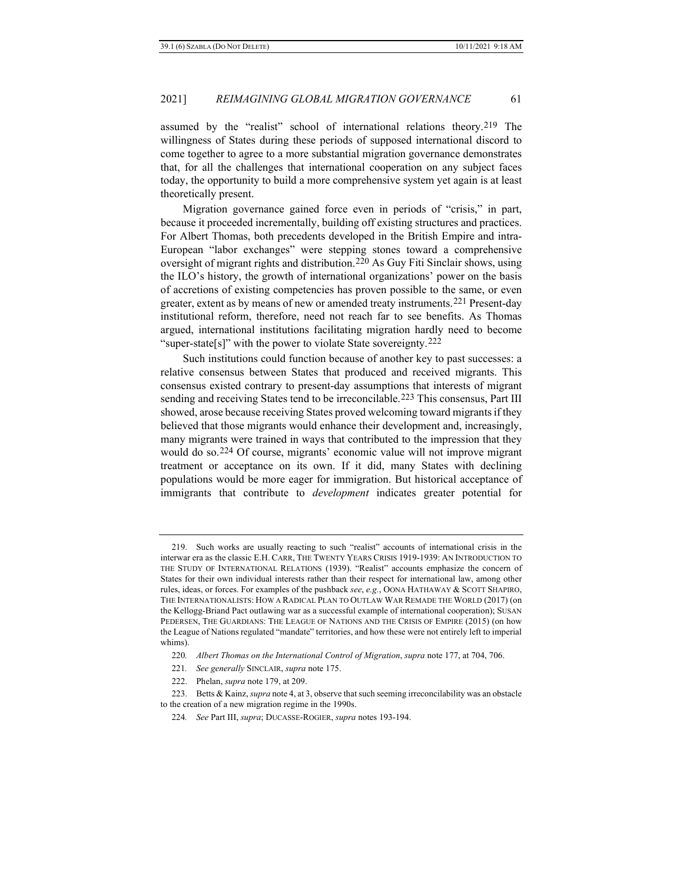assumed by the "realist" school of international relations theory.[219] The willingness of States during these periods of supposed international discord to come together to agree to a more substantial migration governance demonstrates that, for all the challenges that international cooperation on any subject faces today, the opportunity to build a more comprehensive system yet again is at least theoretically present.

Migration governance gained force even in periods of "crisis," in part, because it proceeded incrementally, building off existing structures and practices. For Albert Thomas, both precedents developed in the British Empire and intra-European "labor exchanges" were stepping stones toward a comprehensive oversight of migrant rights and distribution.[220] As Guy Fiti Sinclair shows, using the ILO's history, the growth of international organizations' power on the basis of accretions of existing competencies has proven possible to the same, or even greater, extent as by means of new or amended treaty instruments.[221] Present-day institutional reform, therefore, need not reach far to see benefits. As Thomas argued, international institutions facilitating migration hardly need to become "super-state[s]" with the power to violate State sovereignty.[222]

Such institutions could function because of another key to past successes: a relative consensus between States that produced and received migrants. This consensus existed contrary to present-day assumptions that interests of migrant sending and receiving States tend to be irreconcilable.[223] This consensus, Part III showed, arose because receiving States proved welcoming toward migrants if they believed that those migrants would enhance their development and, increasingly, many migrants were trained in ways that contributed to the impression that they would do so.[224] Of course, migrants' economic value will not improve migrant treatment or acceptance on its own. If it did, many States with declining populations would be more eager for immigration. But historical acceptance of immigrants that contribute to *development* indicates greater potential for

---

219. Such works are usually reacting to such "realist" accounts of international crisis in the interwar era as the classic E.H. CARR, THE TWENTY YEARS CRISIS 1919-1939: AN INTRODUCTION TO THE STUDY OF INTERNATIONAL RELATIONS (1939). "Realist" accounts emphasize the concern of States for their own individual interests rather than their respect for international law, among other rules, ideas, or forces. For examples of the pushback *see*, *e.g.*, OONA HATHAWAY & SCOTT SHAPIRO, THE INTERNATIONALISTS: HOW A RADICAL PLAN TO OUTLAW WAR REMADE THE WORLD (2017) (on the Kellogg-Briand Pact outlawing war as a successful example of international cooperation); SUSAN PEDERSEN, THE GUARDIANS: THE LEAGUE OF NATIONS AND THE CRISIS OF EMPIRE (2015) (on how the League of Nations regulated "mandate" territories, and how these were not entirely left to imperial whims).

220. *Albert Thomas on the International Control of Migration*, *supra* note 177, at 704, 706.

221. *See generally* SINCLAIR, *supra* note 175.

222. Phelan, *supra* note 179, at 209.

223. Betts & Kainz, *supra* note 4, at 3, observe that such seeming irreconcilability was an obstacle to the creation of a new migration regime in the 1990s.

224. *See* Part III, *supra*; DUCASSE-ROGIER, *supra* notes 193-194.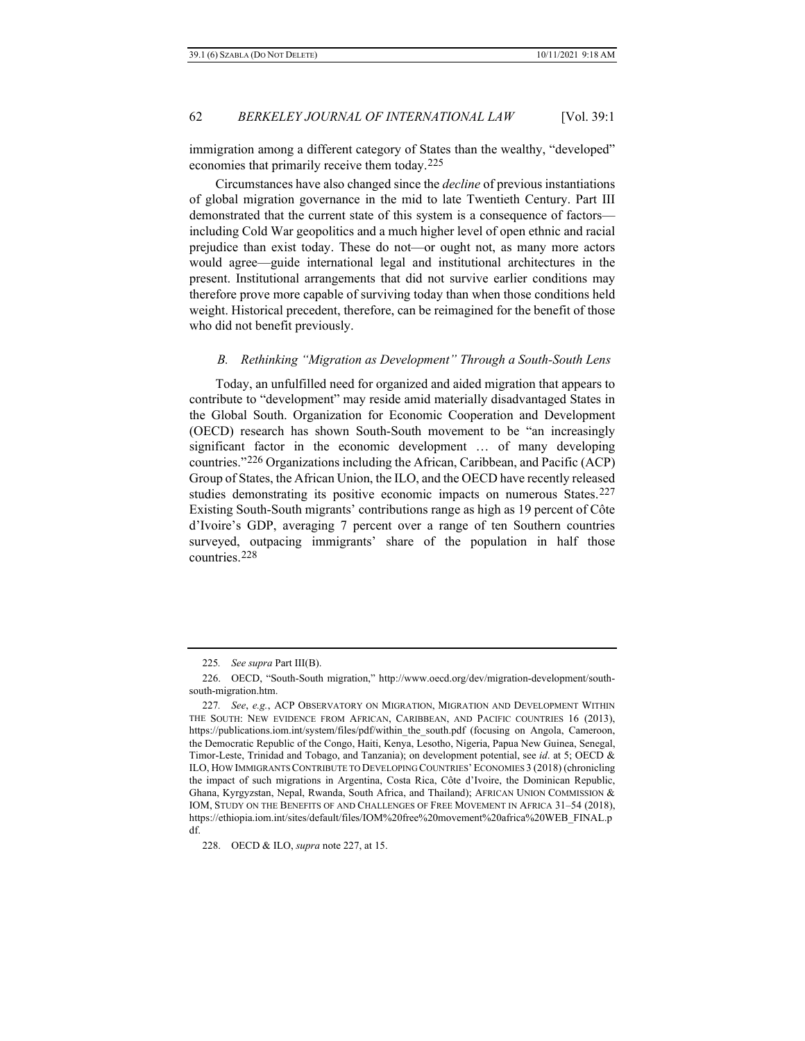immigration among a different category of States than the wealthy, "developed" economies that primarily receive them today.[225]

Circumstances have also changed since the *decline* of previous instantiations of global migration governance in the mid to late Twentieth Century. Part III demonstrated that the current state of this system is a consequence of factors—including Cold War geopolitics and a much higher level of open ethnic and racial prejudice than exist today. These do not—or ought not, as many more actors would agree—guide international legal and institutional architectures in the present. Institutional arrangements that did not survive earlier conditions may therefore prove more capable of surviving today than when those conditions held weight. Historical precedent, therefore, can be reimagined for the benefit of those who did not benefit previously.

### *B. Rethinking "Migration as Development" Through a South-South Lens*

Today, an unfulfilled need for organized and aided migration that appears to contribute to "development" may reside amid materially disadvantaged States in the Global South. Organization for Economic Cooperation and Development (OECD) research has shown South-South movement to be "an increasingly significant factor in the economic development … of many developing countries."[226] Organizations including the African, Caribbean, and Pacific (ACP) Group of States, the African Union, the ILO, and the OECD have recently released studies demonstrating its positive economic impacts on numerous States.[227] Existing South-South migrants' contributions range as high as 19 percent of Côte d'Ivoire's GDP, averaging 7 percent over a range of ten Southern countries surveyed, outpacing immigrants' share of the population in half those countries.[228]

---

225. *See supra* Part III(B).

226. OECD, "South-South migration," http://www.oecd.org/dev/migration-development/south-south-migration.htm.

227. *See*, *e.g.*, ACP OBSERVATORY ON MIGRATION, MIGRATION AND DEVELOPMENT WITHIN THE SOUTH: NEW EVIDENCE FROM AFRICAN, CARIBBEAN, AND PACIFIC COUNTRIES 16 (2013), https://publications.iom.int/system/files/pdf/within_the_south.pdf (focusing on Angola, Cameroon, the Democratic Republic of the Congo, Haiti, Kenya, Lesotho, Nigeria, Papua New Guinea, Senegal, Timor-Leste, Trinidad and Tobago, and Tanzania); on development potential, see *id.* at 5; OECD & ILO, HOW IMMIGRANTS CONTRIBUTE TO DEVELOPING COUNTRIES' ECONOMIES 3 (2018) (chronicling the impact of such migrations in Argentina, Costa Rica, Côte d'Ivoire, the Dominican Republic, Ghana, Kyrgyzstan, Nepal, Rwanda, South Africa, and Thailand); AFRICAN UNION COMMISSION & IOM, STUDY ON THE BENEFITS OF AND CHALLENGES OF FREE MOVEMENT IN AFRICA 31–54 (2018), https://ethiopia.iom.int/sites/default/files/IOM%20free%20movement%20africa%20WEB_FINAL.pdf.

228. OECD & ILO, *supra* note 227, at 15.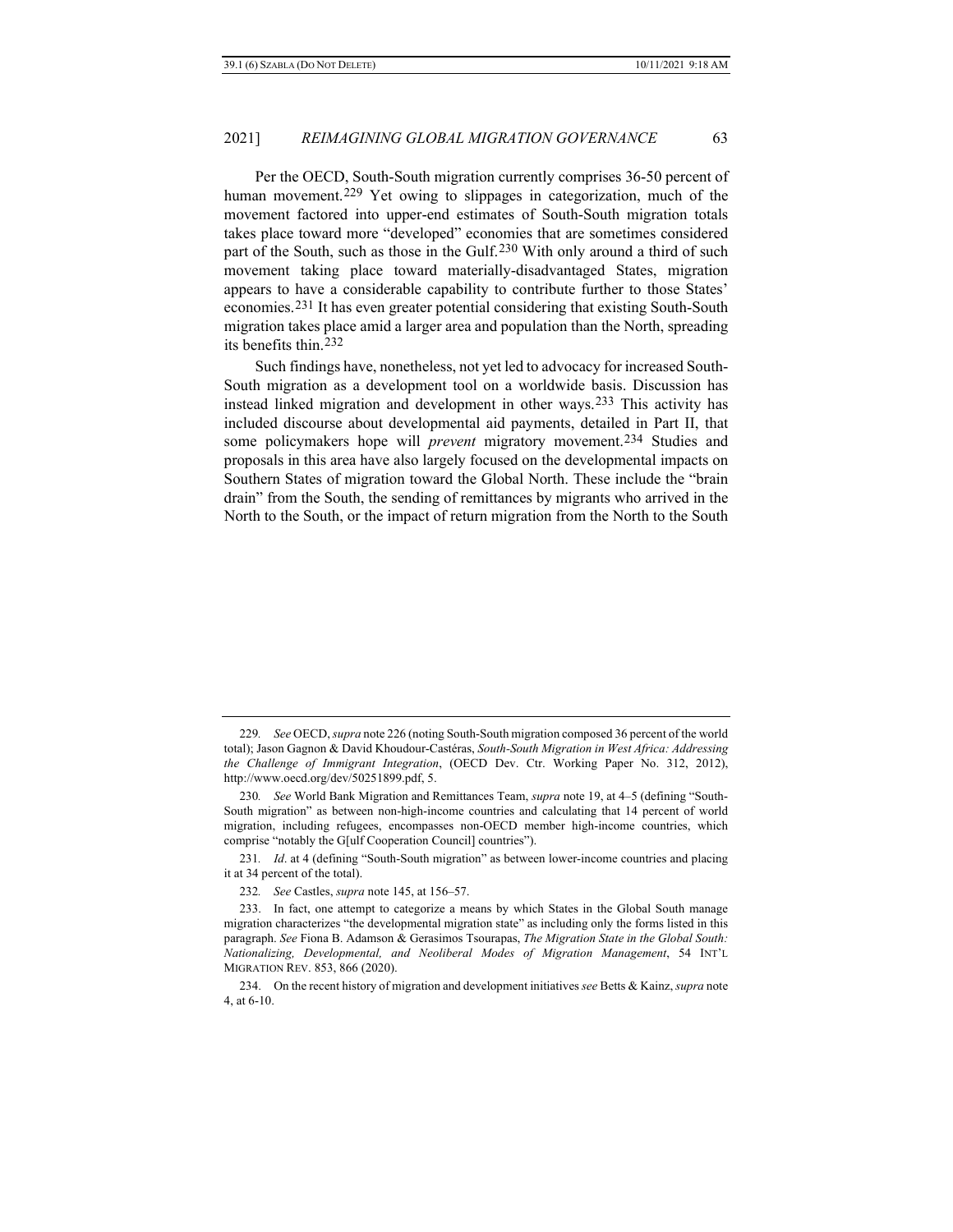Per the OECD, South-South migration currently comprises 36-50 percent of human movement.[229] Yet owing to slippages in categorization, much of the movement factored into upper-end estimates of South-South migration totals takes place toward more "developed" economies that are sometimes considered part of the South, such as those in the Gulf.[230] With only around a third of such movement taking place toward materially-disadvantaged States, migration appears to have a considerable capability to contribute further to those States' economies.[231] It has even greater potential considering that existing South-South migration takes place amid a larger area and population than the North, spreading its benefits thin.[232]

Such findings have, nonetheless, not yet led to advocacy for increased South-South migration as a development tool on a worldwide basis. Discussion has instead linked migration and development in other ways.[233] This activity has included discourse about developmental aid payments, detailed in Part II, that some policymakers hope will *prevent* migratory movement.[234] Studies and proposals in this area have also largely focused on the developmental impacts on Southern States of migration toward the Global North. These include the "brain drain" from the South, the sending of remittances by migrants who arrived in the North to the South, or the impact of return migration from the North to the South

---

229. *See* OECD, *supra* note 226 (noting South-South migration composed 36 percent of the world total); Jason Gagnon & David Khoudour-Castéras, *South-South Migration in West Africa: Addressing the Challenge of Immigrant Integration*, (OECD Dev. Ctr. Working Paper No. 312, 2012), http://www.oecd.org/dev/50251899.pdf, 5.

230. *See* World Bank Migration and Remittances Team, *supra* note 19, at 4–5 (defining "South-South migration" as between non-high-income countries and calculating that 14 percent of world migration, including refugees, encompasses non-OECD member high-income countries, which comprise "notably the G[ulf Cooperation Council] countries").

231. *Id*. at 4 (defining "South-South migration" as between lower-income countries and placing it at 34 percent of the total).

232. *See* Castles, *supra* note 145, at 156–57.

233. In fact, one attempt to categorize a means by which States in the Global South manage migration characterizes "the developmental migration state" as including only the forms listed in this paragraph. *See* Fiona B. Adamson & Gerasimos Tsourapas, *The Migration State in the Global South: Nationalizing, Developmental, and Neoliberal Modes of Migration Management*, 54 INT'L MIGRATION REV. 853, 866 (2020).

234. On the recent history of migration and development initiatives *see* Betts & Kainz, *supra* note 4, at 6-10.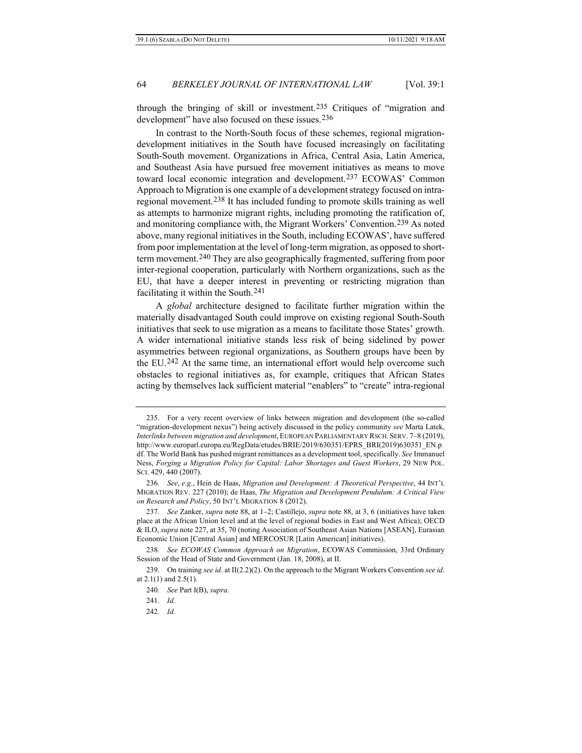through the bringing of skill or investment.[235] Critiques of "migration and development" have also focused on these issues.[236]

In contrast to the North-South focus of these schemes, regional migration-development initiatives in the South have focused increasingly on facilitating South-South movement. Organizations in Africa, Central Asia, Latin America, and Southeast Asia have pursued free movement initiatives as means to move toward local economic integration and development.[237] ECOWAS' Common Approach to Migration is one example of a development strategy focused on intra-regional movement.[238] It has included funding to promote skills training as well as attempts to harmonize migrant rights, including promoting the ratification of, and monitoring compliance with, the Migrant Workers' Convention.[239] As noted above, many regional initiatives in the South, including ECOWAS', have suffered from poor implementation at the level of long-term migration, as opposed to short-term movement.[240] They are also geographically fragmented, suffering from poor inter-regional cooperation, particularly with Northern organizations, such as the EU, that have a deeper interest in preventing or restricting migration than facilitating it within the South.[241]

A *global* architecture designed to facilitate further migration within the materially disadvantaged South could improve on existing regional South-South initiatives that seek to use migration as a means to facilitate those States' growth. A wider international initiative stands less risk of being sidelined by power asymmetries between regional organizations, as Southern groups have been by the EU.[242] At the same time, an international effort would help overcome such obstacles to regional initiatives as, for example, critiques that African States acting by themselves lack sufficient material "enablers" to "create" intra-regional

---

235. For a very recent overview of links between migration and development (the so-called "migration-development nexus") being actively discussed in the policy community *see* Marta Latek, *Interlinks between migration and development*, EUROPEAN PARLIAMENTARY RSCH. SERV. 7–8 (2019), http://www.europarl.europa.eu/RegData/etudes/BRIE/2019/630351/EPRS_BRI(2019)630351_EN.pdf. The World Bank has pushed migrant remittances as a development tool, specifically. *See* Immanuel Ness, *Forging a Migration Policy for Capital: Labor Shortages and Guest Workers*, 29 NEW POL. SCI. 429, 440 (2007).

236. *See*, *e.g.*, Hein de Haas, *Migration and Development: A Theoretical Perspective*, 44 INT'L MIGRATION REV. 227 (2010); de Haas, *The Migration and Development Pendulum: A Critical View on Research and Policy*, 50 INT'L MIGRATION 8 (2012).

237. *See* Zanker, *supra* note 88, at 1–2; Castillejo, *supra* note 88, at 3, 6 (initiatives have taken place at the African Union level and at the level of regional bodies in East and West Africa); OECD & ILO, *supra* note 227, at 35, 70 (noting Association of Southeast Asian Nations [ASEAN], Eurasian Economic Union [Central Asian] and MERCOSUR [Latin American] initiatives).

238. *See ECOWAS Common Approach on Migration*, ECOWAS Commission, 33rd Ordinary Session of the Head of State and Government (Jan. 18, 2008), at II.

239. On training *see id*. at II(2.2)(2). On the approach to the Migrant Workers Convention *see id*. at 2.1(1) and 2.5(1).

240. *See* Part I(B), *supra*.

241. *Id*.

242. *Id*.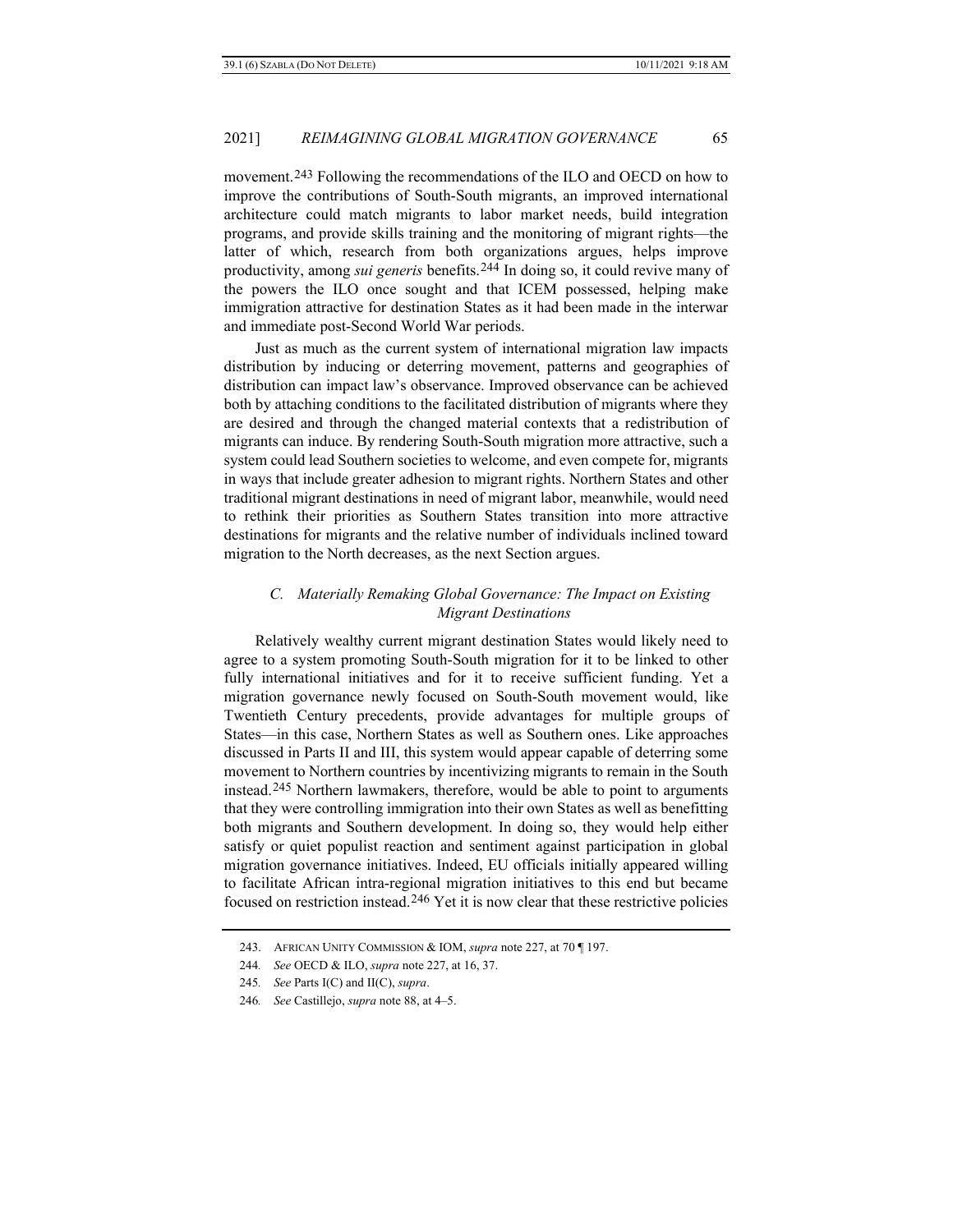movement.[243] Following the recommendations of the ILO and OECD on how to improve the contributions of South-South migrants, an improved international architecture could match migrants to labor market needs, build integration programs, and provide skills training and the monitoring of migrant rights—the latter of which, research from both organizations argues, helps improve productivity, among *sui generis* benefits.[244] In doing so, it could revive many of the powers the ILO once sought and that ICEM possessed, helping make immigration attractive for destination States as it had been made in the interwar and immediate post-Second World War periods.

Just as much as the current system of international migration law impacts distribution by inducing or deterring movement, patterns and geographies of distribution can impact law's observance. Improved observance can be achieved both by attaching conditions to the facilitated distribution of migrants where they are desired and through the changed material contexts that a redistribution of migrants can induce. By rendering South-South migration more attractive, such a system could lead Southern societies to welcome, and even compete for, migrants in ways that include greater adhesion to migrant rights. Northern States and other traditional migrant destinations in need of migrant labor, meanwhile, would need to rethink their priorities as Southern States transition into more attractive destinations for migrants and the relative number of individuals inclined toward migration to the North decreases, as the next Section argues.

### *C. Materially Remaking Global Governance: The Impact on Existing Migrant Destinations*

Relatively wealthy current migrant destination States would likely need to agree to a system promoting South-South migration for it to be linked to other fully international initiatives and for it to receive sufficient funding. Yet a migration governance newly focused on South-South movement would, like Twentieth Century precedents, provide advantages for multiple groups of States—in this case, Northern States as well as Southern ones. Like approaches discussed in Parts II and III, this system would appear capable of deterring some movement to Northern countries by incentivizing migrants to remain in the South instead.[245] Northern lawmakers, therefore, would be able to point to arguments that they were controlling immigration into their own States as well as benefitting both migrants and Southern development. In doing so, they would help either satisfy or quiet populist reaction and sentiment against participation in global migration governance initiatives. Indeed, EU officials initially appeared willing to facilitate African intra-regional migration initiatives to this end but became focused on restriction instead.[246] Yet it is now clear that these restrictive policies

243. AFRICAN UNITY COMMISSION & IOM, *supra* note 227, at 70 ¶ 197.

244. *See* OECD & ILO, *supra* note 227, at 16, 37.

245. *See* Parts I(C) and II(C), *supra*.

246. *See* Castillejo, *supra* note 88, at 4–5.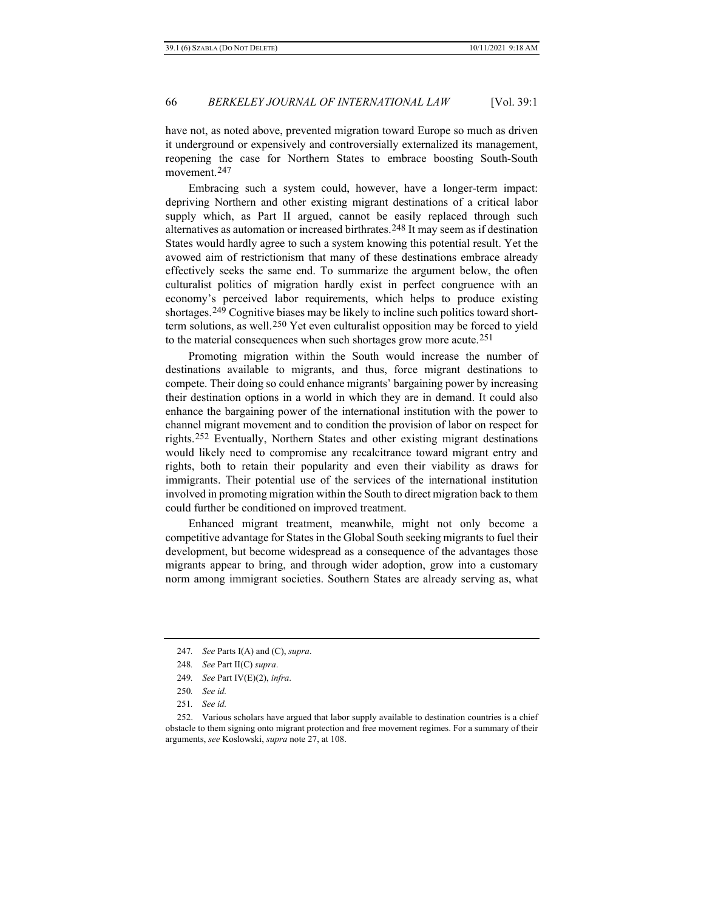have not, as noted above, prevented migration toward Europe so much as driven it underground or expensively and controversially externalized its management, reopening the case for Northern States to embrace boosting South-South movement.[247]

Embracing such a system could, however, have a longer-term impact: depriving Northern and other existing migrant destinations of a critical labor supply which, as Part II argued, cannot be easily replaced through such alternatives as automation or increased birthrates.[248] It may seem as if destination States would hardly agree to such a system knowing this potential result. Yet the avowed aim of restrictionism that many of these destinations embrace already effectively seeks the same end. To summarize the argument below, the often culturalist politics of migration hardly exist in perfect congruence with an economy's perceived labor requirements, which helps to produce existing shortages.[249] Cognitive biases may be likely to incline such politics toward short-term solutions, as well.[250] Yet even culturalist opposition may be forced to yield to the material consequences when such shortages grow more acute.[251]

Promoting migration within the South would increase the number of destinations available to migrants, and thus, force migrant destinations to compete. Their doing so could enhance migrants' bargaining power by increasing their destination options in a world in which they are in demand. It could also enhance the bargaining power of the international institution with the power to channel migrant movement and to condition the provision of labor on respect for rights.[252] Eventually, Northern States and other existing migrant destinations would likely need to compromise any recalcitrance toward migrant entry and rights, both to retain their popularity and even their viability as draws for immigrants. Their potential use of the services of the international institution involved in promoting migration within the South to direct migration back to them could further be conditioned on improved treatment.

Enhanced migrant treatment, meanwhile, might not only become a competitive advantage for States in the Global South seeking migrants to fuel their development, but become widespread as a consequence of the advantages those migrants appear to bring, and through wider adoption, grow into a customary norm among immigrant societies. Southern States are already serving as, what

---

247. *See* Parts I(A) and (C), *supra*.

248. *See* Part II(C) *supra*.

249. *See* Part IV(E)(2), *infra*.

250. *See id.*

251. *See id.*

252. Various scholars have argued that labor supply available to destination countries is a chief obstacle to them signing onto migrant protection and free movement regimes. For a summary of their arguments, *see* Koslowski, *supra* note 27, at 108.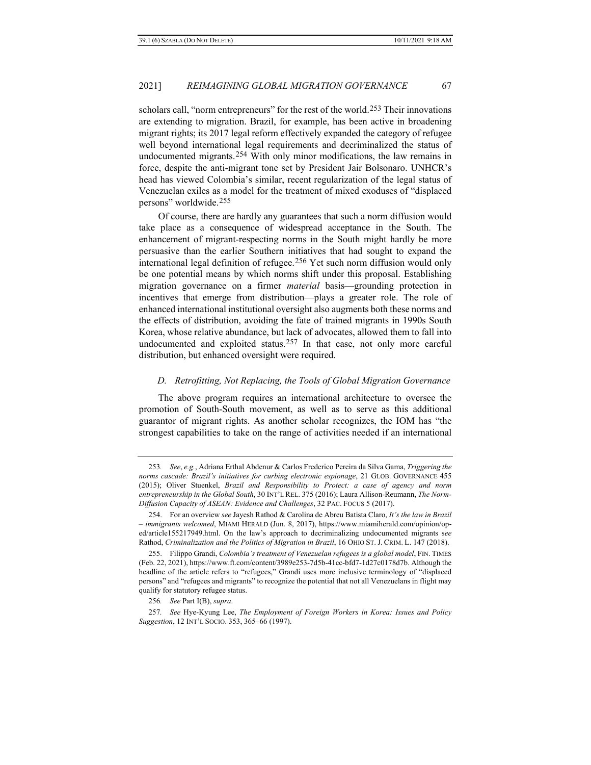scholars call, "norm entrepreneurs" for the rest of the world.[253] Their innovations are extending to migration. Brazil, for example, has been active in broadening migrant rights; its 2017 legal reform effectively expanded the category of refugee well beyond international legal requirements and decriminalized the status of undocumented migrants.[254] With only minor modifications, the law remains in force, despite the anti-migrant tone set by President Jair Bolsonaro. UNHCR's head has viewed Colombia's similar, recent regularization of the legal status of Venezuelan exiles as a model for the treatment of mixed exoduses of "displaced persons" worldwide.[255]

Of course, there are hardly any guarantees that such a norm diffusion would take place as a consequence of widespread acceptance in the South. The enhancement of migrant-respecting norms in the South might hardly be more persuasive than the earlier Southern initiatives that had sought to expand the international legal definition of refugee.[256] Yet such norm diffusion would only be one potential means by which norms shift under this proposal. Establishing migration governance on a firmer *material* basis—grounding protection in incentives that emerge from distribution—plays a greater role. The role of enhanced international institutional oversight also augments both these norms and the effects of distribution, avoiding the fate of trained migrants in 1990s South Korea, whose relative abundance, but lack of advocates, allowed them to fall into undocumented and exploited status.[257] In that case, not only more careful distribution, but enhanced oversight were required.

### *D. Retrofitting, Not Replacing, the Tools of Global Migration Governance*

The above program requires an international architecture to oversee the promotion of South-South movement, as well as to serve as this additional guarantor of migrant rights. As another scholar recognizes, the IOM has "the strongest capabilities to take on the range of activities needed if an international

---

253. *See*, *e.g.*, Adriana Erthal Abdenur & Carlos Frederico Pereira da Silva Gama, *Triggering the norms cascade: Brazil's initiatives for curbing electronic espionage*, 21 GLOB. GOVERNANCE 455 (2015); Oliver Stuenkel, *Brazil and Responsibility to Protect: a case of agency and norm entrepreneurship in the Global South*, 30 INT'L REL. 375 (2016); Laura Allison-Reumann, *The Norm-Diffusion Capacity of ASEAN: Evidence and Challenges*, 32 PAC. FOCUS 5 (2017).

254. For an overview *see* Jayesh Rathod & Carolina de Abreu Batista Claro, *It's the law in Brazil – immigrants welcomed*, MIAMI HERALD (Jun. 8, 2017), https://www.miamiherald.com/opinion/op-ed/article155217949.html. On the law's approach to decriminalizing undocumented migrants s*ee* Rathod, *Criminalization and the Politics of Migration in Brazil*, 16 OHIO ST. J. CRIM. L. 147 (2018).

255. Filippo Grandi, *Colombia's treatment of Venezuelan refugees is a global model*, FIN. TIMES (Feb. 22, 2021), https://www.ft.com/content/3989e253-7d5b-41cc-bfd7-1d27c0178d7b. Although the headline of the article refers to "refugees," Grandi uses more inclusive terminology of "displaced persons" and "refugees and migrants" to recognize the potential that not all Venezuelans in flight may qualify for statutory refugee status.

256. *See* Part I(B), *supra*.

257. *See* Hye-Kyung Lee, *The Employment of Foreign Workers in Korea: Issues and Policy Suggestion*, 12 INT'L SOCIO. 353, 365–66 (1997).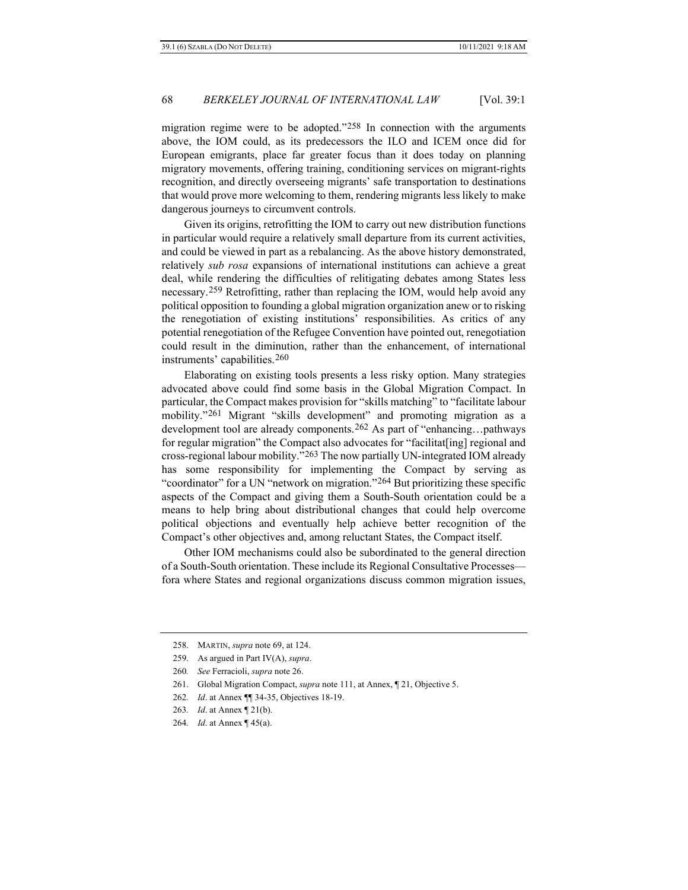migration regime were to be adopted."[258] In connection with the arguments above, the IOM could, as its predecessors the ILO and ICEM once did for European emigrants, place far greater focus than it does today on planning migratory movements, offering training, conditioning services on migrant-rights recognition, and directly overseeing migrants' safe transportation to destinations that would prove more welcoming to them, rendering migrants less likely to make dangerous journeys to circumvent controls.

Given its origins, retrofitting the IOM to carry out new distribution functions in particular would require a relatively small departure from its current activities, and could be viewed in part as a rebalancing. As the above history demonstrated, relatively *sub rosa* expansions of international institutions can achieve a great deal, while rendering the difficulties of relitigating debates among States less necessary.[259] Retrofitting, rather than replacing the IOM, would help avoid any political opposition to founding a global migration organization anew or to risking the renegotiation of existing institutions' responsibilities. As critics of any potential renegotiation of the Refugee Convention have pointed out, renegotiation could result in the diminution, rather than the enhancement, of international instruments' capabilities.[260]

Elaborating on existing tools presents a less risky option. Many strategies advocated above could find some basis in the Global Migration Compact. In particular, the Compact makes provision for "skills matching" to "facilitate labour mobility."[261] Migrant "skills development" and promoting migration as a development tool are already components.[262] As part of "enhancing…pathways for regular migration" the Compact also advocates for "facilitat[ing] regional and cross-regional labour mobility."[263] The now partially UN-integrated IOM already has some responsibility for implementing the Compact by serving as "coordinator" for a UN "network on migration."[264] But prioritizing these specific aspects of the Compact and giving them a South-South orientation could be a means to help bring about distributional changes that could help overcome political objections and eventually help achieve better recognition of the Compact's other objectives and, among reluctant States, the Compact itself.

Other IOM mechanisms could also be subordinated to the general direction of a South-South orientation. These include its Regional Consultative Processes—fora where States and regional organizations discuss common migration issues,

---

258. MARTIN, *supra* note 69, at 124.

259. As argued in Part IV(A), *supra*.

260. *See* Ferracioli, *supra* note 26.

261. Global Migration Compact, *supra* note 111, at Annex, ¶ 21, Objective 5.

262. *Id*. at Annex ¶¶ 34-35, Objectives 18-19.

263. *Id*. at Annex ¶ 21(b).

264. *Id*. at Annex ¶ 45(a).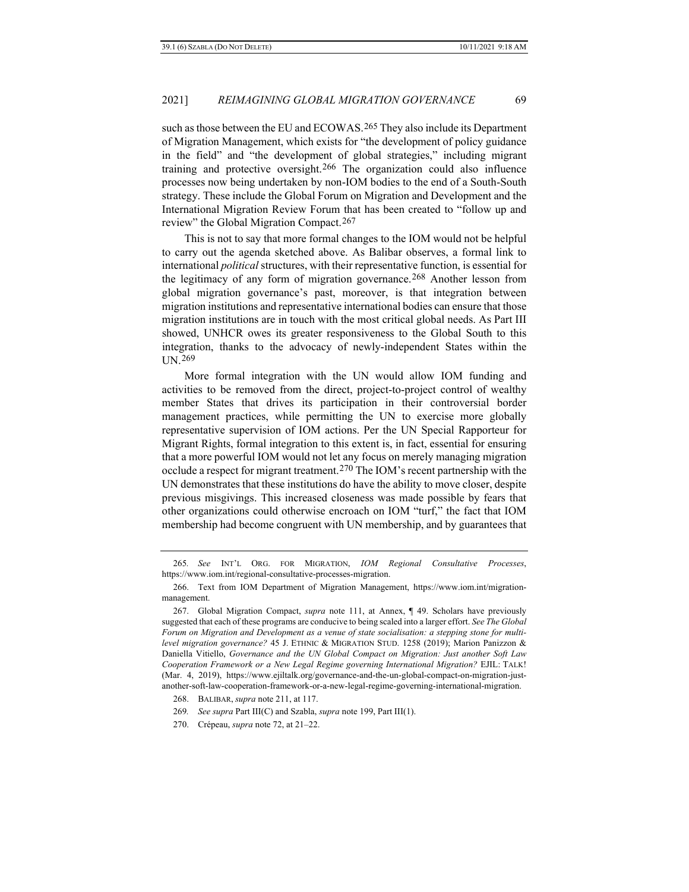such as those between the EU and ECOWAS.[265] They also include its Department of Migration Management, which exists for "the development of policy guidance in the field" and "the development of global strategies," including migrant training and protective oversight.[266] The organization could also influence processes now being undertaken by non-IOM bodies to the end of a South-South strategy. These include the Global Forum on Migration and Development and the International Migration Review Forum that has been created to "follow up and review" the Global Migration Compact.[267]

This is not to say that more formal changes to the IOM would not be helpful to carry out the agenda sketched above. As Balibar observes, a formal link to international *political* structures, with their representative function, is essential for the legitimacy of any form of migration governance.[268] Another lesson from global migration governance's past, moreover, is that integration between migration institutions and representative international bodies can ensure that those migration institutions are in touch with the most critical global needs. As Part III showed, UNHCR owes its greater responsiveness to the Global South to this integration, thanks to the advocacy of newly-independent States within the UN.[269]

More formal integration with the UN would allow IOM funding and activities to be removed from the direct, project-to-project control of wealthy member States that drives its participation in their controversial border management practices, while permitting the UN to exercise more globally representative supervision of IOM actions. Per the UN Special Rapporteur for Migrant Rights, formal integration to this extent is, in fact, essential for ensuring that a more powerful IOM would not let any focus on merely managing migration occlude a respect for migrant treatment.[270] The IOM's recent partnership with the UN demonstrates that these institutions do have the ability to move closer, despite previous misgivings. This increased closeness was made possible by fears that other organizations could otherwise encroach on IOM "turf," the fact that IOM membership had become congruent with UN membership, and by guarantees that

---

265. *See* INT'L ORG. FOR MIGRATION, *IOM Regional Consultative Processes*, https://www.iom.int/regional-consultative-processes-migration.

266. Text from IOM Department of Migration Management, https://www.iom.int/migration-management.

267. Global Migration Compact, *supra* note 111, at Annex, ¶ 49. Scholars have previously suggested that each of these programs are conducive to being scaled into a larger effort. *See The Global Forum on Migration and Development as a venue of state socialisation: a stepping stone for multi-level migration governance?* 45 J. ETHNIC & MIGRATION STUD. 1258 (2019); Marion Panizzon & Daniella Vitiello, *Governance and the UN Global Compact on Migration: Just another Soft Law Cooperation Framework or a New Legal Regime governing International Migration?* EJIL: TALK! (Mar. 4, 2019), https://www.ejiltalk.org/governance-and-the-un-global-compact-on-migration-just-another-soft-law-cooperation-framework-or-a-new-legal-regime-governing-international-migration.

268. BALIBAR, *supra* note 211, at 117.

269. *See supra* Part III(C) and Szabla, *supra* note 199, Part III(1).

270. Crépeau, *supra* note 72, at 21–22.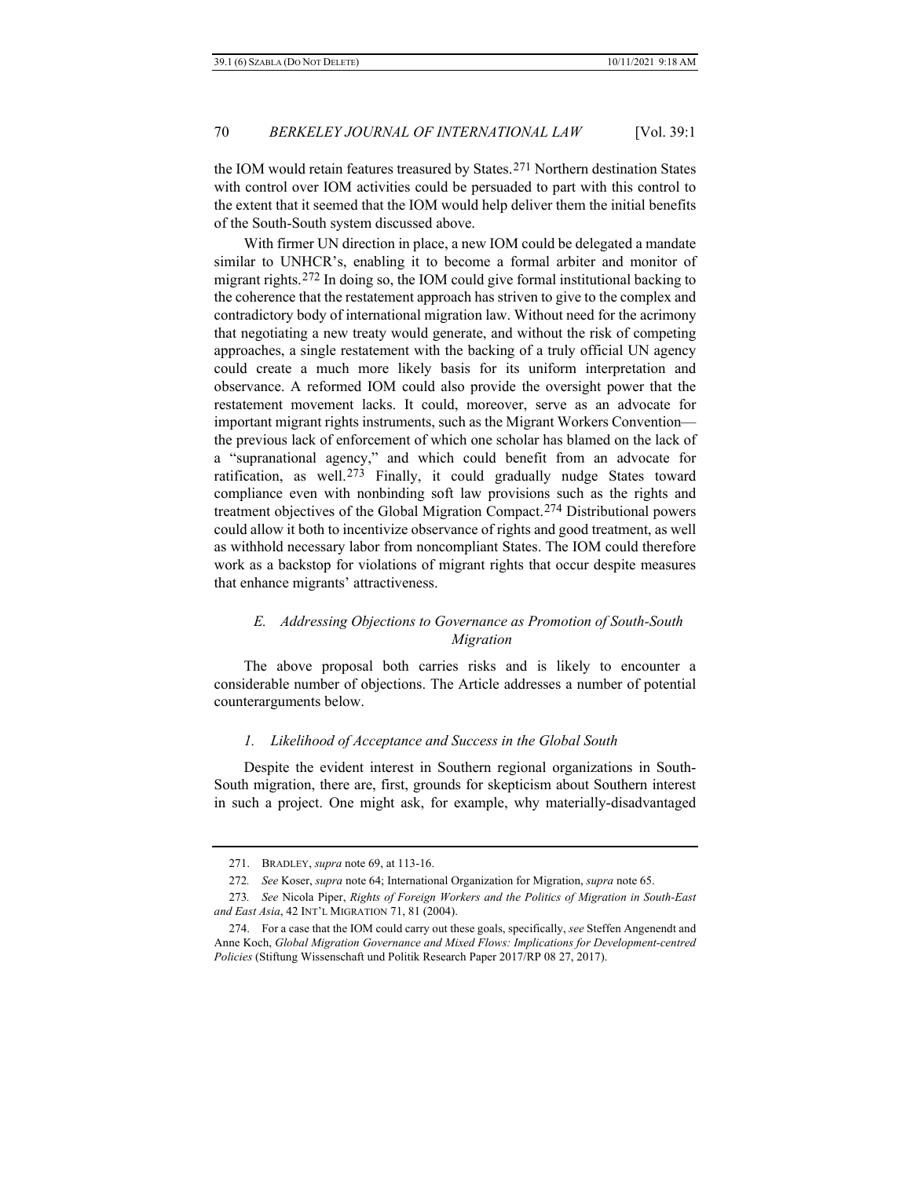the IOM would retain features treasured by States.[271] Northern destination States with control over IOM activities could be persuaded to part with this control to the extent that it seemed that the IOM would help deliver them the initial benefits of the South-South system discussed above.

With firmer UN direction in place, a new IOM could be delegated a mandate similar to UNHCR's, enabling it to become a formal arbiter and monitor of migrant rights.[272] In doing so, the IOM could give formal institutional backing to the coherence that the restatement approach has striven to give to the complex and contradictory body of international migration law. Without need for the acrimony that negotiating a new treaty would generate, and without the risk of competing approaches, a single restatement with the backing of a truly official UN agency could create a much more likely basis for its uniform interpretation and observance. A reformed IOM could also provide the oversight power that the restatement movement lacks. It could, moreover, serve as an advocate for important migrant rights instruments, such as the Migrant Workers Convention—the previous lack of enforcement of which one scholar has blamed on the lack of a "supranational agency," and which could benefit from an advocate for ratification, as well.[273] Finally, it could gradually nudge States toward compliance even with nonbinding soft law provisions such as the rights and treatment objectives of the Global Migration Compact.[274] Distributional powers could allow it both to incentivize observance of rights and good treatment, as well as withhold necessary labor from noncompliant States. The IOM could therefore work as a backstop for violations of migrant rights that occur despite measures that enhance migrants' attractiveness.

### *E. Addressing Objections to Governance as Promotion of South-South Migration*

The above proposal both carries risks and is likely to encounter a considerable number of objections. The Article addresses a number of potential counterarguments below.

#### *1. Likelihood of Acceptance and Success in the Global South*

Despite the evident interest in Southern regional organizations in South-South migration, there are, first, grounds for skepticism about Southern interest in such a project. One might ask, for example, why materially-disadvantaged

---

271. BRADLEY, *supra* note 69, at 113-16.

272. *See* Koser, *supra* note 64; International Organization for Migration, *supra* note 65.

273. *See* Nicola Piper, *Rights of Foreign Workers and the Politics of Migration in South-East and East Asia*, 42 INT'L MIGRATION 71, 81 (2004).

274. For a case that the IOM could carry out these goals, specifically, *see* Steffen Angenendt and Anne Koch, *Global Migration Governance and Mixed Flows: Implications for Development-centred Policies* (Stiftung Wissenschaft und Politik Research Paper 2017/RP 08 27, 2017).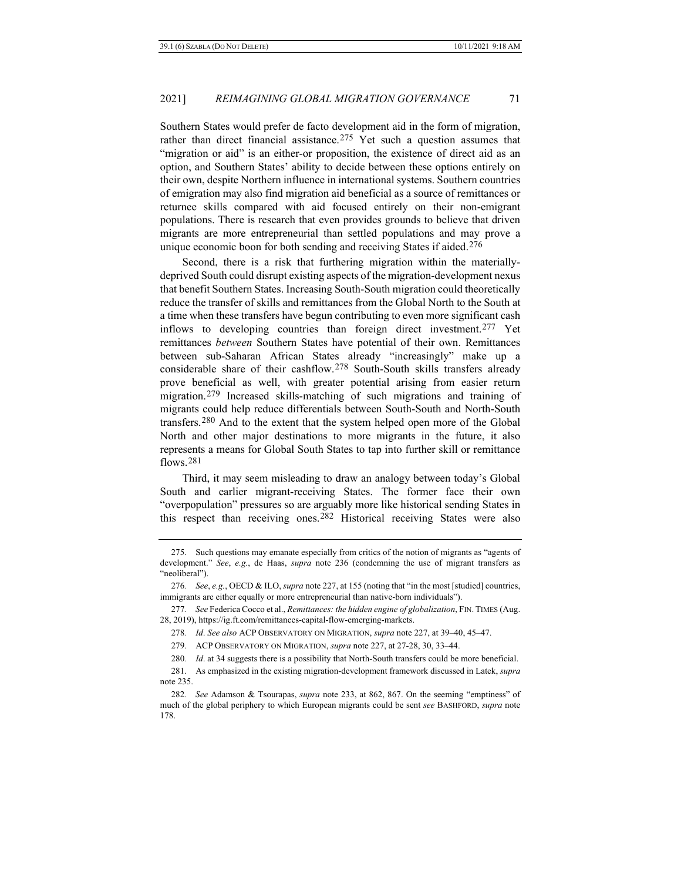Southern States would prefer de facto development aid in the form of migration, rather than direct financial assistance.[275] Yet such a question assumes that "migration or aid" is an either-or proposition, the existence of direct aid as an option, and Southern States' ability to decide between these options entirely on their own, despite Northern influence in international systems. Southern countries of emigration may also find migration aid beneficial as a source of remittances or returnee skills compared with aid focused entirely on their non-emigrant populations. There is research that even provides grounds to believe that driven migrants are more entrepreneurial than settled populations and may prove a unique economic boon for both sending and receiving States if aided.[276]

Second, there is a risk that furthering migration within the materially-deprived South could disrupt existing aspects of the migration-development nexus that benefit Southern States. Increasing South-South migration could theoretically reduce the transfer of skills and remittances from the Global North to the South at a time when these transfers have begun contributing to even more significant cash inflows to developing countries than foreign direct investment.[277] Yet remittances *between* Southern States have potential of their own. Remittances between sub-Saharan African States already "increasingly" make up a considerable share of their cashflow.[278] South-South skills transfers already prove beneficial as well, with greater potential arising from easier return migration.[279] Increased skills-matching of such migrations and training of migrants could help reduce differentials between South-South and North-South transfers.[280] And to the extent that the system helped open more of the Global North and other major destinations to more migrants in the future, it also represents a means for Global South States to tap into further skill or remittance flows.[281]

Third, it may seem misleading to draw an analogy between today's Global South and earlier migrant-receiving States. The former face their own "overpopulation" pressures so are arguably more like historical sending States in this respect than receiving ones.[282] Historical receiving States were also

---

275. Such questions may emanate especially from critics of the notion of migrants as "agents of development." *See*, *e.g.*, de Haas, *supra* note 236 (condemning the use of migrant transfers as "neoliberal").

276*. See*, *e.g.*, OECD & ILO, *supra* note 227, at 155 (noting that "in the most [studied] countries, immigrants are either equally or more entrepreneurial than native-born individuals").

277*. See* Federica Cocco et al., *Remittances: the hidden engine of globalization*, FIN. TIMES (Aug. 28, 2019), https://ig.ft.com/remittances-capital-flow-emerging-markets.

278*. Id*. *See also* ACP OBSERVATORY ON MIGRATION, *supra* note 227, at 39–40, 45–47.

279. ACP OBSERVATORY ON MIGRATION, *supra* note 227, at 27-28, 30, 33–44.

280*. Id*. at 34 suggests there is a possibility that North-South transfers could be more beneficial.

281. As emphasized in the existing migration-development framework discussed in Latek, *supra* note 235.

282*. See* Adamson & Tsourapas, *supra* note 233, at 862, 867. On the seeming "emptiness" of much of the global periphery to which European migrants could be sent *see* BASHFORD, *supra* note 178.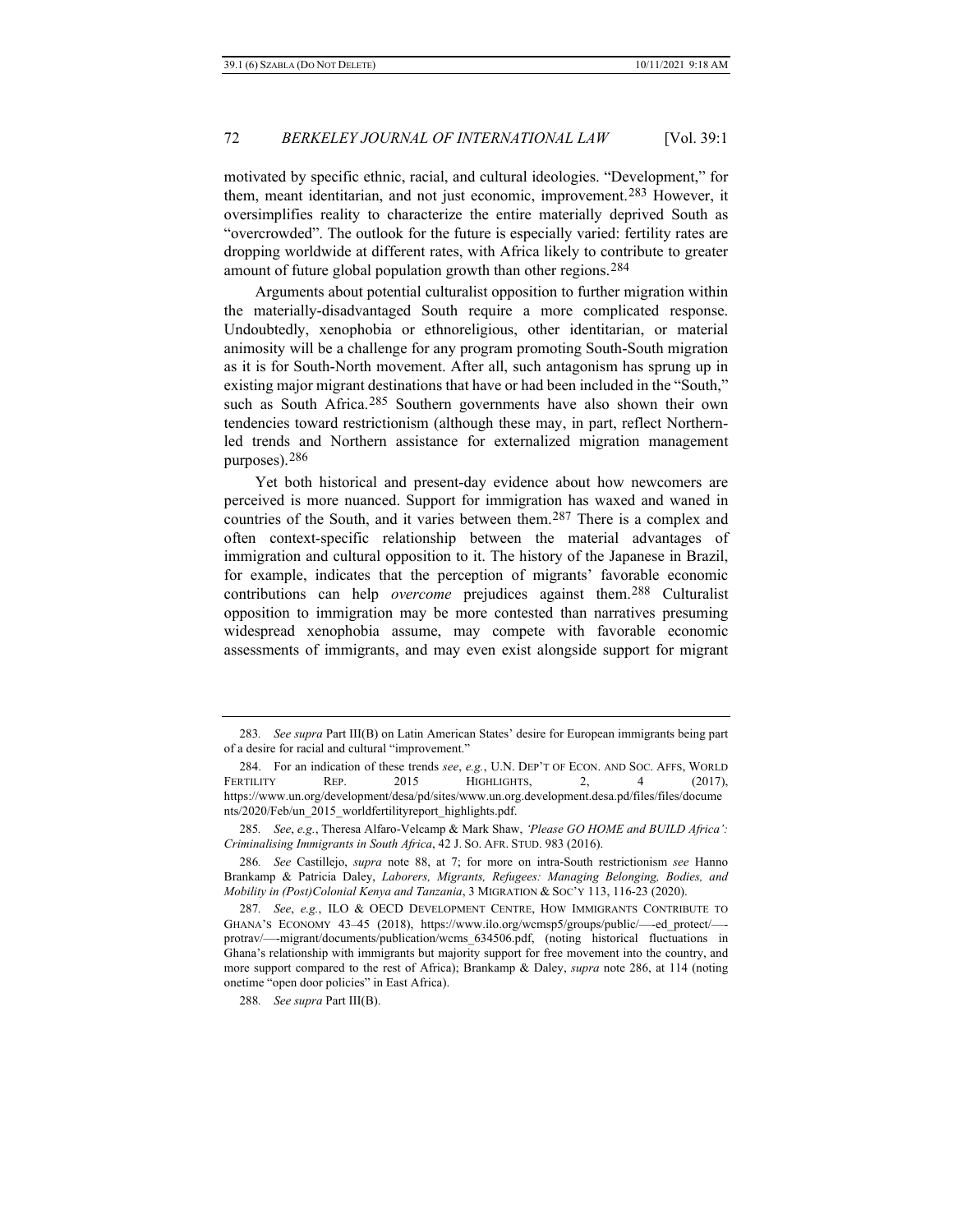motivated by specific ethnic, racial, and cultural ideologies. "Development," for them, meant identitarian, and not just economic, improvement.[283] However, it oversimplifies reality to characterize the entire materially deprived South as "overcrowded". The outlook for the future is especially varied: fertility rates are dropping worldwide at different rates, with Africa likely to contribute to greater amount of future global population growth than other regions.[284]

Arguments about potential culturalist opposition to further migration within the materially-disadvantaged South require a more complicated response. Undoubtedly, xenophobia or ethnoreligious, other identitarian, or material animosity will be a challenge for any program promoting South-South migration as it is for South-North movement. After all, such antagonism has sprung up in existing major migrant destinations that have or had been included in the "South," such as South Africa.[285] Southern governments have also shown their own tendencies toward restrictionism (although these may, in part, reflect Northern-led trends and Northern assistance for externalized migration management purposes).[286]

Yet both historical and present-day evidence about how newcomers are perceived is more nuanced. Support for immigration has waxed and waned in countries of the South, and it varies between them.[287] There is a complex and often context-specific relationship between the material advantages of immigration and cultural opposition to it. The history of the Japanese in Brazil, for example, indicates that the perception of migrants' favorable economic contributions can help *overcome* prejudices against them.[288] Culturalist opposition to immigration may be more contested than narratives presuming widespread xenophobia assume, may compete with favorable economic assessments of immigrants, and may even exist alongside support for migrant

---

283. *See supra* Part III(B) on Latin American States' desire for European immigrants being part of a desire for racial and cultural "improvement."

284. For an indication of these trends *see*, *e.g.*, U.N. DEP'T OF ECON. AND SOC. AFFS, WORLD FERTILITY REP. 2015 HIGHLIGHTS, 2, 4 (2017), https://www.un.org/development/desa/pd/sites/www.un.org.development.desa.pd/files/files/documents/2020/Feb/un_2015_worldfertilityreport_highlights.pdf.

285. *See*, *e.g.*, Theresa Alfaro-Velcamp & Mark Shaw, *'Please GO HOME and BUILD Africa': Criminalising Immigrants in South Africa*, 42 J. SO. AFR. STUD. 983 (2016).

286. *See* Castillejo, *supra* note 88, at 7; for more on intra-South restrictionism *see* Hanno Brankamp & Patricia Daley, *Laborers, Migrants, Refugees: Managing Belonging, Bodies, and Mobility in (Post)Colonial Kenya and Tanzania*, 3 MIGRATION & SOC'Y 113, 116-23 (2020).

287. *See*, *e.g.*, ILO & OECD DEVELOPMENT CENTRE, HOW IMMIGRANTS CONTRIBUTE TO GHANA'S ECONOMY 43–45 (2018), https://www.ilo.org/wcmsp5/groups/public/—-ed_protect/—-protrav/—-migrant/documents/publication/wcms_634506.pdf, (noting historical fluctuations in Ghana's relationship with immigrants but majority support for free movement into the country, and more support compared to the rest of Africa); Brankamp & Daley, *supra* note 286, at 114 (noting onetime "open door policies" in East Africa).

288. *See supra* Part III(B).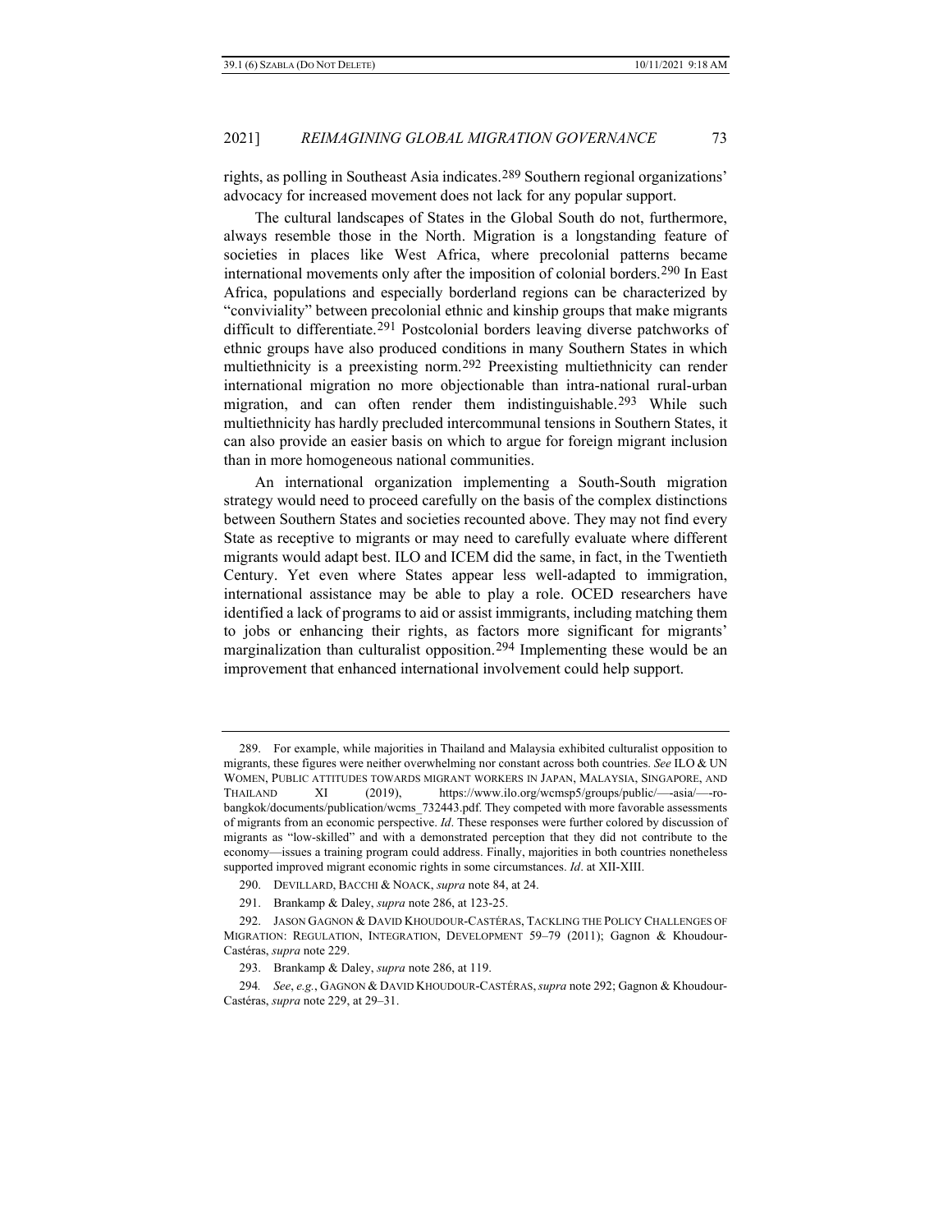rights, as polling in Southeast Asia indicates.[289] Southern regional organizations' advocacy for increased movement does not lack for any popular support.

The cultural landscapes of States in the Global South do not, furthermore, always resemble those in the North. Migration is a longstanding feature of societies in places like West Africa, where precolonial patterns became international movements only after the imposition of colonial borders.[290] In East Africa, populations and especially borderland regions can be characterized by "conviviality" between precolonial ethnic and kinship groups that make migrants difficult to differentiate.[291] Postcolonial borders leaving diverse patchworks of ethnic groups have also produced conditions in many Southern States in which multiethnicity is a preexisting norm.[292] Preexisting multiethnicity can render international migration no more objectionable than intra-national rural-urban migration, and can often render them indistinguishable.[293] While such multiethnicity has hardly precluded intercommunal tensions in Southern States, it can also provide an easier basis on which to argue for foreign migrant inclusion than in more homogeneous national communities.

An international organization implementing a South-South migration strategy would need to proceed carefully on the basis of the complex distinctions between Southern States and societies recounted above. They may not find every State as receptive to migrants or may need to carefully evaluate where different migrants would adapt best. ILO and ICEM did the same, in fact, in the Twentieth Century. Yet even where States appear less well-adapted to immigration, international assistance may be able to play a role. OCED researchers have identified a lack of programs to aid or assist immigrants, including matching them to jobs or enhancing their rights, as factors more significant for migrants' marginalization than culturalist opposition.[294] Implementing these would be an improvement that enhanced international involvement could help support.

---

289. For example, while majorities in Thailand and Malaysia exhibited culturalist opposition to migrants, these figures were neither overwhelming nor constant across both countries. *See* ILO & UN WOMEN, PUBLIC ATTITUDES TOWARDS MIGRANT WORKERS IN JAPAN, MALAYSIA, SINGAPORE, AND THAILAND XI (2019), https://www.ilo.org/wcmsp5/groups/public/—-asia/—-ro-bangkok/documents/publication/wcms_732443.pdf. They competed with more favorable assessments of migrants from an economic perspective. *Id*. These responses were further colored by discussion of migrants as "low-skilled" and with a demonstrated perception that they did not contribute to the economy—issues a training program could address. Finally, majorities in both countries nonetheless supported improved migrant economic rights in some circumstances. *Id*. at XII-XIII.

290. DEVILLARD, BACCHI & NOACK, *supra* note 84, at 24.

291. Brankamp & Daley, *supra* note 286, at 123-25.

292. JASON GAGNON & DAVID KHOUDOUR-CASTÉRAS, TACKLING THE POLICY CHALLENGES OF MIGRATION: REGULATION, INTEGRATION, DEVELOPMENT 59–79 (2011); Gagnon & Khoudour-Castéras, *supra* note 229.

293. Brankamp & Daley, *supra* note 286, at 119.

294. *See*, *e.g.*, GAGNON & DAVID KHOUDOUR-CASTÉRAS, *supra* note 292; Gagnon & Khoudour-Castéras, *supra* note 229, at 29–31.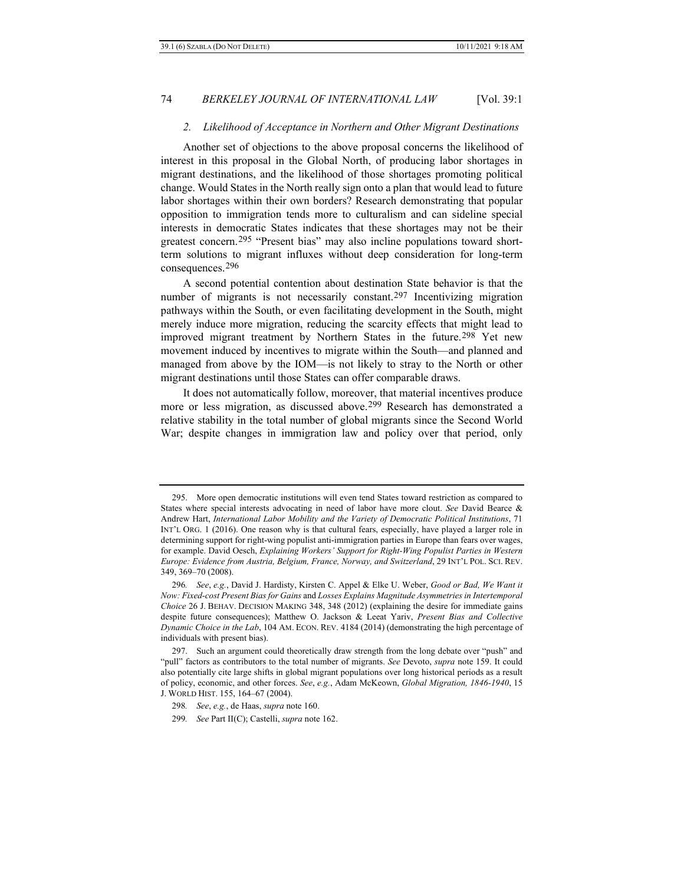### *2. Likelihood of Acceptance in Northern and Other Migrant Destinations*

Another set of objections to the above proposal concerns the likelihood of interest in this proposal in the Global North, of producing labor shortages in migrant destinations, and the likelihood of those shortages promoting political change. Would States in the North really sign onto a plan that would lead to future labor shortages within their own borders? Research demonstrating that popular opposition to immigration tends more to culturalism and can sideline special interests in democratic States indicates that these shortages may not be their greatest concern.[295] "Present bias" may also incline populations toward short-term solutions to migrant influxes without deep consideration for long-term consequences.[296]

A second potential contention about destination State behavior is that the number of migrants is not necessarily constant.[297] Incentivizing migration pathways within the South, or even facilitating development in the South, might merely induce more migration, reducing the scarcity effects that might lead to improved migrant treatment by Northern States in the future.[298] Yet new movement induced by incentives to migrate within the South—and planned and managed from above by the IOM—is not likely to stray to the North or other migrant destinations until those States can offer comparable draws.

It does not automatically follow, moreover, that material incentives produce more or less migration, as discussed above.[299] Research has demonstrated a relative stability in the total number of global migrants since the Second World War; despite changes in immigration law and policy over that period, only

---

295. More open democratic institutions will even tend States toward restriction as compared to States where special interests advocating in need of labor have more clout. *See* David Bearce & Andrew Hart, *International Labor Mobility and the Variety of Democratic Political Institutions*, 71 INT'L ORG. 1 (2016). One reason why is that cultural fears, especially, have played a larger role in determining support for right-wing populist anti-immigration parties in Europe than fears over wages, for example. David Oesch, *Explaining Workers' Support for Right-Wing Populist Parties in Western Europe: Evidence from Austria, Belgium, France, Norway, and Switzerland*, 29 INT'L POL. SCI. REV. 349, 369–70 (2008).

296. *See*, *e.g.*, David J. Hardisty, Kirsten C. Appel & Elke U. Weber, *Good or Bad, We Want it Now: Fixed-cost Present Bias for Gains* and *Losses Explains Magnitude Asymmetries in Intertemporal Choice* 26 J. BEHAV. DECISION MAKING 348, 348 (2012) (explaining the desire for immediate gains despite future consequences); Matthew O. Jackson & Leeat Yariv, *Present Bias and Collective Dynamic Choice in the Lab*, 104 AM. ECON. REV. 4184 (2014) (demonstrating the high percentage of individuals with present bias).

297. Such an argument could theoretically draw strength from the long debate over "push" and "pull" factors as contributors to the total number of migrants. *See* Devoto, *supra* note 159. It could also potentially cite large shifts in global migrant populations over long historical periods as a result of policy, economic, and other forces. *See*, *e.g.*, Adam McKeown, *Global Migration, 1846-1940*, 15 J. WORLD HIST. 155, 164–67 (2004).

298. *See*, *e.g.*, de Haas, *supra* note 160.

299. *See* Part II(C); Castelli, *supra* note 162.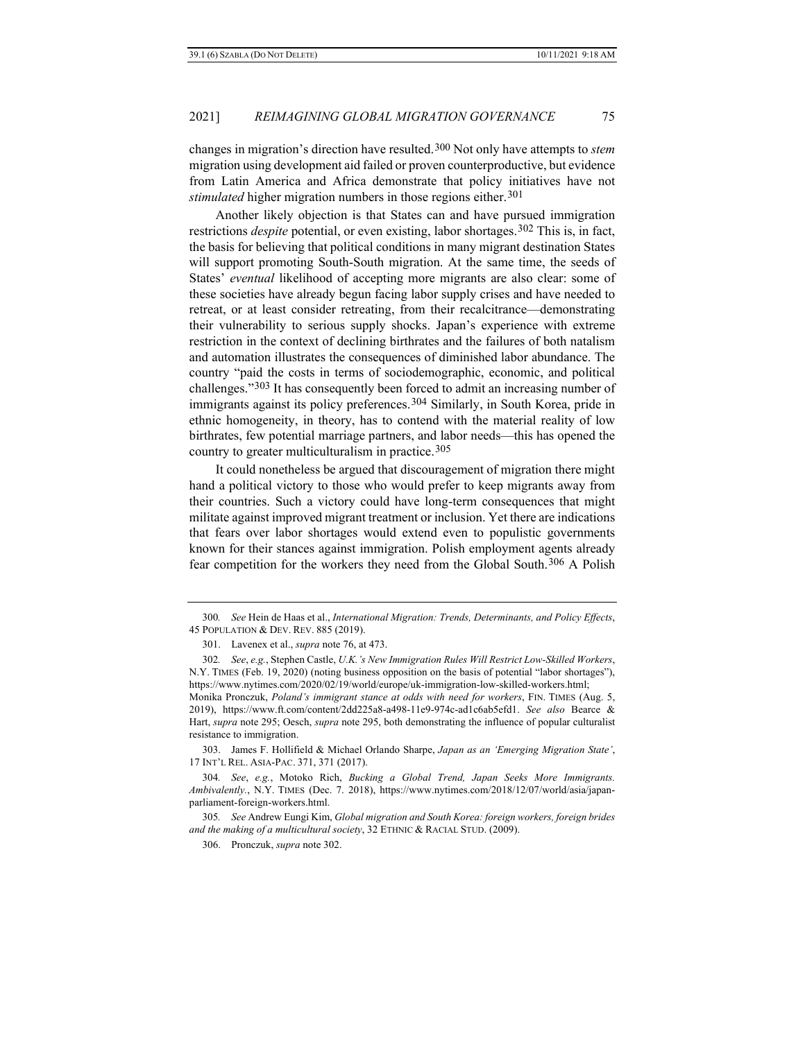changes in migration's direction have resulted.[300] Not only have attempts to *stem* migration using development aid failed or proven counterproductive, but evidence from Latin America and Africa demonstrate that policy initiatives have not *stimulated* higher migration numbers in those regions either.[301]

Another likely objection is that States can and have pursued immigration restrictions *despite* potential, or even existing, labor shortages.[302] This is, in fact, the basis for believing that political conditions in many migrant destination States will support promoting South-South migration. At the same time, the seeds of States' *eventual* likelihood of accepting more migrants are also clear: some of these societies have already begun facing labor supply crises and have needed to retreat, or at least consider retreating, from their recalcitrance—demonstrating their vulnerability to serious supply shocks. Japan's experience with extreme restriction in the context of declining birthrates and the failures of both natalism and automation illustrates the consequences of diminished labor abundance. The country "paid the costs in terms of sociodemographic, economic, and political challenges."[303] It has consequently been forced to admit an increasing number of immigrants against its policy preferences.[304] Similarly, in South Korea, pride in ethnic homogeneity, in theory, has to contend with the material reality of low birthrates, few potential marriage partners, and labor needs—this has opened the country to greater multiculturalism in practice.[305]

It could nonetheless be argued that discouragement of migration there might hand a political victory to those who would prefer to keep migrants away from their countries. Such a victory could have long-term consequences that might militate against improved migrant treatment or inclusion. Yet there are indications that fears over labor shortages would extend even to populistic governments known for their stances against immigration. Polish employment agents already fear competition for the workers they need from the Global South.[306] A Polish

---

300. *See* Hein de Haas et al., *International Migration: Trends, Determinants, and Policy Effects*, 45 POPULATION & DEV. REV. 885 (2019).

301. Lavenex et al., *supra* note 76, at 473.

302. *See*, *e.g.*, Stephen Castle, *U.K.'s New Immigration Rules Will Restrict Low-Skilled Workers*, N.Y. TIMES (Feb. 19, 2020) (noting business opposition on the basis of potential "labor shortages"), https://www.nytimes.com/2020/02/19/world/europe/uk-immigration-low-skilled-workers.html; Monika Pronczuk, *Poland's immigrant stance at odds with need for workers*, FIN. TIMES (Aug. 5, 2019), https://www.ft.com/content/2dd225a8-a498-11e9-974c-ad1c6ab5efd1. *See also* Bearce & Hart, *supra* note 295; Oesch, *supra* note 295, both demonstrating the influence of popular culturalist resistance to immigration.

303. James F. Hollifield & Michael Orlando Sharpe, *Japan as an 'Emerging Migration State'*, 17 INT'L REL. ASIA-PAC. 371, 371 (2017).

304. *See*, *e.g.*, Motoko Rich, *Bucking a Global Trend, Japan Seeks More Immigrants. Ambivalently.*, N.Y. TIMES (Dec. 7. 2018), https://www.nytimes.com/2018/12/07/world/asia/japan-parliament-foreign-workers.html.

305. *See* Andrew Eungi Kim, *Global migration and South Korea: foreign workers, foreign brides and the making of a multicultural society*, 32 ETHNIC & RACIAL STUD. (2009).

306. Pronczuk, *supra* note 302.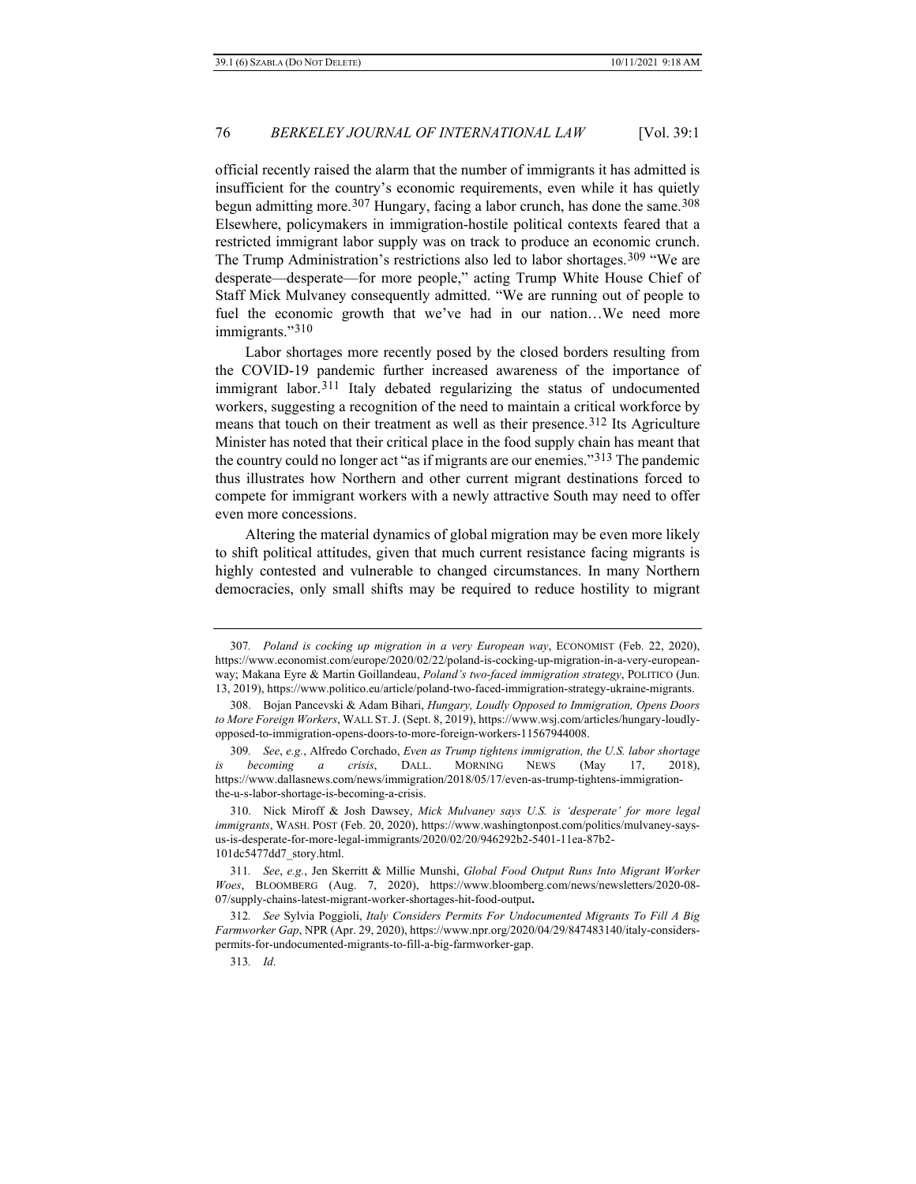official recently raised the alarm that the number of immigrants it has admitted is insufficient for the country's economic requirements, even while it has quietly begun admitting more.[307] Hungary, facing a labor crunch, has done the same.[308] Elsewhere, policymakers in immigration-hostile political contexts feared that a restricted immigrant labor supply was on track to produce an economic crunch. The Trump Administration's restrictions also led to labor shortages.[309] "We are desperate—desperate—for more people," acting Trump White House Chief of Staff Mick Mulvaney consequently admitted. "We are running out of people to fuel the economic growth that we've had in our nation…We need more immigrants."[310]

Labor shortages more recently posed by the closed borders resulting from the COVID-19 pandemic further increased awareness of the importance of immigrant labor.[311] Italy debated regularizing the status of undocumented workers, suggesting a recognition of the need to maintain a critical workforce by means that touch on their treatment as well as their presence.[312] Its Agriculture Minister has noted that their critical place in the food supply chain has meant that the country could no longer act "as if migrants are our enemies."[313] The pandemic thus illustrates how Northern and other current migrant destinations forced to compete for immigrant workers with a newly attractive South may need to offer even more concessions.

Altering the material dynamics of global migration may be even more likely to shift political attitudes, given that much current resistance facing migrants is highly contested and vulnerable to changed circumstances. In many Northern democracies, only small shifts may be required to reduce hostility to migrant

---

307. *Poland is cocking up migration in a very European way*, ECONOMIST (Feb. 22, 2020), https://www.economist.com/europe/2020/02/22/poland-is-cocking-up-migration-in-a-very-european-way; Makana Eyre & Martin Goillandeau, *Poland's two-faced immigration strategy*, POLITICO (Jun. 13, 2019), https://www.politico.eu/article/poland-two-faced-immigration-strategy-ukraine-migrants.

308. Bojan Pancevski & Adam Bihari, *Hungary, Loudly Opposed to Immigration, Opens Doors to More Foreign Workers*, WALL ST. J. (Sept. 8, 2019), https://www.wsj.com/articles/hungary-loudly-opposed-to-immigration-opens-doors-to-more-foreign-workers-11567944008.

309. *See*, *e.g.*, Alfredo Corchado, *Even as Trump tightens immigration, the U.S. labor shortage is becoming a crisis*, DALL. MORNING NEWS (May 17, 2018), https://www.dallasnews.com/news/immigration/2018/05/17/even-as-trump-tightens-immigration-the-u-s-labor-shortage-is-becoming-a-crisis.

310. Nick Miroff & Josh Dawsey, *Mick Mulvaney says U.S. is 'desperate' for more legal immigrants*, WASH. POST (Feb. 20, 2020), https://www.washingtonpost.com/politics/mulvaney-says-us-is-desperate-for-more-legal-immigrants/2020/02/20/946292b2-5401-11ea-87b2-101dc5477dd7_story.html.

311. *See*, *e.g.*, Jen Skerritt & Millie Munshi, *Global Food Output Runs Into Migrant Worker Woes*, BLOOMBERG (Aug. 7, 2020), https://www.bloomberg.com/news/newsletters/2020-08-07/supply-chains-latest-migrant-worker-shortages-hit-food-output**.**

312. *See* Sylvia Poggioli, *Italy Considers Permits For Undocumented Migrants To Fill A Big Farmworker Gap*, NPR (Apr. 29, 2020), https://www.npr.org/2020/04/29/847483140/italy-considers-permits-for-undocumented-migrants-to-fill-a-big-farmworker-gap.

313. *Id*.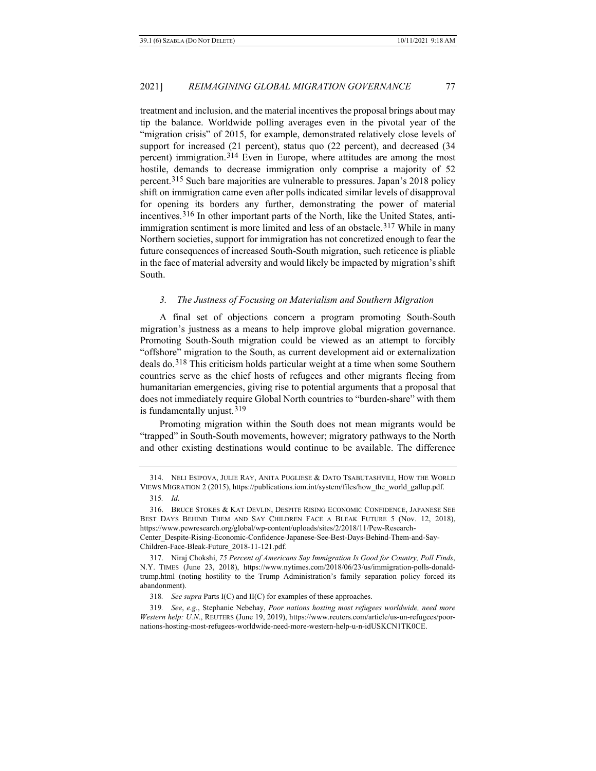treatment and inclusion, and the material incentives the proposal brings about may tip the balance. Worldwide polling averages even in the pivotal year of the "migration crisis" of 2015, for example, demonstrated relatively close levels of support for increased (21 percent), status quo (22 percent), and decreased (34 percent) immigration.[314] Even in Europe, where attitudes are among the most hostile, demands to decrease immigration only comprise a majority of 52 percent.[315] Such bare majorities are vulnerable to pressures. Japan's 2018 policy shift on immigration came even after polls indicated similar levels of disapproval for opening its borders any further, demonstrating the power of material incentives.[316] In other important parts of the North, like the United States, anti-immigration sentiment is more limited and less of an obstacle.[317] While in many Northern societies, support for immigration has not concretized enough to fear the future consequences of increased South-South migration, such reticence is pliable in the face of material adversity and would likely be impacted by migration's shift South.

### 3. *The Justness of Focusing on Materialism and Southern Migration*

A final set of objections concern a program promoting South-South migration's justness as a means to help improve global migration governance. Promoting South-South migration could be viewed as an attempt to forcibly "offshore" migration to the South, as current development aid or externalization deals do.[318] This criticism holds particular weight at a time when some Southern countries serve as the chief hosts of refugees and other migrants fleeing from humanitarian emergencies, giving rise to potential arguments that a proposal that does not immediately require Global North countries to "burden-share" with them is fundamentally unjust.[319]

Promoting migration within the South does not mean migrants would be "trapped" in South-South movements, however; migratory pathways to the North and other existing destinations would continue to be available. The difference

---

314. NELI ESIPOVA, JULIE RAY, ANITA PUGLIESE & DATO TSABUTASHVILI, HOW THE WORLD VIEWS MIGRATION 2 (2015), https://publications.iom.int/system/files/how_the_world_gallup.pdf.

315. *Id*.

316. BRUCE STOKES & KAT DEVLIN, DESPITE RISING ECONOMIC CONFIDENCE, JAPANESE SEE BEST DAYS BEHIND THEM AND SAY CHILDREN FACE A BLEAK FUTURE 5 (Nov. 12, 2018), https://www.pewresearch.org/global/wp-content/uploads/sites/2/2018/11/Pew-Research-Center_Despite-Rising-Economic-Confidence-Japanese-See-Best-Days-Behind-Them-and-Say-Children-Face-Bleak-Future_2018-11-121.pdf.

317. Niraj Chokshi, *75 Percent of Americans Say Immigration Is Good for Country, Poll Finds*, N.Y. TIMES (June 23, 2018), https://www.nytimes.com/2018/06/23/us/immigration-polls-donald-trump.html (noting hostility to the Trump Administration's family separation policy forced its abandonment).

318. *See supra* Parts I(C) and II(C) for examples of these approaches.

319. *See*, *e.g.*, Stephanie Nebehay, *Poor nations hosting most refugees worldwide, need more Western help: U.N.*, REUTERS (June 19, 2019), https://www.reuters.com/article/us-un-refugees/poor-nations-hosting-most-refugees-worldwide-need-more-western-help-u-n-idUSKCN1TK0CE.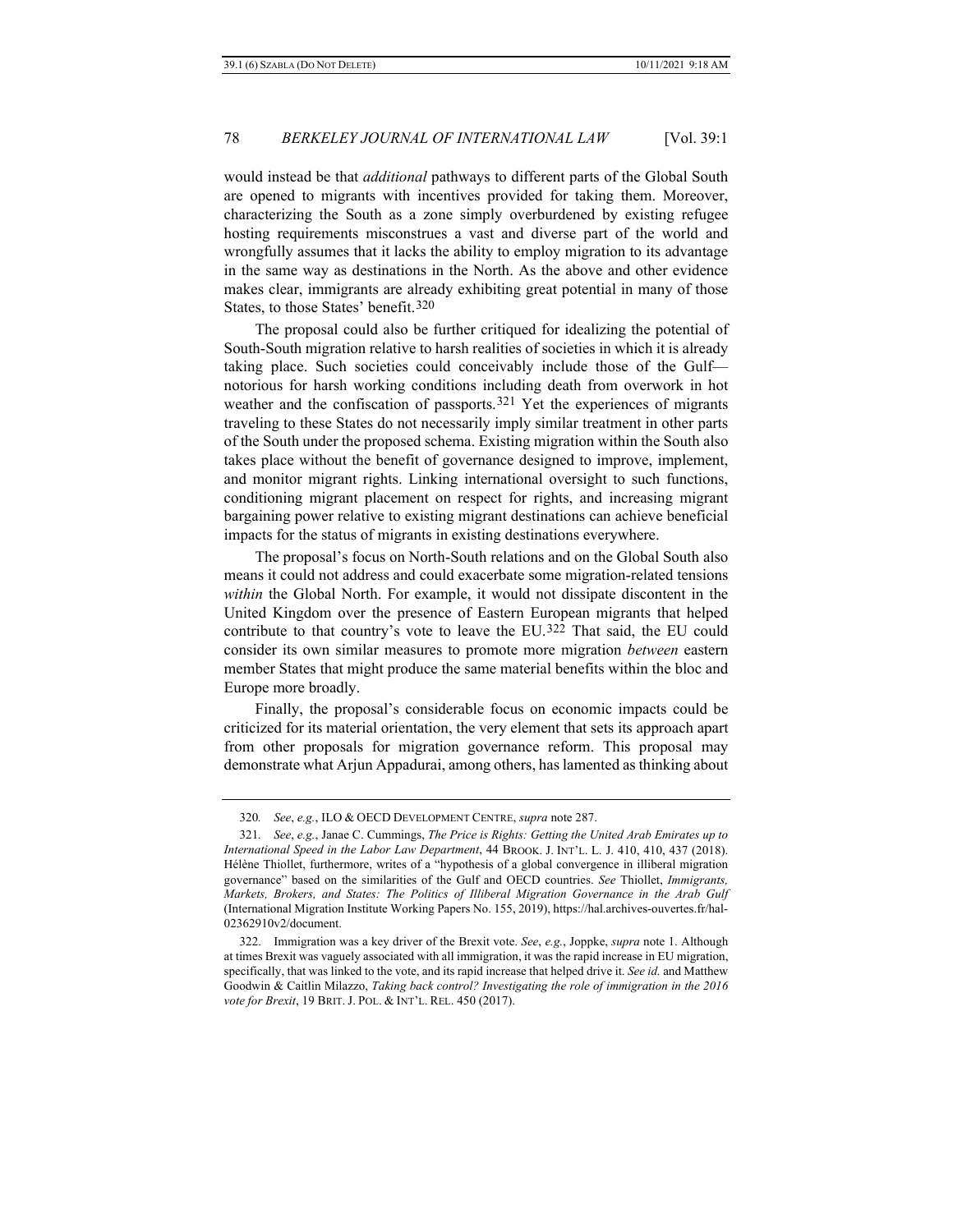would instead be that *additional* pathways to different parts of the Global South are opened to migrants with incentives provided for taking them. Moreover, characterizing the South as a zone simply overburdened by existing refugee hosting requirements misconstrues a vast and diverse part of the world and wrongfully assumes that it lacks the ability to employ migration to its advantage in the same way as destinations in the North. As the above and other evidence makes clear, immigrants are already exhibiting great potential in many of those States, to those States' benefit.[320]

The proposal could also be further critiqued for idealizing the potential of South-South migration relative to harsh realities of societies in which it is already taking place. Such societies could conceivably include those of the Gulf—notorious for harsh working conditions including death from overwork in hot weather and the confiscation of passports.[321] Yet the experiences of migrants traveling to these States do not necessarily imply similar treatment in other parts of the South under the proposed schema. Existing migration within the South also takes place without the benefit of governance designed to improve, implement, and monitor migrant rights. Linking international oversight to such functions, conditioning migrant placement on respect for rights, and increasing migrant bargaining power relative to existing migrant destinations can achieve beneficial impacts for the status of migrants in existing destinations everywhere.

The proposal's focus on North-South relations and on the Global South also means it could not address and could exacerbate some migration-related tensions *within* the Global North. For example, it would not dissipate discontent in the United Kingdom over the presence of Eastern European migrants that helped contribute to that country's vote to leave the EU.[322] That said, the EU could consider its own similar measures to promote more migration *between* eastern member States that might produce the same material benefits within the bloc and Europe more broadly.

Finally, the proposal's considerable focus on economic impacts could be criticized for its material orientation, the very element that sets its approach apart from other proposals for migration governance reform. This proposal may demonstrate what Arjun Appadurai, among others, has lamented as thinking about

---

320. *See*, *e.g.*, ILO & OECD DEVELOPMENT CENTRE, *supra* note 287.

321. *See*, *e.g.*, Janae C. Cummings, *The Price is Rights: Getting the United Arab Emirates up to International Speed in the Labor Law Department*, 44 BROOK. J. INT'L. L. J. 410, 410, 437 (2018). Hélène Thiollet, furthermore, writes of a "hypothesis of a global convergence in illiberal migration governance" based on the similarities of the Gulf and OECD countries. *See* Thiollet, *Immigrants, Markets, Brokers, and States: The Politics of Illiberal Migration Governance in the Arab Gulf* (International Migration Institute Working Papers No. 155, 2019), https://hal.archives-ouvertes.fr/hal-02362910v2/document.

322. Immigration was a key driver of the Brexit vote. *See*, *e.g.*, Joppke, *supra* note 1. Although at times Brexit was vaguely associated with all immigration, it was the rapid increase in EU migration, specifically, that was linked to the vote, and its rapid increase that helped drive it. *See id.* and Matthew Goodwin & Caitlin Milazzo, *Taking back control? Investigating the role of immigration in the 2016 vote for Brexit*, 19 BRIT. J. POL. & INT'L. REL. 450 (2017).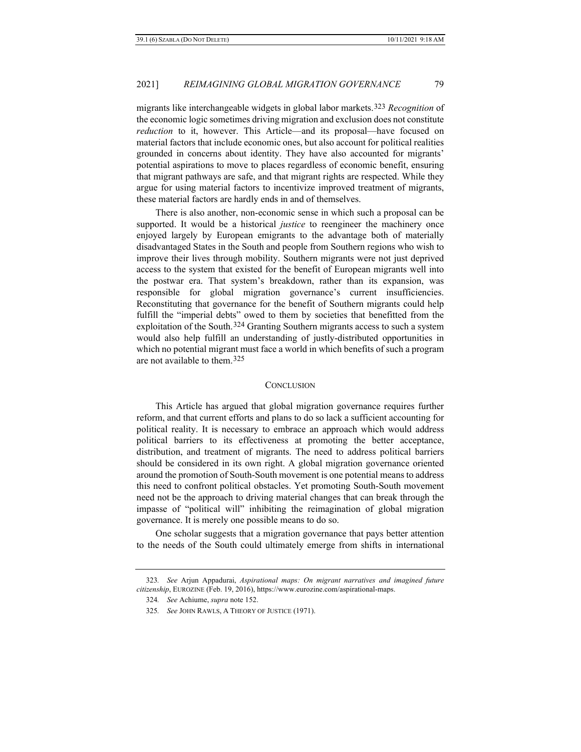migrants like interchangeable widgets in global labor markets.[323] *Recognition* of the economic logic sometimes driving migration and exclusion does not constitute *reduction* to it, however. This Article—and its proposal—have focused on material factors that include economic ones, but also account for political realities grounded in concerns about identity. They have also accounted for migrants' potential aspirations to move to places regardless of economic benefit, ensuring that migrant pathways are safe, and that migrant rights are respected. While they argue for using material factors to incentivize improved treatment of migrants, these material factors are hardly ends in and of themselves.

There is also another, non-economic sense in which such a proposal can be supported. It would be a historical *justice* to reengineer the machinery once enjoyed largely by European emigrants to the advantage both of materially disadvantaged States in the South and people from Southern regions who wish to improve their lives through mobility. Southern migrants were not just deprived access to the system that existed for the benefit of European migrants well into the postwar era. That system's breakdown, rather than its expansion, was responsible for global migration governance's current insufficiencies. Reconstituting that governance for the benefit of Southern migrants could help fulfill the "imperial debts" owed to them by societies that benefitted from the exploitation of the South.[324] Granting Southern migrants access to such a system would also help fulfill an understanding of justly-distributed opportunities in which no potential migrant must face a world in which benefits of such a program are not available to them.[325]

## CONCLUSION

This Article has argued that global migration governance requires further reform, and that current efforts and plans to do so lack a sufficient accounting for political reality. It is necessary to embrace an approach which would address political barriers to its effectiveness at promoting the better acceptance, distribution, and treatment of migrants. The need to address political barriers should be considered in its own right. A global migration governance oriented around the promotion of South-South movement is one potential means to address this need to confront political obstacles. Yet promoting South-South movement need not be the approach to driving material changes that can break through the impasse of "political will" inhibiting the reimagination of global migration governance. It is merely one possible means to do so.

One scholar suggests that a migration governance that pays better attention to the needs of the South could ultimately emerge from shifts in international

---

323. *See* Arjun Appadurai, *Aspirational maps: On migrant narratives and imagined future citizenship*, EUROZINE (Feb. 19, 2016), https://www.eurozine.com/aspirational-maps.

324. *See* Achiume, *supra* note 152.

325. *See* JOHN RAWLS, A THEORY OF JUSTICE (1971).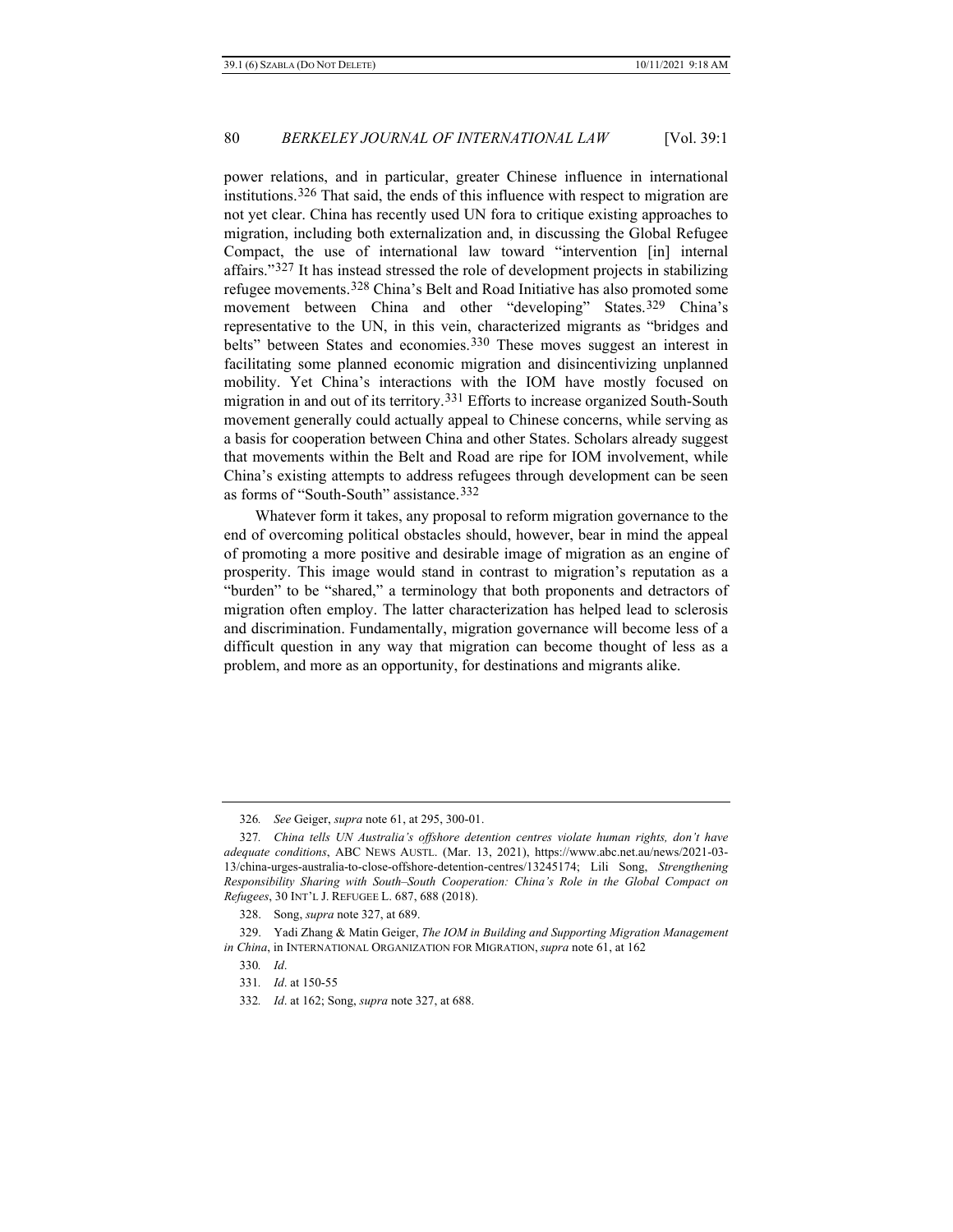power relations, and in particular, greater Chinese influence in international institutions.[326] That said, the ends of this influence with respect to migration are not yet clear. China has recently used UN fora to critique existing approaches to migration, including both externalization and, in discussing the Global Refugee Compact, the use of international law toward "intervention [in] internal affairs."[327] It has instead stressed the role of development projects in stabilizing refugee movements.[328] China's Belt and Road Initiative has also promoted some movement between China and other "developing" States.[329] China's representative to the UN, in this vein, characterized migrants as "bridges and belts" between States and economies.[330] These moves suggest an interest in facilitating some planned economic migration and disincentivizing unplanned mobility. Yet China's interactions with the IOM have mostly focused on migration in and out of its territory.[331] Efforts to increase organized South-South movement generally could actually appeal to Chinese concerns, while serving as a basis for cooperation between China and other States. Scholars already suggest that movements within the Belt and Road are ripe for IOM involvement, while China's existing attempts to address refugees through development can be seen as forms of "South-South" assistance.[332]

Whatever form it takes, any proposal to reform migration governance to the end of overcoming political obstacles should, however, bear in mind the appeal of promoting a more positive and desirable image of migration as an engine of prosperity. This image would stand in contrast to migration's reputation as a "burden" to be "shared," a terminology that both proponents and detractors of migration often employ. The latter characterization has helped lead to sclerosis and discrimination. Fundamentally, migration governance will become less of a difficult question in any way that migration can become thought of less as a problem, and more as an opportunity, for destinations and migrants alike.

---

326. *See* Geiger, *supra* note 61, at 295, 300-01.

327. *China tells UN Australia's offshore detention centres violate human rights, don't have adequate conditions*, ABC NEWS AUSTL. (Mar. 13, 2021), https://www.abc.net.au/news/2021-03-13/china-urges-australia-to-close-offshore-detention-centres/13245174; Lili Song, *Strengthening Responsibility Sharing with South–South Cooperation: China's Role in the Global Compact on Refugees*, 30 INT'L J. REFUGEE L. 687, 688 (2018).

328. Song, *supra* note 327, at 689.

329. Yadi Zhang & Matin Geiger, *The IOM in Building and Supporting Migration Management in China*, in INTERNATIONAL ORGANIZATION FOR MIGRATION, *supra* note 61, at 162

330. *Id*.

331. *Id*. at 150-55

332. *Id*. at 162; Song, *supra* note 327, at 688.